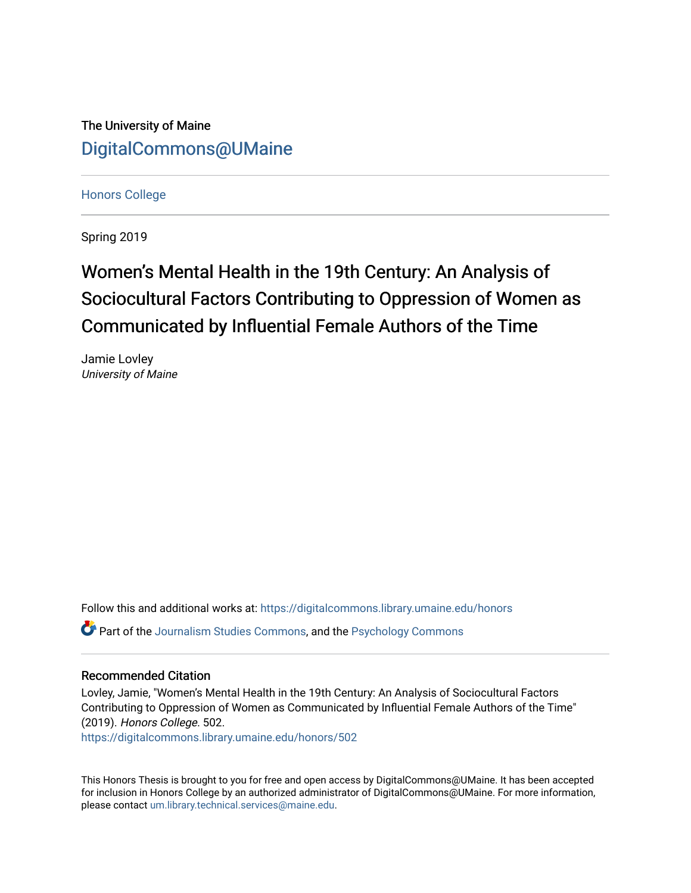The University of Maine

DigitalCommons@UMaine

Honors College

Spring 2019

# Women's Mental Health in the 19th Century: An Analysis of Sociocultural Factors Contributing to Oppression of Women as Communicated by Influential Female Authors of the Time

Jamie Lovley
*University of Maine*

Follow this and additional works at: https://digitalcommons.library.umaine.edu/honors

Part of the Journalism Studies Commons, and the Psychology Commons

## Recommended Citation

Lovley, Jamie, "Women's Mental Health in the 19th Century: An Analysis of Sociocultural Factors Contributing to Oppression of Women as Communicated by Influential Female Authors of the Time" (2019). *Honors College*. 502.
https://digitalcommons.library.umaine.edu/honors/502

This Honors Thesis is brought to you for free and open access by DigitalCommons@UMaine. It has been accepted for inclusion in Honors College by an authorized administrator of DigitalCommons@UMaine. For more information, please contact um.library.technical.services@maine.edu.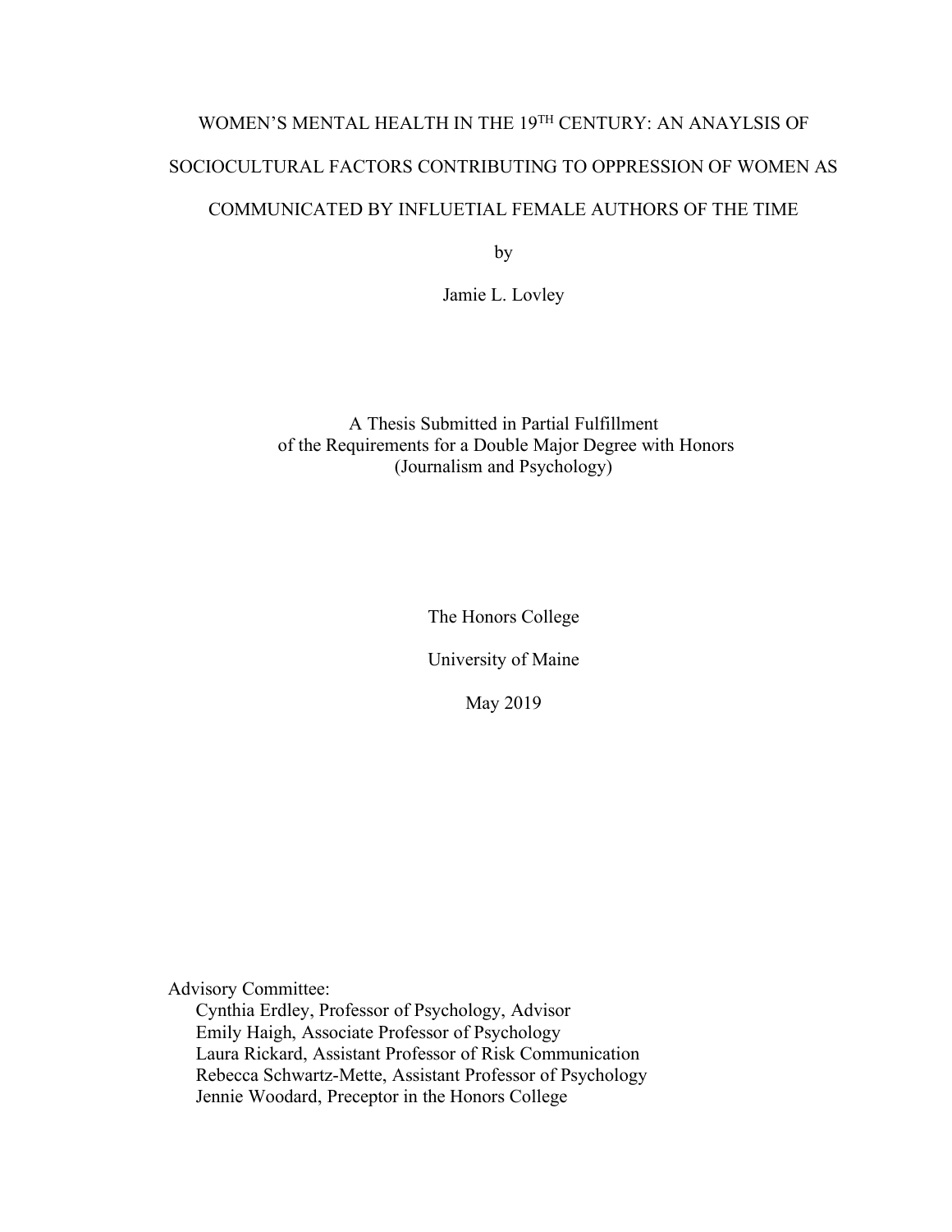# WOMEN'S MENTAL HEALTH IN THE 19TH CENTURY: AN ANAYLSIS OF SOCIOCULTURAL FACTORS CONTRIBUTING TO OPPRESSION OF WOMEN AS COMMUNICATED BY INFLUETIAL FEMALE AUTHORS OF THE TIME

by

Jamie L. Lovley

A Thesis Submitted in Partial Fulfillment
of the Requirements for a Double Major Degree with Honors
(Journalism and Psychology)

The Honors College

University of Maine

May 2019

Advisory Committee:
- Cynthia Erdley, Professor of Psychology, Advisor
- Emily Haigh, Associate Professor of Psychology
- Laura Rickard, Assistant Professor of Risk Communication
- Rebecca Schwartz-Mette, Assistant Professor of Psychology
- Jennie Woodard, Preceptor in the Honors College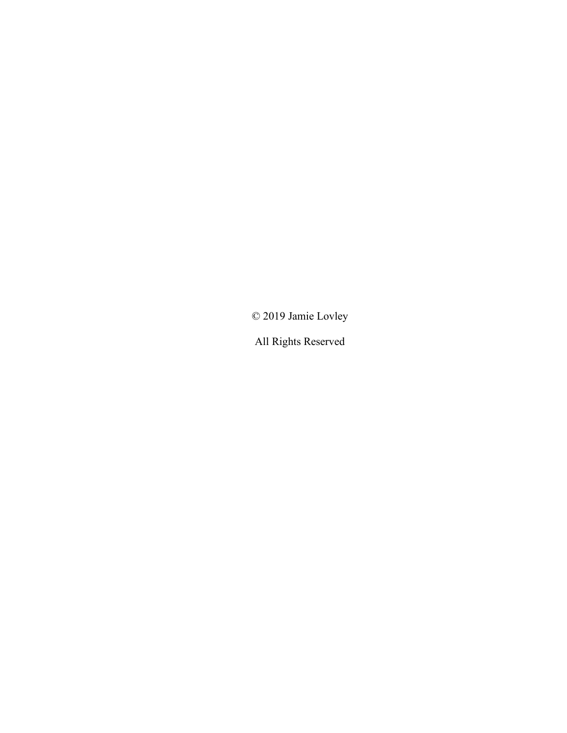© 2019 Jamie Lovley

All Rights Reserved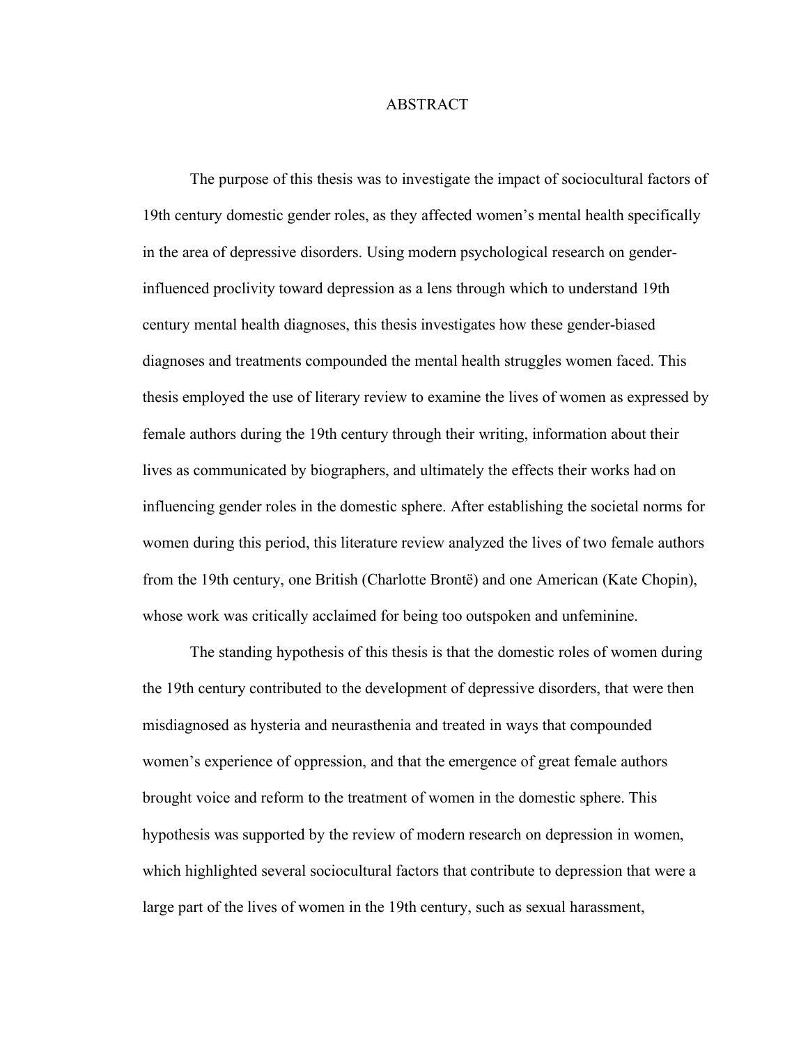# ABSTRACT

The purpose of this thesis was to investigate the impact of sociocultural factors of 19th century domestic gender roles, as they affected women's mental health specifically in the area of depressive disorders. Using modern psychological research on gender-influenced proclivity toward depression as a lens through which to understand 19th century mental health diagnoses, this thesis investigates how these gender-biased diagnoses and treatments compounded the mental health struggles women faced. This thesis employed the use of literary review to examine the lives of women as expressed by female authors during the 19th century through their writing, information about their lives as communicated by biographers, and ultimately the effects their works had on influencing gender roles in the domestic sphere. After establishing the societal norms for women during this period, this literature review analyzed the lives of two female authors from the 19th century, one British (Charlotte Brontë) and one American (Kate Chopin), whose work was critically acclaimed for being too outspoken and unfeminine.

The standing hypothesis of this thesis is that the domestic roles of women during the 19th century contributed to the development of depressive disorders, that were then misdiagnosed as hysteria and neurasthenia and treated in ways that compounded women's experience of oppression, and that the emergence of great female authors brought voice and reform to the treatment of women in the domestic sphere. This hypothesis was supported by the review of modern research on depression in women, which highlighted several sociocultural factors that contribute to depression that were a large part of the lives of women in the 19th century, such as sexual harassment,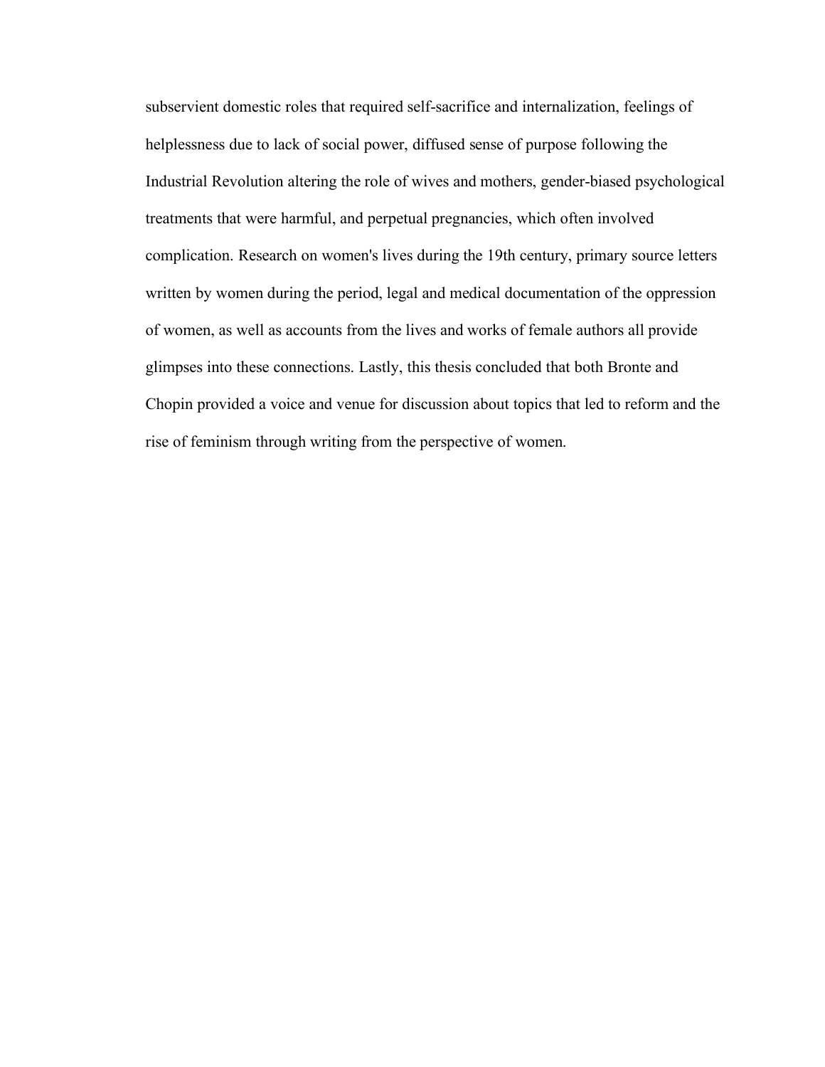subservient domestic roles that required self-sacrifice and internalization, feelings of helplessness due to lack of social power, diffused sense of purpose following the Industrial Revolution altering the role of wives and mothers, gender-biased psychological treatments that were harmful, and perpetual pregnancies, which often involved complication. Research on women's lives during the 19th century, primary source letters written by women during the period, legal and medical documentation of the oppression of women, as well as accounts from the lives and works of female authors all provide glimpses into these connections. Lastly, this thesis concluded that both Bronte and Chopin provided a voice and venue for discussion about topics that led to reform and the rise of feminism through writing from the perspective of women.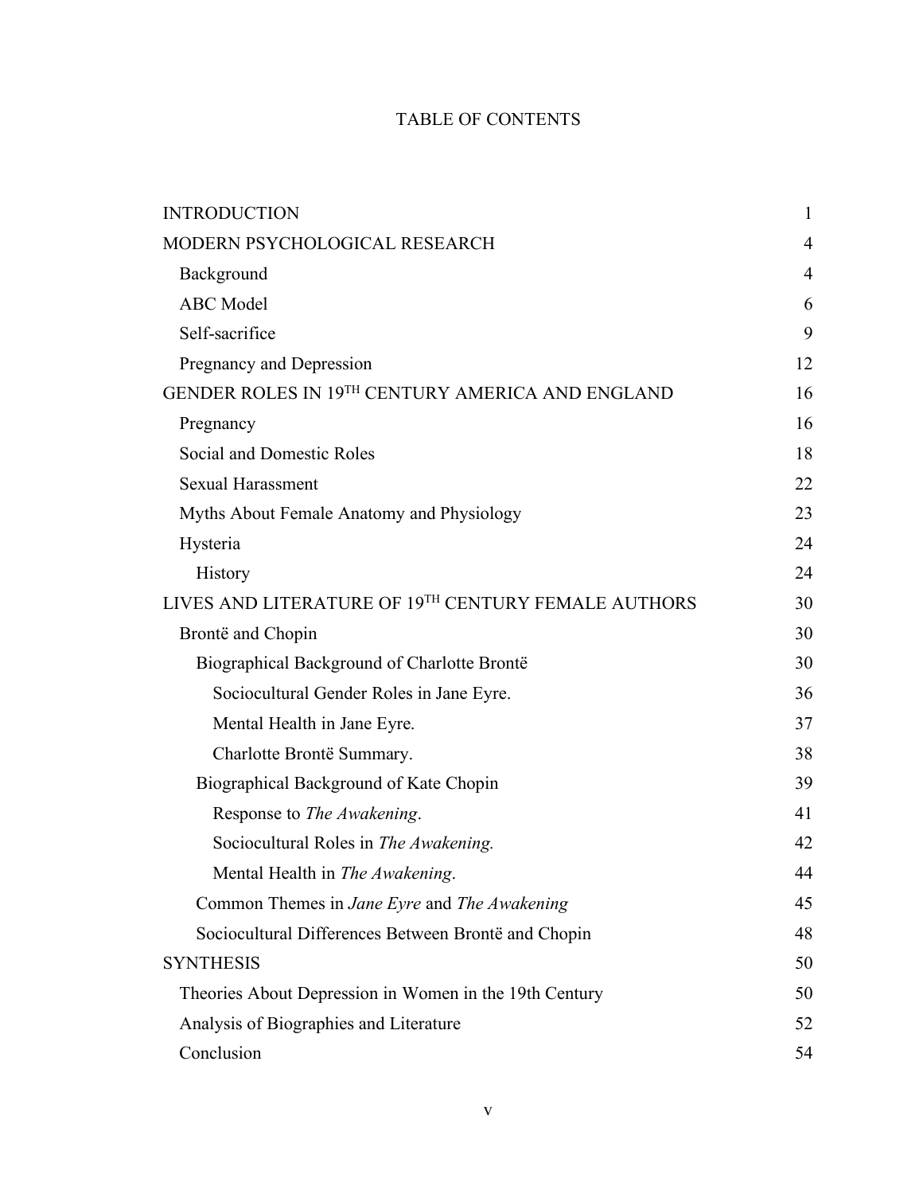# TABLE OF CONTENTS

| | |
|---|---|
| INTRODUCTION | 1 |
| MODERN PSYCHOLOGICAL RESEARCH | 4 |
| Background | 4 |
| ABC Model | 6 |
| Self-sacrifice | 9 |
| Pregnancy and Depression | 12 |
| GENDER ROLES IN 19TH CENTURY AMERICA AND ENGLAND | 16 |
| Pregnancy | 16 |
| Social and Domestic Roles | 18 |
| Sexual Harassment | 22 |
| Myths About Female Anatomy and Physiology | 23 |
| Hysteria | 24 |
| History | 24 |
| LIVES AND LITERATURE OF 19TH CENTURY FEMALE AUTHORS | 30 |
| Brontë and Chopin | 30 |
| Biographical Background of Charlotte Brontë | 30 |
| Sociocultural Gender Roles in Jane Eyre. | 36 |
| Mental Health in Jane Eyre. | 37 |
| Charlotte Brontë Summary. | 38 |
| Biographical Background of Kate Chopin | 39 |
| Response to *The Awakening*. | 41 |
| Sociocultural Roles in *The Awakening.* | 42 |
| Mental Health in *The Awakening*. | 44 |
| Common Themes in *Jane Eyre* and *The Awakening* | 45 |
| Sociocultural Differences Between Brontë and Chopin | 48 |
| SYNTHESIS | 50 |
| Theories About Depression in Women in the 19th Century | 50 |
| Analysis of Biographies and Literature | 52 |
| Conclusion | 54 |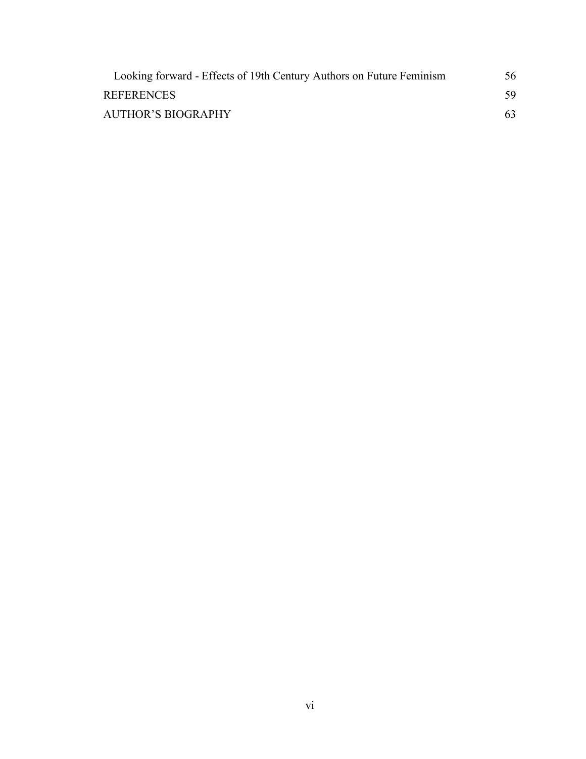| | |
|---|---|
| Looking forward - Effects of 19th Century Authors on Future Feminism | 56 |
| REFERENCES | 59 |
| AUTHOR'S BIOGRAPHY | 63 |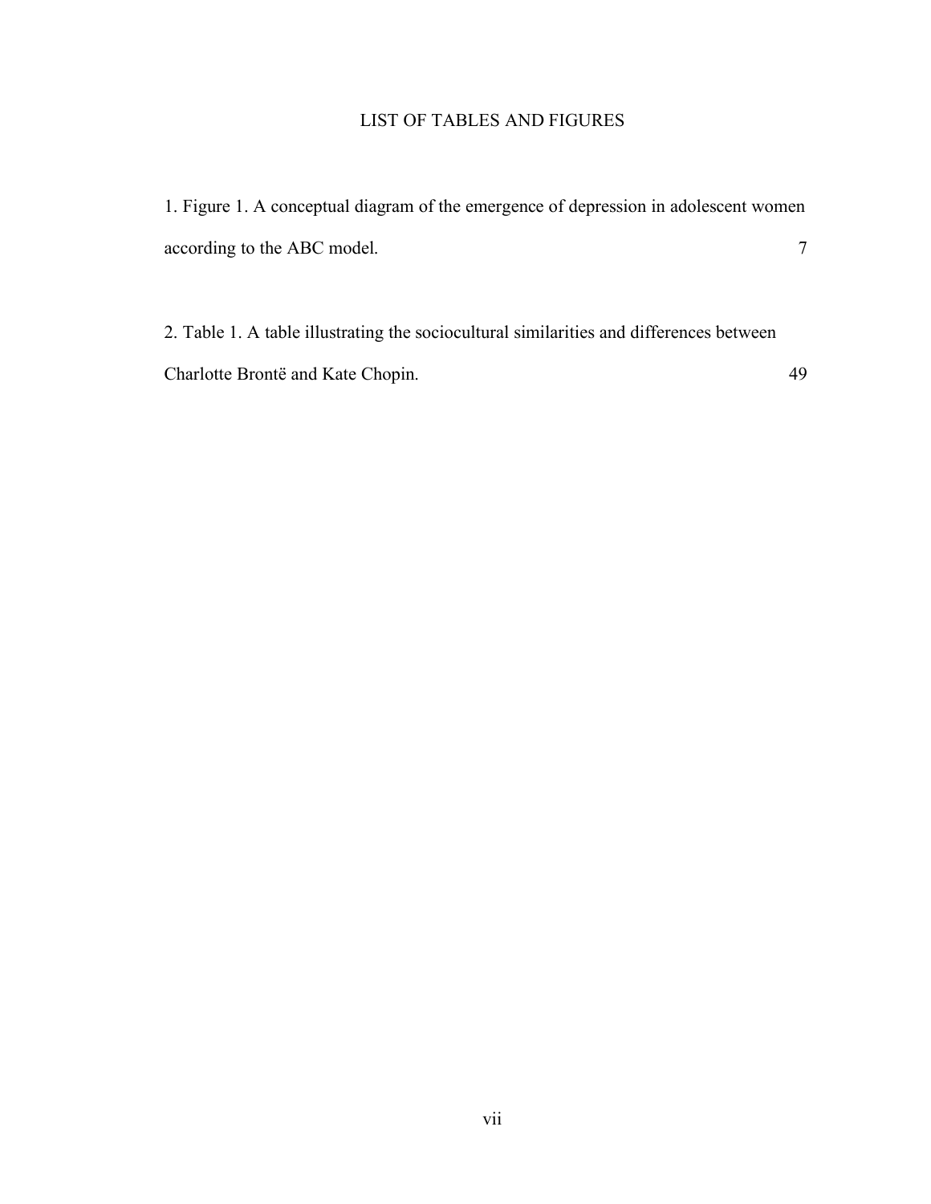# LIST OF TABLES AND FIGURES

1. Figure 1. A conceptual diagram of the emergence of depression in adolescent women according to the ABC model. 7

2. Table 1. A table illustrating the sociocultural similarities and differences between Charlotte Brontë and Kate Chopin. 49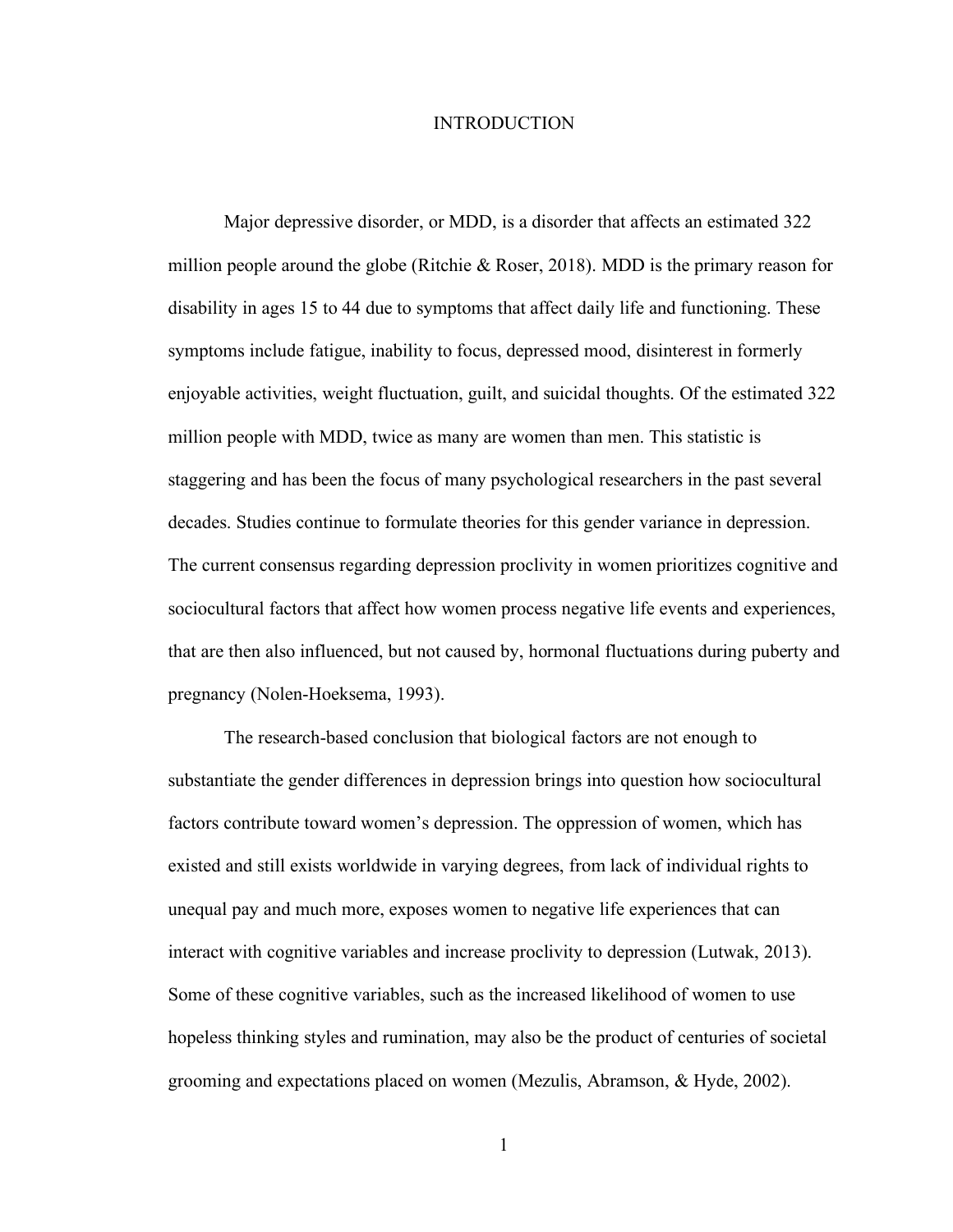# INTRODUCTION

Major depressive disorder, or MDD, is a disorder that affects an estimated 322 million people around the globe (Ritchie & Roser, 2018). MDD is the primary reason for disability in ages 15 to 44 due to symptoms that affect daily life and functioning. These symptoms include fatigue, inability to focus, depressed mood, disinterest in formerly enjoyable activities, weight fluctuation, guilt, and suicidal thoughts. Of the estimated 322 million people with MDD, twice as many are women than men. This statistic is staggering and has been the focus of many psychological researchers in the past several decades. Studies continue to formulate theories for this gender variance in depression. The current consensus regarding depression proclivity in women prioritizes cognitive and sociocultural factors that affect how women process negative life events and experiences, that are then also influenced, but not caused by, hormonal fluctuations during puberty and pregnancy (Nolen-Hoeksema, 1993).

The research-based conclusion that biological factors are not enough to substantiate the gender differences in depression brings into question how sociocultural factors contribute toward women's depression. The oppression of women, which has existed and still exists worldwide in varying degrees, from lack of individual rights to unequal pay and much more, exposes women to negative life experiences that can interact with cognitive variables and increase proclivity to depression (Lutwak, 2013). Some of these cognitive variables, such as the increased likelihood of women to use hopeless thinking styles and rumination, may also be the product of centuries of societal grooming and expectations placed on women (Mezulis, Abramson, & Hyde, 2002).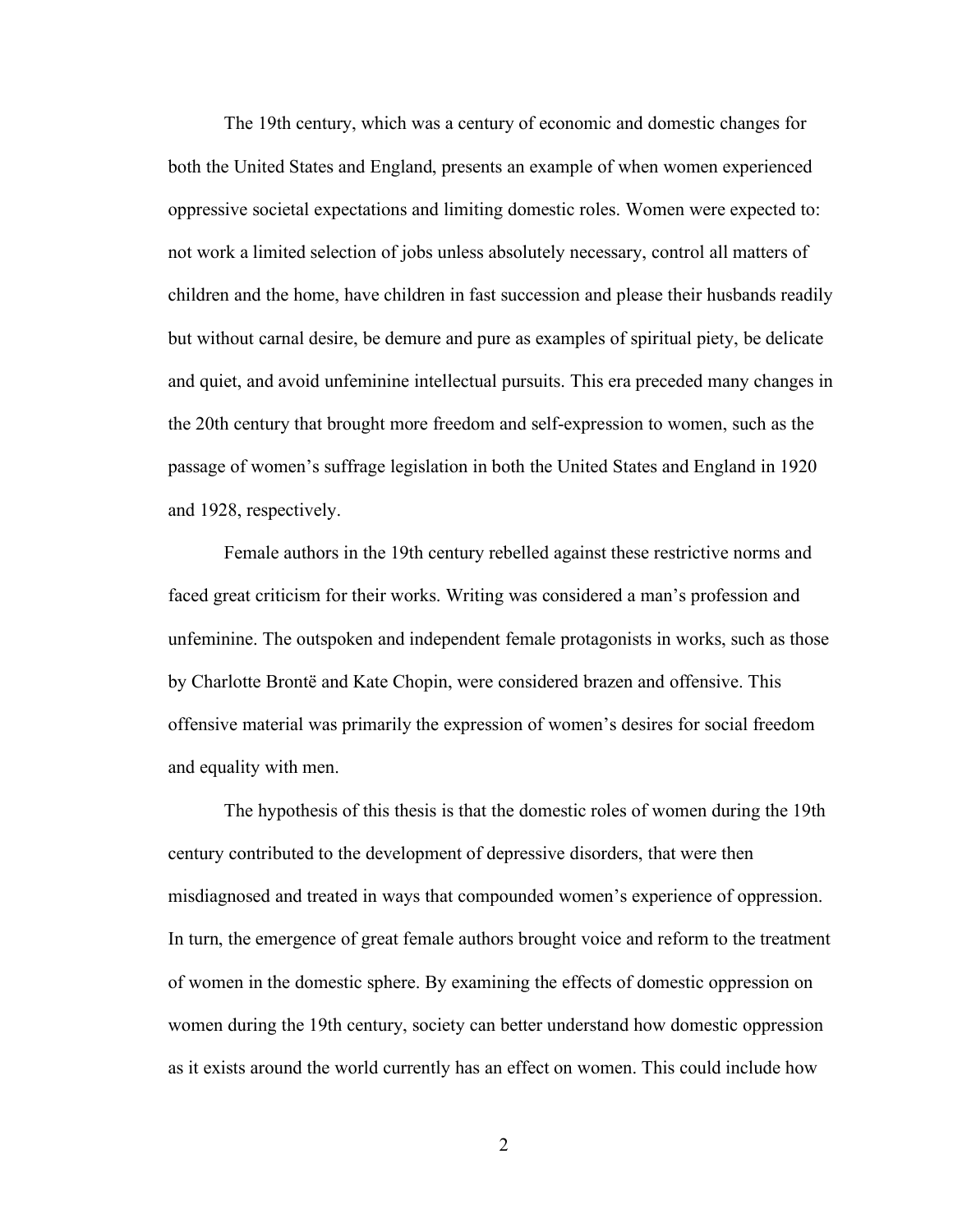The 19th century, which was a century of economic and domestic changes for both the United States and England, presents an example of when women experienced oppressive societal expectations and limiting domestic roles. Women were expected to: not work a limited selection of jobs unless absolutely necessary, control all matters of children and the home, have children in fast succession and please their husbands readily but without carnal desire, be demure and pure as examples of spiritual piety, be delicate and quiet, and avoid unfeminine intellectual pursuits. This era preceded many changes in the 20th century that brought more freedom and self-expression to women, such as the passage of women's suffrage legislation in both the United States and England in 1920 and 1928, respectively.

Female authors in the 19th century rebelled against these restrictive norms and faced great criticism for their works. Writing was considered a man's profession and unfeminine. The outspoken and independent female protagonists in works, such as those by Charlotte Brontë and Kate Chopin, were considered brazen and offensive. This offensive material was primarily the expression of women's desires for social freedom and equality with men.

The hypothesis of this thesis is that the domestic roles of women during the 19th century contributed to the development of depressive disorders, that were then misdiagnosed and treated in ways that compounded women's experience of oppression. In turn, the emergence of great female authors brought voice and reform to the treatment of women in the domestic sphere. By examining the effects of domestic oppression on women during the 19th century, society can better understand how domestic oppression as it exists around the world currently has an effect on women. This could include how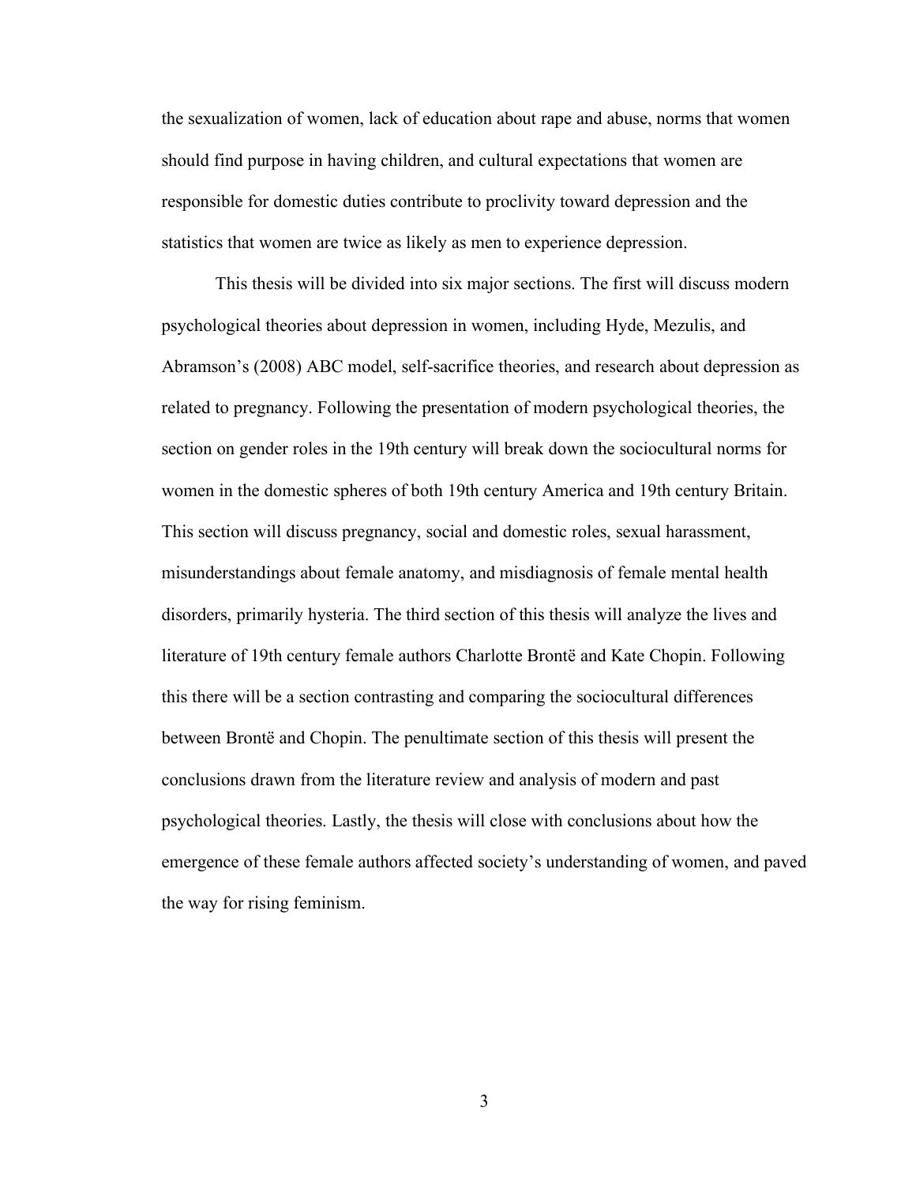the sexualization of women, lack of education about rape and abuse, norms that women should find purpose in having children, and cultural expectations that women are responsible for domestic duties contribute to proclivity toward depression and the statistics that women are twice as likely as men to experience depression.

This thesis will be divided into six major sections. The first will discuss modern psychological theories about depression in women, including Hyde, Mezulis, and Abramson's (2008) ABC model, self-sacrifice theories, and research about depression as related to pregnancy. Following the presentation of modern psychological theories, the section on gender roles in the 19th century will break down the sociocultural norms for women in the domestic spheres of both 19th century America and 19th century Britain. This section will discuss pregnancy, social and domestic roles, sexual harassment, misunderstandings about female anatomy, and misdiagnosis of female mental health disorders, primarily hysteria. The third section of this thesis will analyze the lives and literature of 19th century female authors Charlotte Brontë and Kate Chopin. Following this there will be a section contrasting and comparing the sociocultural differences between Brontë and Chopin. The penultimate section of this thesis will present the conclusions drawn from the literature review and analysis of modern and past psychological theories. Lastly, the thesis will close with conclusions about how the emergence of these female authors affected society's understanding of women, and paved the way for rising feminism.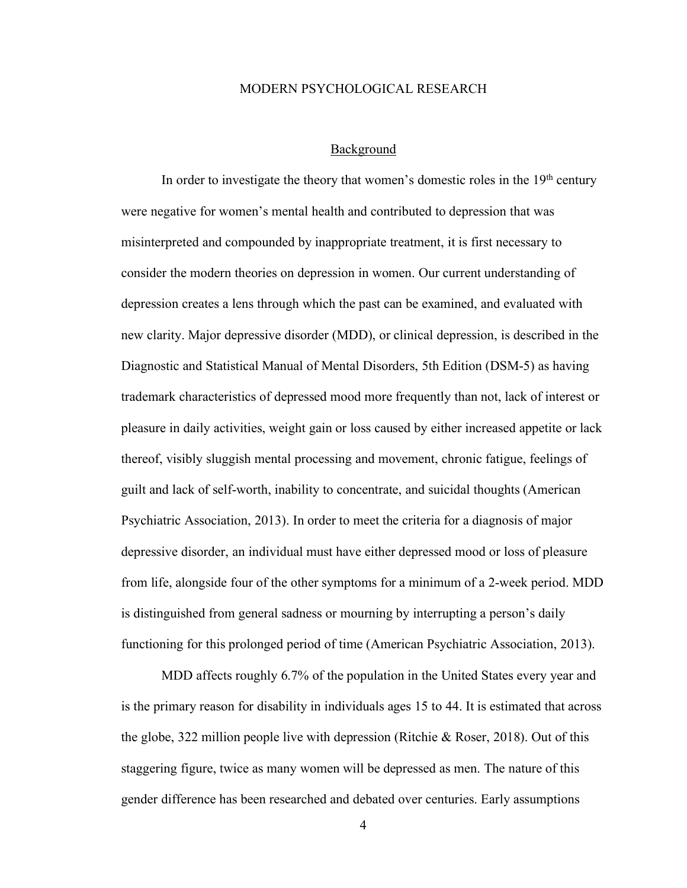## MODERN PSYCHOLOGICAL RESEARCH

### Background

In order to investigate the theory that women's domestic roles in the 19th century were negative for women's mental health and contributed to depression that was misinterpreted and compounded by inappropriate treatment, it is first necessary to consider the modern theories on depression in women. Our current understanding of depression creates a lens through which the past can be examined, and evaluated with new clarity. Major depressive disorder (MDD), or clinical depression, is described in the Diagnostic and Statistical Manual of Mental Disorders, 5th Edition (DSM-5) as having trademark characteristics of depressed mood more frequently than not, lack of interest or pleasure in daily activities, weight gain or loss caused by either increased appetite or lack thereof, visibly sluggish mental processing and movement, chronic fatigue, feelings of guilt and lack of self-worth, inability to concentrate, and suicidal thoughts (American Psychiatric Association, 2013). In order to meet the criteria for a diagnosis of major depressive disorder, an individual must have either depressed mood or loss of pleasure from life, alongside four of the other symptoms for a minimum of a 2-week period. MDD is distinguished from general sadness or mourning by interrupting a person's daily functioning for this prolonged period of time (American Psychiatric Association, 2013).

MDD affects roughly 6.7% of the population in the United States every year and is the primary reason for disability in individuals ages 15 to 44. It is estimated that across the globe, 322 million people live with depression (Ritchie & Roser, 2018). Out of this staggering figure, twice as many women will be depressed as men. The nature of this gender difference has been researched and debated over centuries. Early assumptions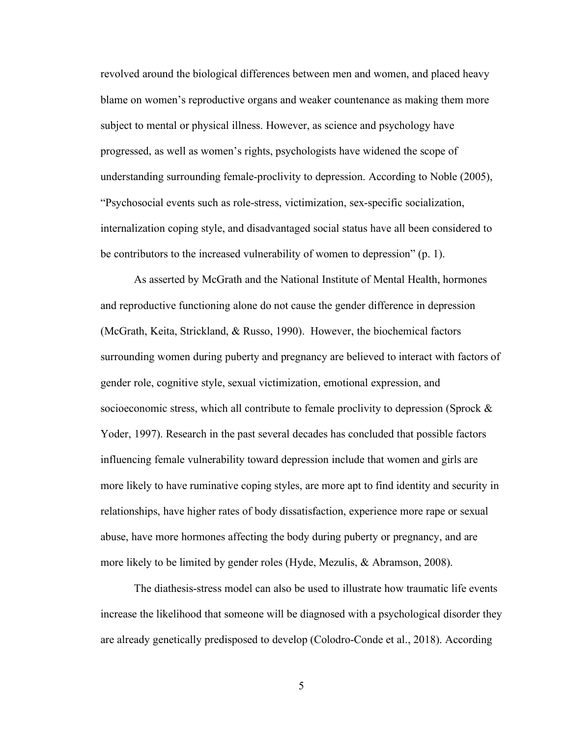revolved around the biological differences between men and women, and placed heavy blame on women's reproductive organs and weaker countenance as making them more subject to mental or physical illness. However, as science and psychology have progressed, as well as women's rights, psychologists have widened the scope of understanding surrounding female-proclivity to depression. According to Noble (2005), "Psychosocial events such as role-stress, victimization, sex-specific socialization, internalization coping style, and disadvantaged social status have all been considered to be contributors to the increased vulnerability of women to depression" (p. 1).

As asserted by McGrath and the National Institute of Mental Health, hormones and reproductive functioning alone do not cause the gender difference in depression (McGrath, Keita, Strickland, & Russo, 1990). However, the biochemical factors surrounding women during puberty and pregnancy are believed to interact with factors of gender role, cognitive style, sexual victimization, emotional expression, and socioeconomic stress, which all contribute to female proclivity to depression (Sprock & Yoder, 1997). Research in the past several decades has concluded that possible factors influencing female vulnerability toward depression include that women and girls are more likely to have ruminative coping styles, are more apt to find identity and security in relationships, have higher rates of body dissatisfaction, experience more rape or sexual abuse, have more hormones affecting the body during puberty or pregnancy, and are more likely to be limited by gender roles (Hyde, Mezulis, & Abramson, 2008).

The diathesis-stress model can also be used to illustrate how traumatic life events increase the likelihood that someone will be diagnosed with a psychological disorder they are already genetically predisposed to develop (Colodro-Conde et al., 2018). According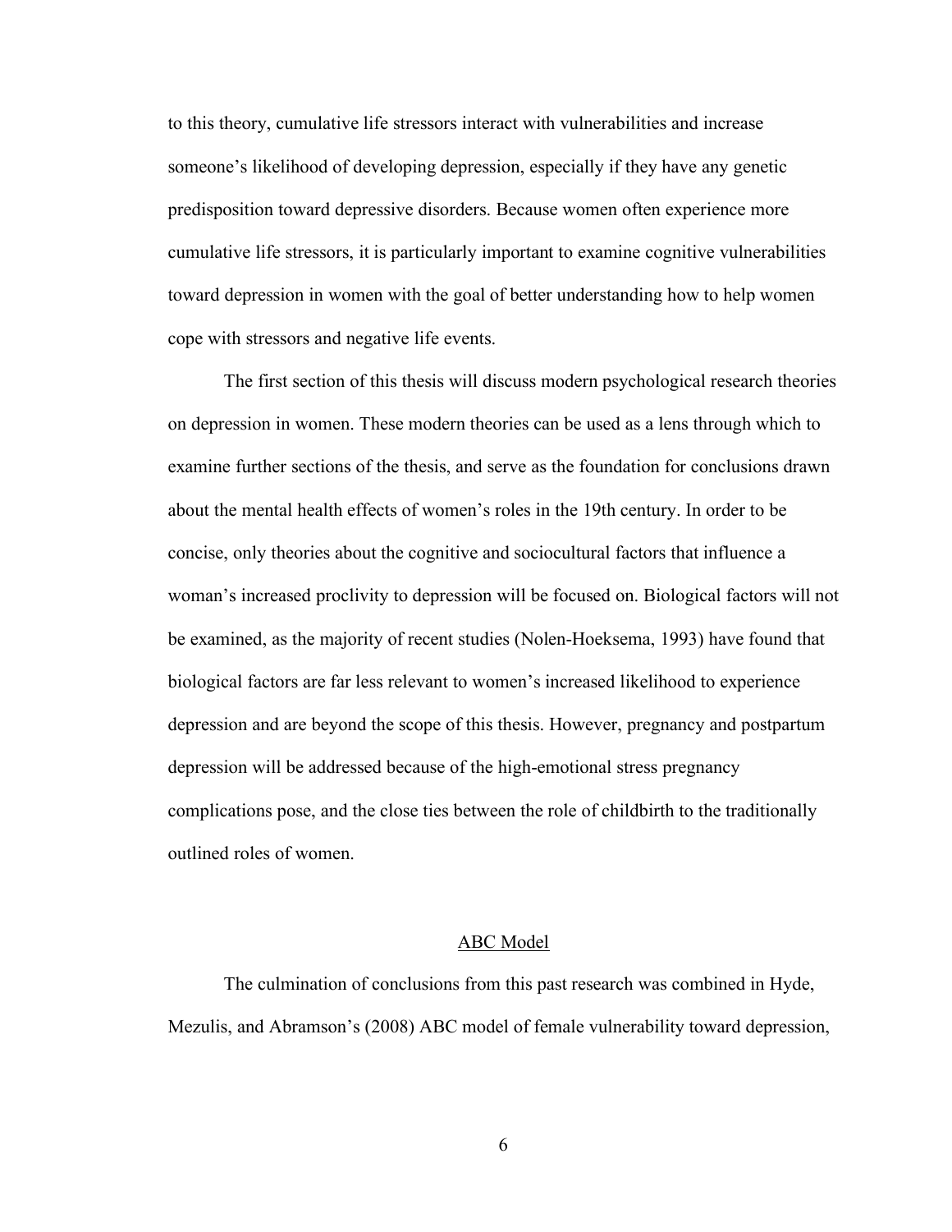to this theory, cumulative life stressors interact with vulnerabilities and increase someone's likelihood of developing depression, especially if they have any genetic predisposition toward depressive disorders. Because women often experience more cumulative life stressors, it is particularly important to examine cognitive vulnerabilities toward depression in women with the goal of better understanding how to help women cope with stressors and negative life events.

The first section of this thesis will discuss modern psychological research theories on depression in women. These modern theories can be used as a lens through which to examine further sections of the thesis, and serve as the foundation for conclusions drawn about the mental health effects of women's roles in the 19th century. In order to be concise, only theories about the cognitive and sociocultural factors that influence a woman's increased proclivity to depression will be focused on. Biological factors will not be examined, as the majority of recent studies (Nolen-Hoeksema, 1993) have found that biological factors are far less relevant to women's increased likelihood to experience depression and are beyond the scope of this thesis. However, pregnancy and postpartum depression will be addressed because of the high-emotional stress pregnancy complications pose, and the close ties between the role of childbirth to the traditionally outlined roles of women.

## ABC Model

The culmination of conclusions from this past research was combined in Hyde, Mezulis, and Abramson's (2008) ABC model of female vulnerability toward depression,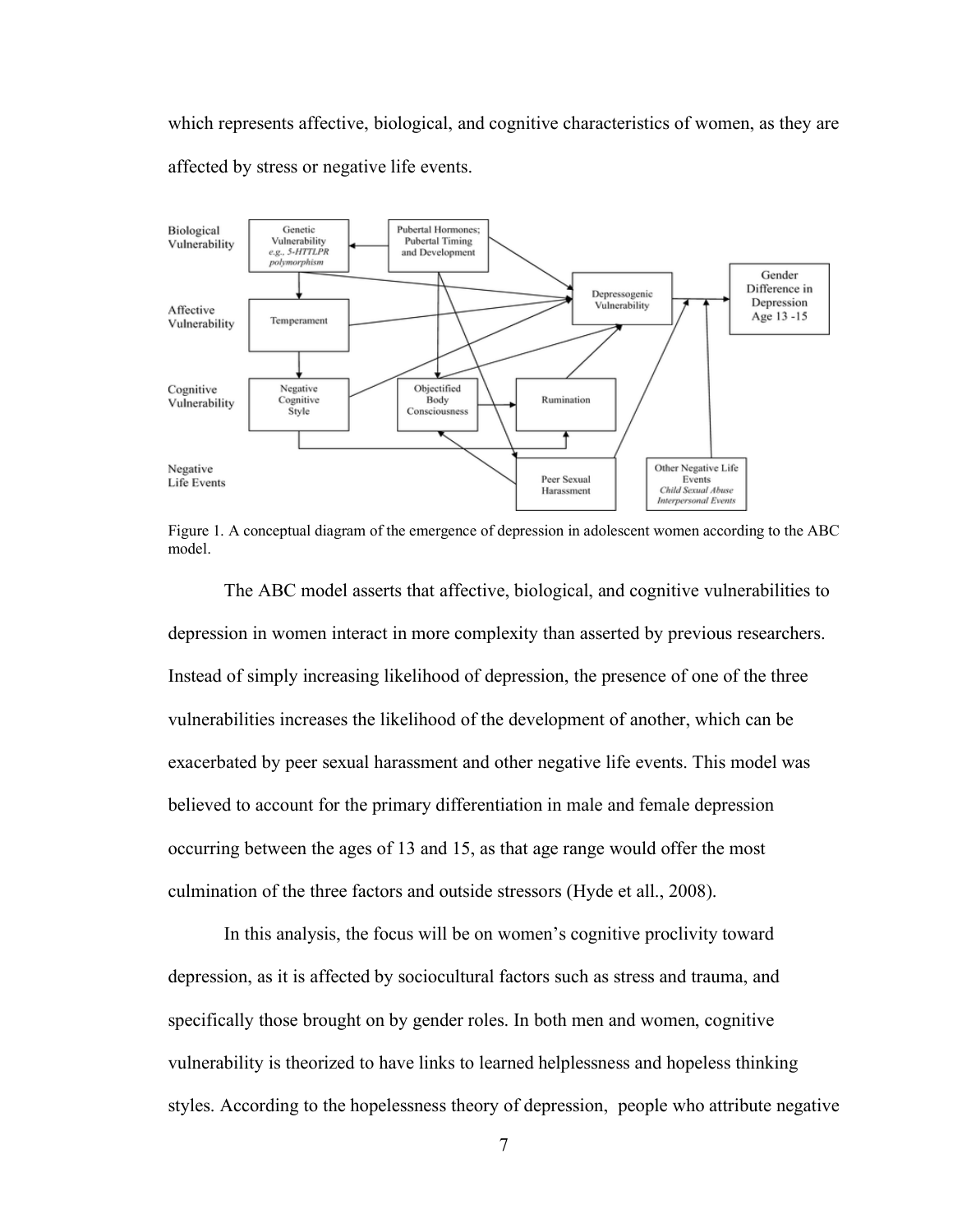which represents affective, biological, and cognitive characteristics of women, as they are affected by stress or negative life events.

Figure 1. A conceptual diagram of the emergence of depression in adolescent women according to the ABC model.

The ABC model asserts that affective, biological, and cognitive vulnerabilities to depression in women interact in more complexity than asserted by previous researchers. Instead of simply increasing likelihood of depression, the presence of one of the three vulnerabilities increases the likelihood of the development of another, which can be exacerbated by peer sexual harassment and other negative life events. This model was believed to account for the primary differentiation in male and female depression occurring between the ages of 13 and 15, as that age range would offer the most culmination of the three factors and outside stressors (Hyde et all., 2008).

In this analysis, the focus will be on women's cognitive proclivity toward depression, as it is affected by sociocultural factors such as stress and trauma, and specifically those brought on by gender roles. In both men and women, cognitive vulnerability is theorized to have links to learned helplessness and hopeless thinking styles. According to the hopelessness theory of depression, people who attribute negative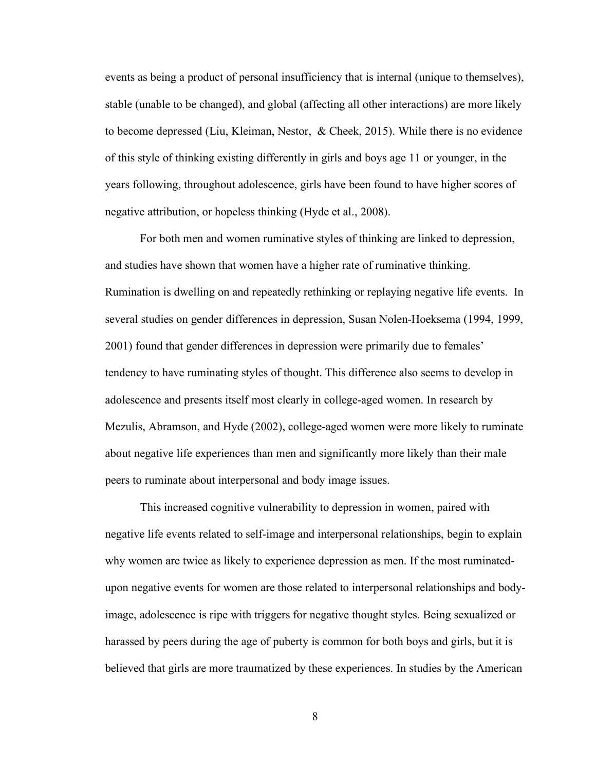events as being a product of personal insufficiency that is internal (unique to themselves), stable (unable to be changed), and global (affecting all other interactions) are more likely to become depressed (Liu, Kleiman, Nestor, & Cheek, 2015). While there is no evidence of this style of thinking existing differently in girls and boys age 11 or younger, in the years following, throughout adolescence, girls have been found to have higher scores of negative attribution, or hopeless thinking (Hyde et al., 2008).

For both men and women ruminative styles of thinking are linked to depression, and studies have shown that women have a higher rate of ruminative thinking. Rumination is dwelling on and repeatedly rethinking or replaying negative life events. In several studies on gender differences in depression, Susan Nolen-Hoeksema (1994, 1999, 2001) found that gender differences in depression were primarily due to females' tendency to have ruminating styles of thought. This difference also seems to develop in adolescence and presents itself most clearly in college-aged women. In research by Mezulis, Abramson, and Hyde (2002), college-aged women were more likely to ruminate about negative life experiences than men and significantly more likely than their male peers to ruminate about interpersonal and body image issues.

This increased cognitive vulnerability to depression in women, paired with negative life events related to self-image and interpersonal relationships, begin to explain why women are twice as likely to experience depression as men. If the most ruminated-upon negative events for women are those related to interpersonal relationships and body-image, adolescence is ripe with triggers for negative thought styles. Being sexualized or harassed by peers during the age of puberty is common for both boys and girls, but it is believed that girls are more traumatized by these experiences. In studies by the American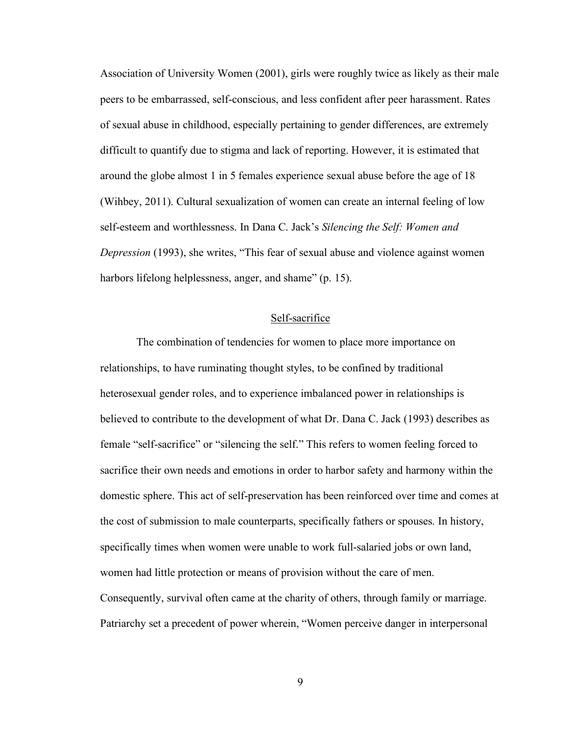Association of University Women (2001), girls were roughly twice as likely as their male peers to be embarrassed, self-conscious, and less confident after peer harassment. Rates of sexual abuse in childhood, especially pertaining to gender differences, are extremely difficult to quantify due to stigma and lack of reporting. However, it is estimated that around the globe almost 1 in 5 females experience sexual abuse before the age of 18 (Wihbey, 2011). Cultural sexualization of women can create an internal feeling of low self-esteem and worthlessness. In Dana C. Jack's *Silencing the Self: Women and Depression* (1993), she writes, "This fear of sexual abuse and violence against women harbors lifelong helplessness, anger, and shame" (p. 15).

## Self-sacrifice

The combination of tendencies for women to place more importance on relationships, to have ruminating thought styles, to be confined by traditional heterosexual gender roles, and to experience imbalanced power in relationships is believed to contribute to the development of what Dr. Dana C. Jack (1993) describes as female "self-sacrifice" or "silencing the self." This refers to women feeling forced to sacrifice their own needs and emotions in order to harbor safety and harmony within the domestic sphere. This act of self-preservation has been reinforced over time and comes at the cost of submission to male counterparts, specifically fathers or spouses. In history, specifically times when women were unable to work full-salaried jobs or own land, women had little protection or means of provision without the care of men. Consequently, survival often came at the charity of others, through family or marriage. Patriarchy set a precedent of power wherein, "Women perceive danger in interpersonal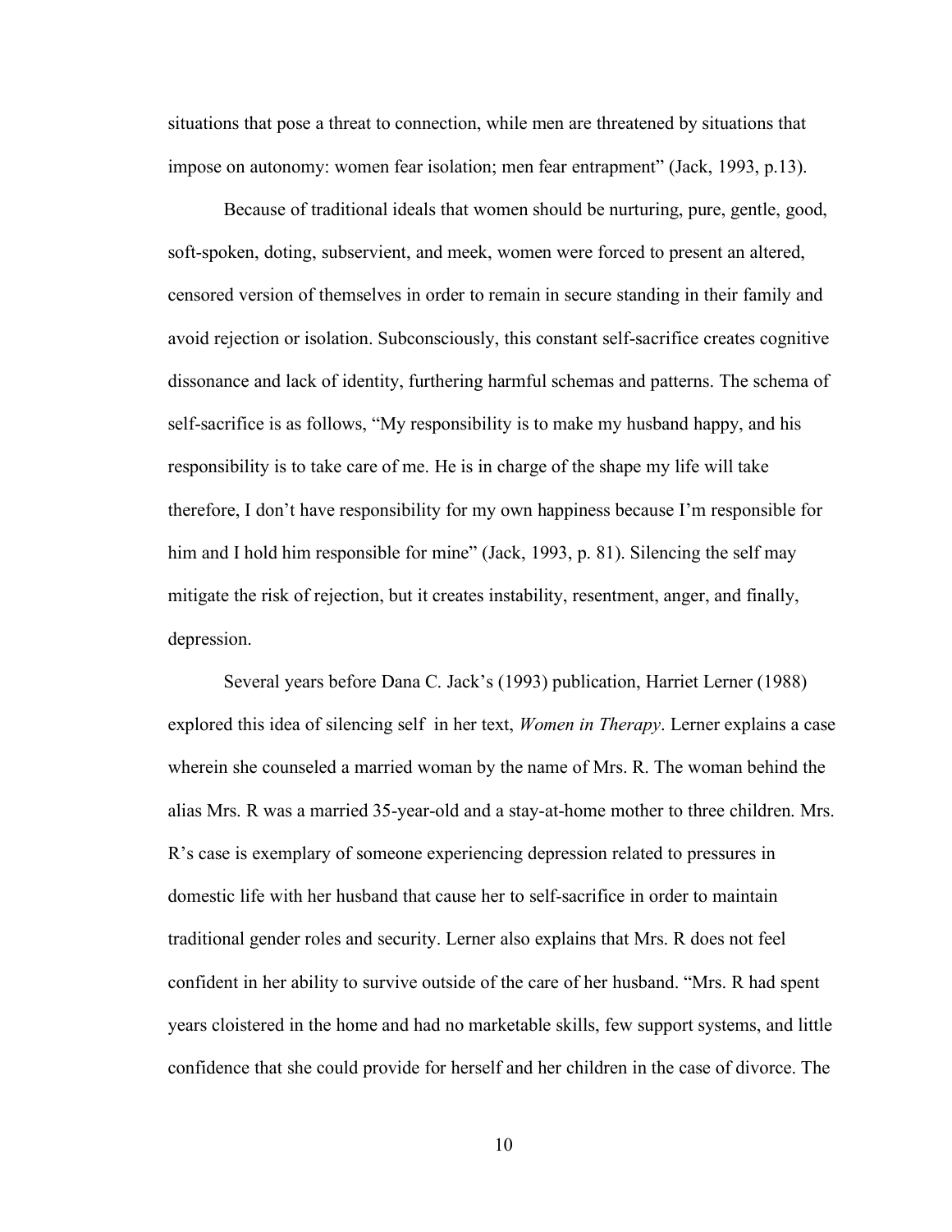situations that pose a threat to connection, while men are threatened by situations that impose on autonomy: women fear isolation; men fear entrapment" (Jack, 1993, p.13).

Because of traditional ideals that women should be nurturing, pure, gentle, good, soft-spoken, doting, subservient, and meek, women were forced to present an altered, censored version of themselves in order to remain in secure standing in their family and avoid rejection or isolation. Subconsciously, this constant self-sacrifice creates cognitive dissonance and lack of identity, furthering harmful schemas and patterns. The schema of self-sacrifice is as follows, "My responsibility is to make my husband happy, and his responsibility is to take care of me. He is in charge of the shape my life will take therefore, I don't have responsibility for my own happiness because I'm responsible for him and I hold him responsible for mine" (Jack, 1993, p. 81). Silencing the self may mitigate the risk of rejection, but it creates instability, resentment, anger, and finally, depression.

Several years before Dana C. Jack's (1993) publication, Harriet Lerner (1988) explored this idea of silencing self in her text, *Women in Therapy*. Lerner explains a case wherein she counseled a married woman by the name of Mrs. R. The woman behind the alias Mrs. R was a married 35-year-old and a stay-at-home mother to three children. Mrs. R's case is exemplary of someone experiencing depression related to pressures in domestic life with her husband that cause her to self-sacrifice in order to maintain traditional gender roles and security. Lerner also explains that Mrs. R does not feel confident in her ability to survive outside of the care of her husband. "Mrs. R had spent years cloistered in the home and had no marketable skills, few support systems, and little confidence that she could provide for herself and her children in the case of divorce. The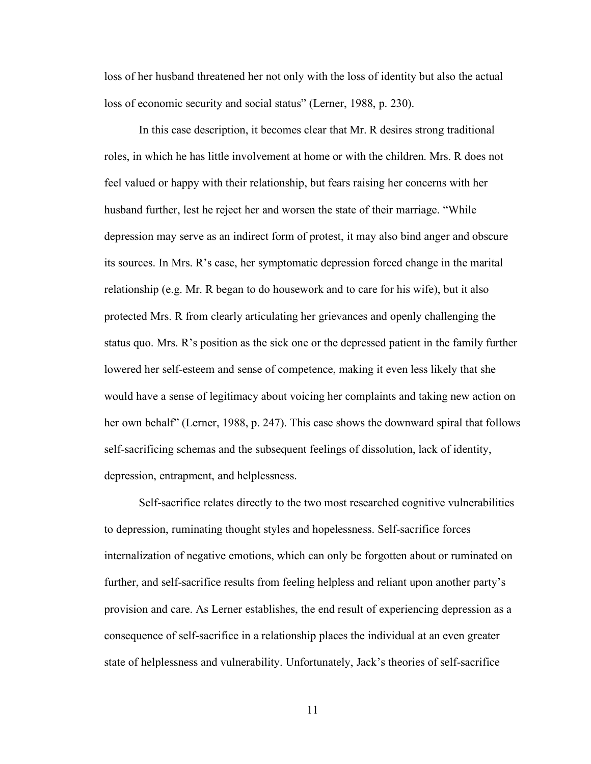loss of her husband threatened her not only with the loss of identity but also the actual loss of economic security and social status" (Lerner, 1988, p. 230).

In this case description, it becomes clear that Mr. R desires strong traditional roles, in which he has little involvement at home or with the children. Mrs. R does not feel valued or happy with their relationship, but fears raising her concerns with her husband further, lest he reject her and worsen the state of their marriage. "While depression may serve as an indirect form of protest, it may also bind anger and obscure its sources. In Mrs. R's case, her symptomatic depression forced change in the marital relationship (e.g. Mr. R began to do housework and to care for his wife), but it also protected Mrs. R from clearly articulating her grievances and openly challenging the status quo. Mrs. R's position as the sick one or the depressed patient in the family further lowered her self-esteem and sense of competence, making it even less likely that she would have a sense of legitimacy about voicing her complaints and taking new action on her own behalf" (Lerner, 1988, p. 247). This case shows the downward spiral that follows self-sacrificing schemas and the subsequent feelings of dissolution, lack of identity, depression, entrapment, and helplessness.

Self-sacrifice relates directly to the two most researched cognitive vulnerabilities to depression, ruminating thought styles and hopelessness. Self-sacrifice forces internalization of negative emotions, which can only be forgotten about or ruminated on further, and self-sacrifice results from feeling helpless and reliant upon another party's provision and care. As Lerner establishes, the end result of experiencing depression as a consequence of self-sacrifice in a relationship places the individual at an even greater state of helplessness and vulnerability. Unfortunately, Jack's theories of self-sacrifice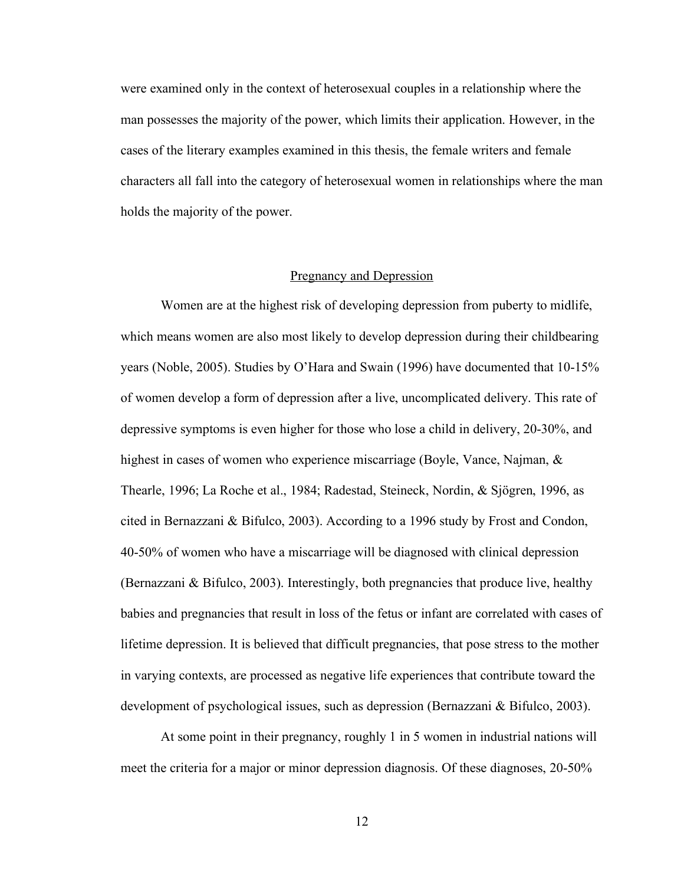were examined only in the context of heterosexual couples in a relationship where the man possesses the majority of the power, which limits their application. However, in the cases of the literary examples examined in this thesis, the female writers and female characters all fall into the category of heterosexual women in relationships where the man holds the majority of the power.

## Pregnancy and Depression

Women are at the highest risk of developing depression from puberty to midlife, which means women are also most likely to develop depression during their childbearing years (Noble, 2005). Studies by O'Hara and Swain (1996) have documented that 10-15% of women develop a form of depression after a live, uncomplicated delivery. This rate of depressive symptoms is even higher for those who lose a child in delivery, 20-30%, and highest in cases of women who experience miscarriage (Boyle, Vance, Najman, & Thearle, 1996; La Roche et al., 1984; Radestad, Steineck, Nordin, & Sjögren, 1996, as cited in Bernazzani & Bifulco, 2003). According to a 1996 study by Frost and Condon, 40-50% of women who have a miscarriage will be diagnosed with clinical depression (Bernazzani & Bifulco, 2003). Interestingly, both pregnancies that produce live, healthy babies and pregnancies that result in loss of the fetus or infant are correlated with cases of lifetime depression. It is believed that difficult pregnancies, that pose stress to the mother in varying contexts, are processed as negative life experiences that contribute toward the development of psychological issues, such as depression (Bernazzani & Bifulco, 2003).

At some point in their pregnancy, roughly 1 in 5 women in industrial nations will meet the criteria for a major or minor depression diagnosis. Of these diagnoses, 20-50%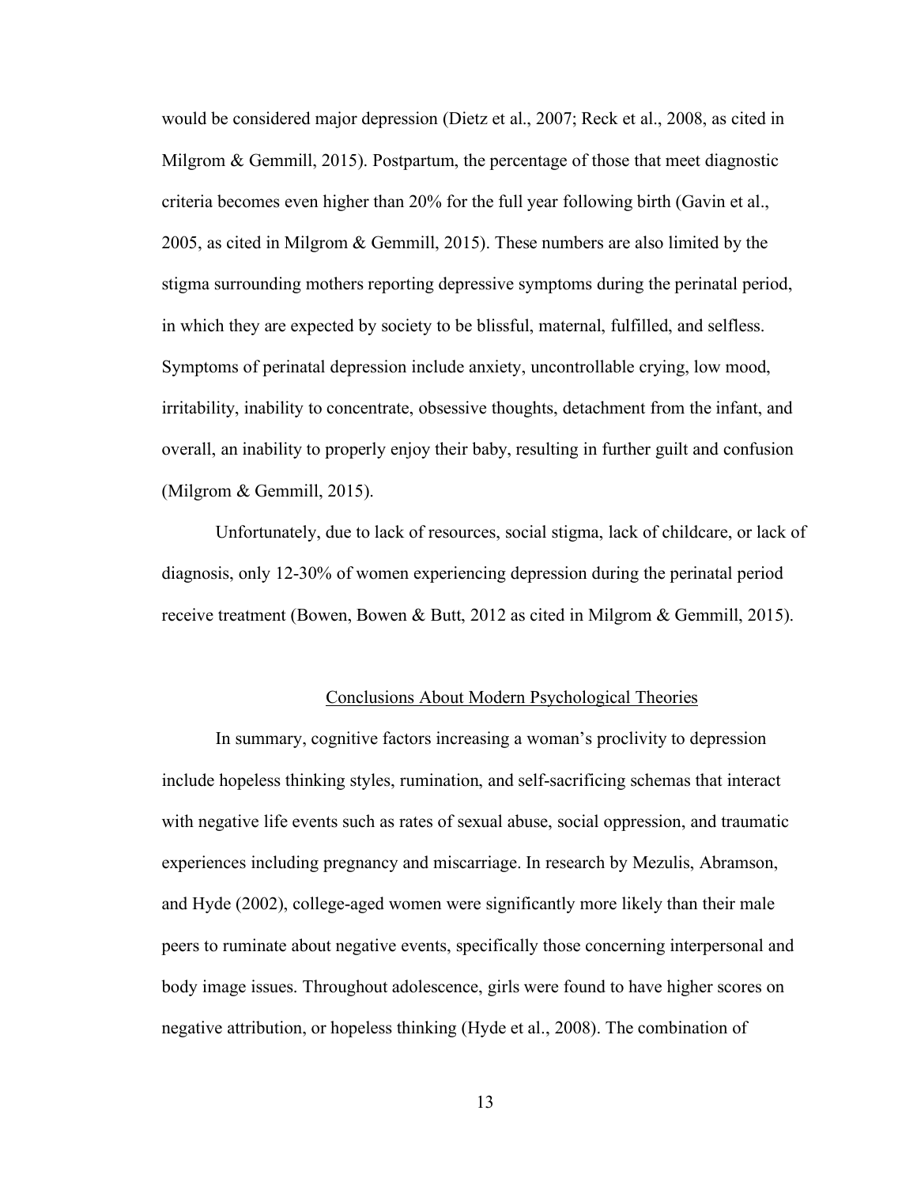would be considered major depression (Dietz et al., 2007; Reck et al., 2008, as cited in Milgrom & Gemmill, 2015). Postpartum, the percentage of those that meet diagnostic criteria becomes even higher than 20% for the full year following birth (Gavin et al., 2005, as cited in Milgrom & Gemmill, 2015). These numbers are also limited by the stigma surrounding mothers reporting depressive symptoms during the perinatal period, in which they are expected by society to be blissful, maternal, fulfilled, and selfless. Symptoms of perinatal depression include anxiety, uncontrollable crying, low mood, irritability, inability to concentrate, obsessive thoughts, detachment from the infant, and overall, an inability to properly enjoy their baby, resulting in further guilt and confusion (Milgrom & Gemmill, 2015).

Unfortunately, due to lack of resources, social stigma, lack of childcare, or lack of diagnosis, only 12-30% of women experiencing depression during the perinatal period receive treatment (Bowen, Bowen & Butt, 2012 as cited in Milgrom & Gemmill, 2015).

## Conclusions About Modern Psychological Theories

In summary, cognitive factors increasing a woman's proclivity to depression include hopeless thinking styles, rumination, and self-sacrificing schemas that interact with negative life events such as rates of sexual abuse, social oppression, and traumatic experiences including pregnancy and miscarriage. In research by Mezulis, Abramson, and Hyde (2002), college-aged women were significantly more likely than their male peers to ruminate about negative events, specifically those concerning interpersonal and body image issues. Throughout adolescence, girls were found to have higher scores on negative attribution, or hopeless thinking (Hyde et al., 2008). The combination of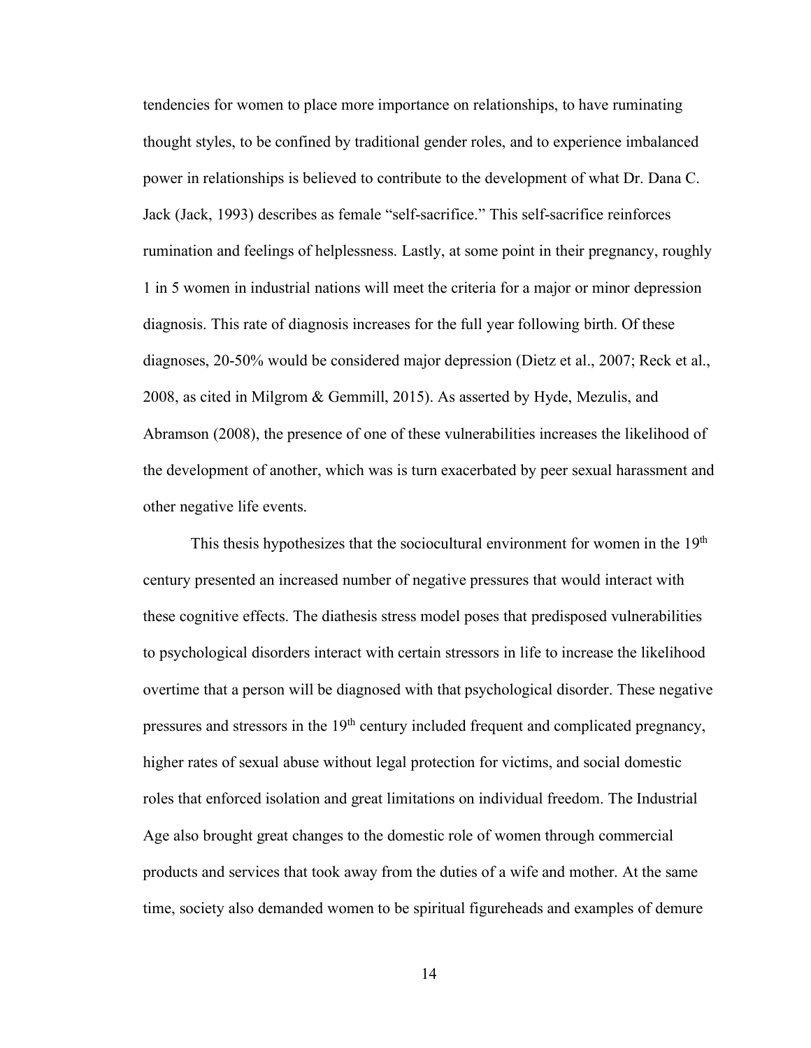tendencies for women to place more importance on relationships, to have ruminating thought styles, to be confined by traditional gender roles, and to experience imbalanced power in relationships is believed to contribute to the development of what Dr. Dana C. Jack (Jack, 1993) describes as female "self-sacrifice." This self-sacrifice reinforces rumination and feelings of helplessness. Lastly, at some point in their pregnancy, roughly 1 in 5 women in industrial nations will meet the criteria for a major or minor depression diagnosis. This rate of diagnosis increases for the full year following birth. Of these diagnoses, 20-50% would be considered major depression (Dietz et al., 2007; Reck et al., 2008, as cited in Milgrom & Gemmill, 2015). As asserted by Hyde, Mezulis, and Abramson (2008), the presence of one of these vulnerabilities increases the likelihood of the development of another, which was is turn exacerbated by peer sexual harassment and other negative life events.

This thesis hypothesizes that the sociocultural environment for women in the 19th century presented an increased number of negative pressures that would interact with these cognitive effects. The diathesis stress model poses that predisposed vulnerabilities to psychological disorders interact with certain stressors in life to increase the likelihood overtime that a person will be diagnosed with that psychological disorder. These negative pressures and stressors in the 19th century included frequent and complicated pregnancy, higher rates of sexual abuse without legal protection for victims, and social domestic roles that enforced isolation and great limitations on individual freedom. The Industrial Age also brought great changes to the domestic role of women through commercial products and services that took away from the duties of a wife and mother. At the same time, society also demanded women to be spiritual figureheads and examples of demure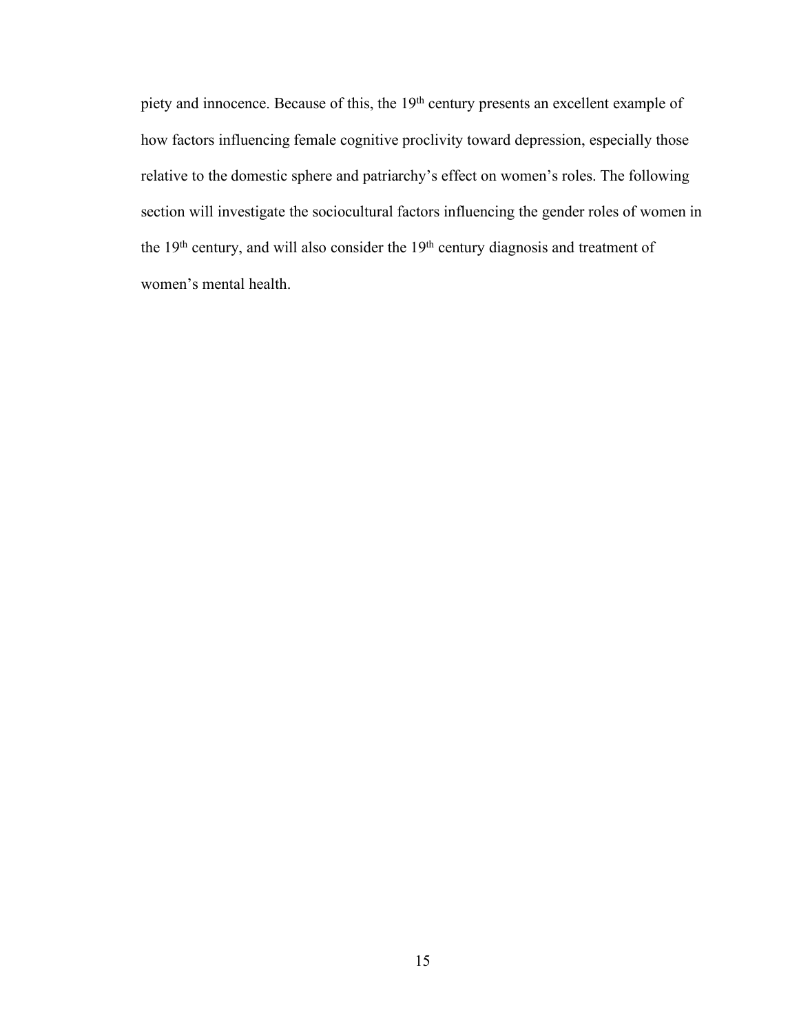piety and innocence. Because of this, the 19th century presents an excellent example of how factors influencing female cognitive proclivity toward depression, especially those relative to the domestic sphere and patriarchy's effect on women's roles. The following section will investigate the sociocultural factors influencing the gender roles of women in the 19th century, and will also consider the 19th century diagnosis and treatment of women's mental health.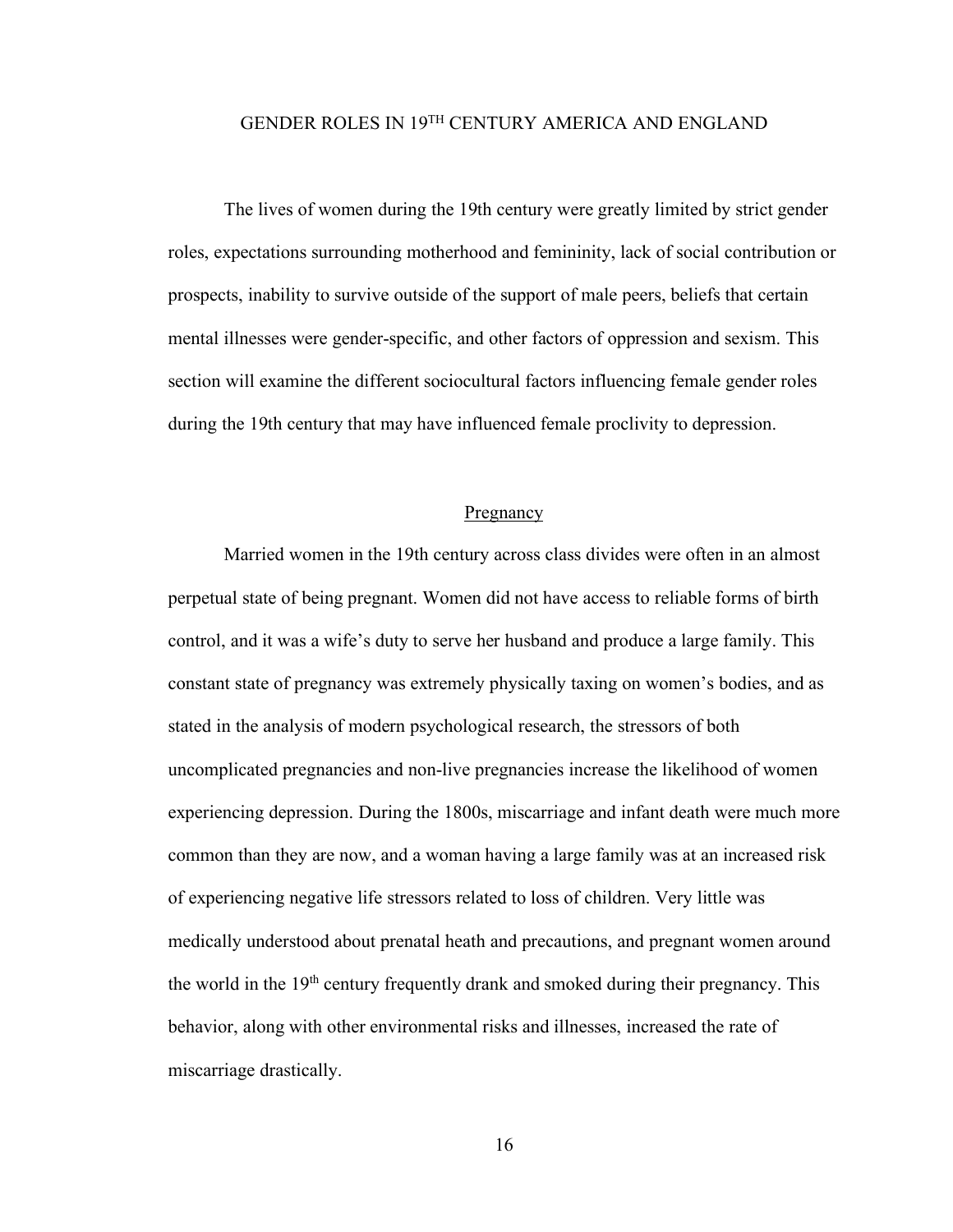## GENDER ROLES IN 19TH CENTURY AMERICA AND ENGLAND

The lives of women during the 19th century were greatly limited by strict gender roles, expectations surrounding motherhood and femininity, lack of social contribution or prospects, inability to survive outside of the support of male peers, beliefs that certain mental illnesses were gender-specific, and other factors of oppression and sexism. This section will examine the different sociocultural factors influencing female gender roles during the 19th century that may have influenced female proclivity to depression.

### Pregnancy

Married women in the 19th century across class divides were often in an almost perpetual state of being pregnant. Women did not have access to reliable forms of birth control, and it was a wife's duty to serve her husband and produce a large family. This constant state of pregnancy was extremely physically taxing on women's bodies, and as stated in the analysis of modern psychological research, the stressors of both uncomplicated pregnancies and non-live pregnancies increase the likelihood of women experiencing depression. During the 1800s, miscarriage and infant death were much more common than they are now, and a woman having a large family was at an increased risk of experiencing negative life stressors related to loss of children. Very little was medically understood about prenatal heath and precautions, and pregnant women around the world in the 19th century frequently drank and smoked during their pregnancy. This behavior, along with other environmental risks and illnesses, increased the rate of miscarriage drastically.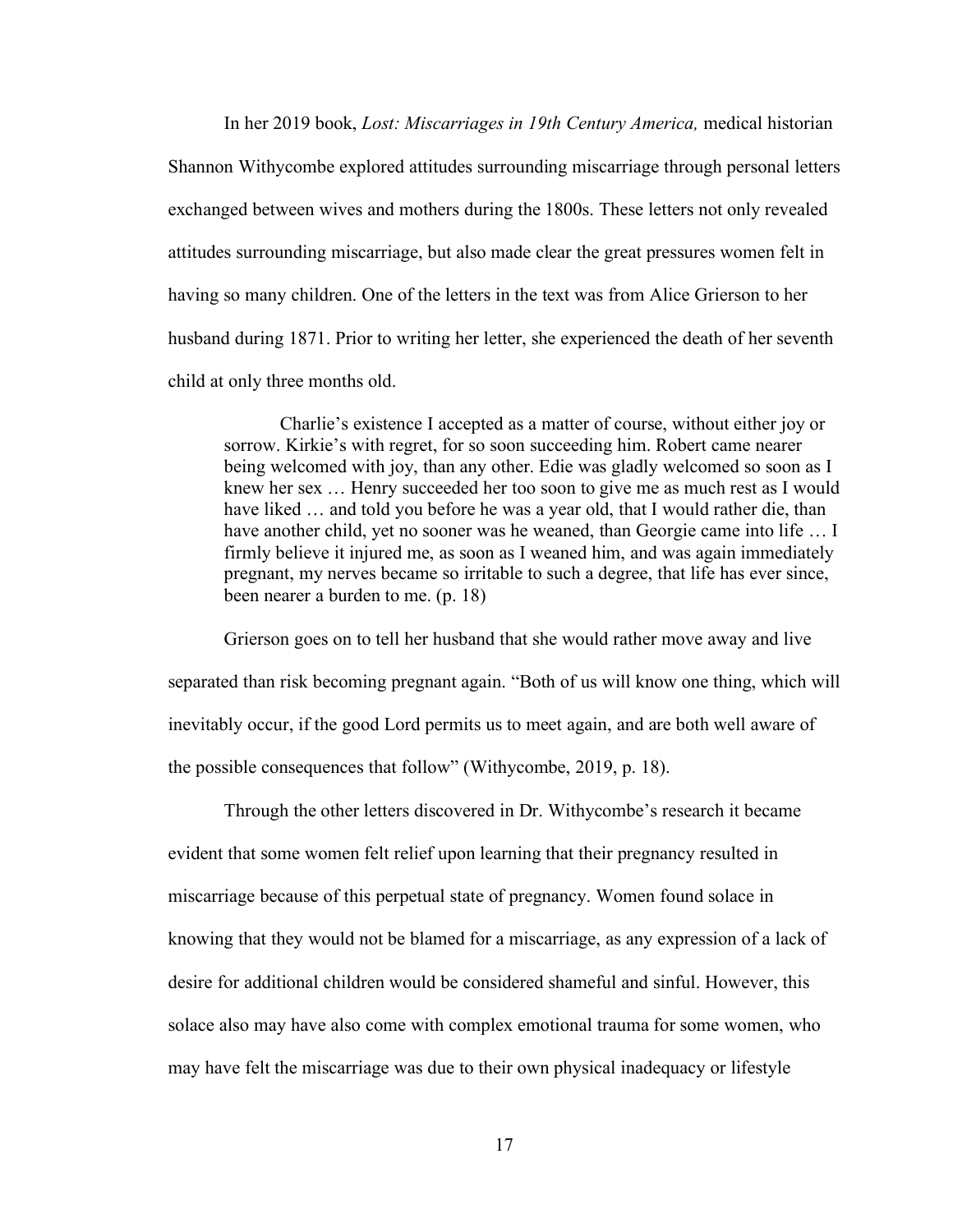In her 2019 book, *Lost: Miscarriages in 19th Century America,* medical historian Shannon Withycombe explored attitudes surrounding miscarriage through personal letters exchanged between wives and mothers during the 1800s. These letters not only revealed attitudes surrounding miscarriage, but also made clear the great pressures women felt in having so many children. One of the letters in the text was from Alice Grierson to her husband during 1871. Prior to writing her letter, she experienced the death of her seventh child at only three months old.

> Charlie's existence I accepted as a matter of course, without either joy or sorrow. Kirkie's with regret, for so soon succeeding him. Robert came nearer being welcomed with joy, than any other. Edie was gladly welcomed so soon as I knew her sex … Henry succeeded her too soon to give me as much rest as I would have liked … and told you before he was a year old, that I would rather die, than have another child, yet no sooner was he weaned, than Georgie came into life … I firmly believe it injured me, as soon as I weaned him, and was again immediately pregnant, my nerves became so irritable to such a degree, that life has ever since, been nearer a burden to me. (p. 18)

Grierson goes on to tell her husband that she would rather move away and live separated than risk becoming pregnant again. "Both of us will know one thing, which will inevitably occur, if the good Lord permits us to meet again, and are both well aware of the possible consequences that follow" (Withycombe, 2019, p. 18).

Through the other letters discovered in Dr. Withycombe's research it became evident that some women felt relief upon learning that their pregnancy resulted in miscarriage because of this perpetual state of pregnancy. Women found solace in knowing that they would not be blamed for a miscarriage, as any expression of a lack of desire for additional children would be considered shameful and sinful. However, this solace also may have also come with complex emotional trauma for some women, who may have felt the miscarriage was due to their own physical inadequacy or lifestyle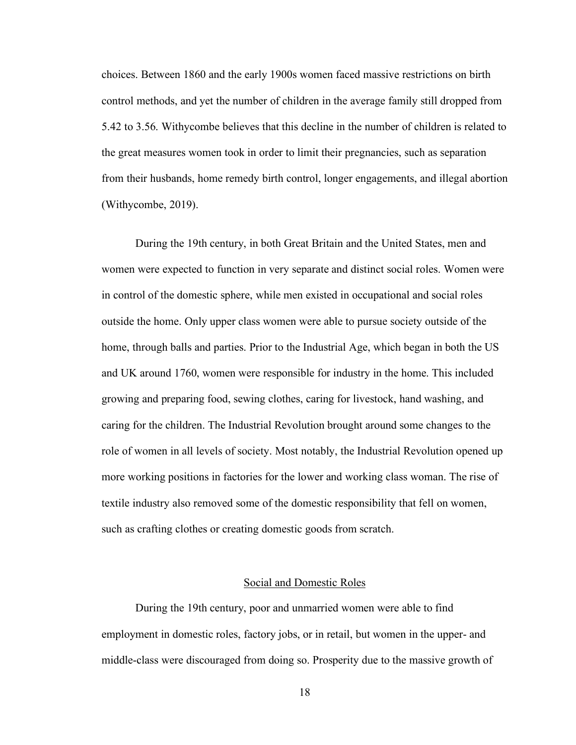choices. Between 1860 and the early 1900s women faced massive restrictions on birth control methods, and yet the number of children in the average family still dropped from 5.42 to 3.56. Withycombe believes that this decline in the number of children is related to the great measures women took in order to limit their pregnancies, such as separation from their husbands, home remedy birth control, longer engagements, and illegal abortion (Withycombe, 2019).

During the 19th century, in both Great Britain and the United States, men and women were expected to function in very separate and distinct social roles. Women were in control of the domestic sphere, while men existed in occupational and social roles outside the home. Only upper class women were able to pursue society outside of the home, through balls and parties. Prior to the Industrial Age, which began in both the US and UK around 1760, women were responsible for industry in the home. This included growing and preparing food, sewing clothes, caring for livestock, hand washing, and caring for the children. The Industrial Revolution brought around some changes to the role of women in all levels of society. Most notably, the Industrial Revolution opened up more working positions in factories for the lower and working class woman. The rise of textile industry also removed some of the domestic responsibility that fell on women, such as crafting clothes or creating domestic goods from scratch.

## Social and Domestic Roles

During the 19th century, poor and unmarried women were able to find employment in domestic roles, factory jobs, or in retail, but women in the upper- and middle-class were discouraged from doing so. Prosperity due to the massive growth of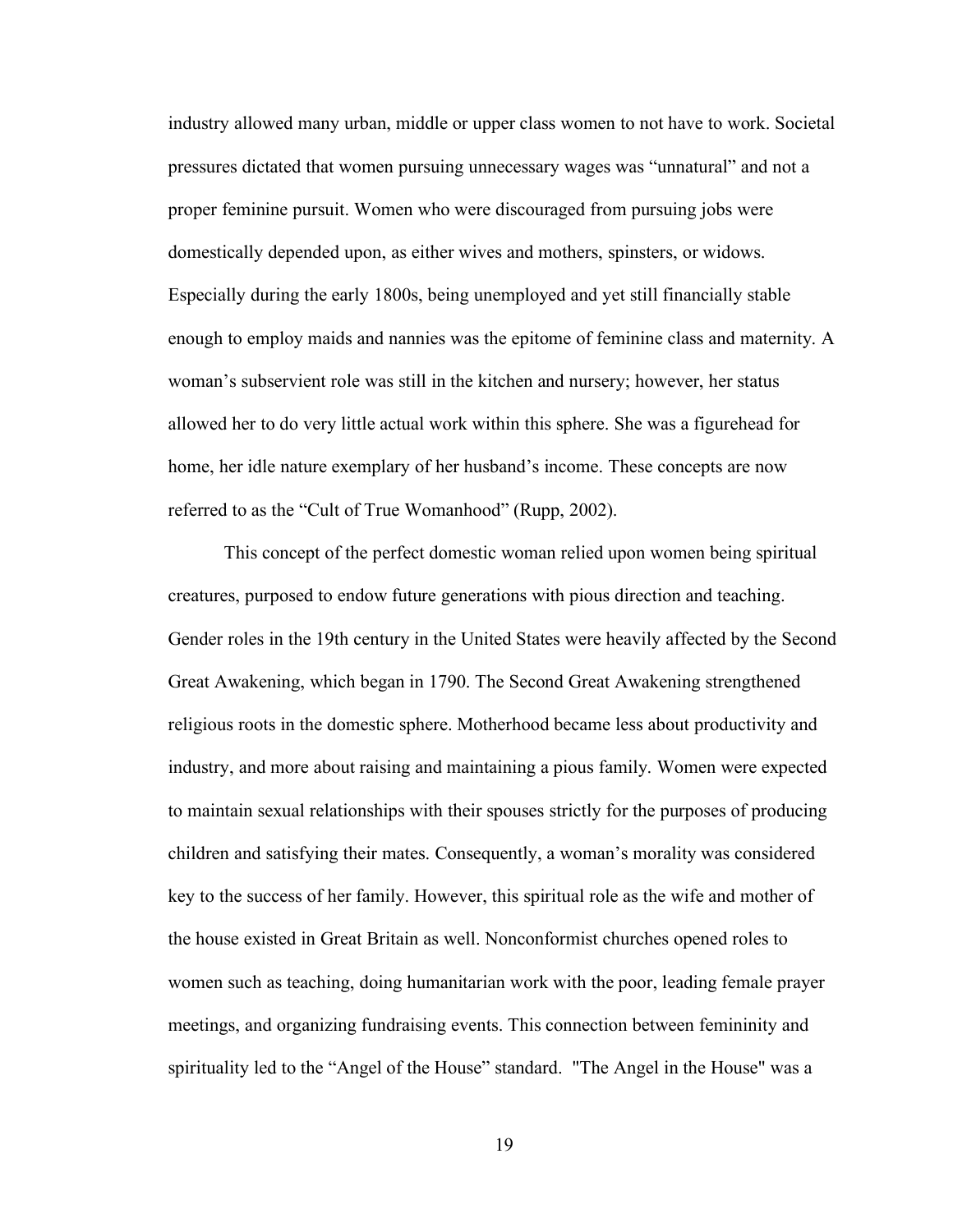industry allowed many urban, middle or upper class women to not have to work. Societal pressures dictated that women pursuing unnecessary wages was “unnatural” and not a proper feminine pursuit. Women who were discouraged from pursuing jobs were domestically depended upon, as either wives and mothers, spinsters, or widows. Especially during the early 1800s, being unemployed and yet still financially stable enough to employ maids and nannies was the epitome of feminine class and maternity. A woman’s subservient role was still in the kitchen and nursery; however, her status allowed her to do very little actual work within this sphere. She was a figurehead for home, her idle nature exemplary of her husband’s income. These concepts are now referred to as the “Cult of True Womanhood” (Rupp, 2002).

This concept of the perfect domestic woman relied upon women being spiritual creatures, purposed to endow future generations with pious direction and teaching. Gender roles in the 19th century in the United States were heavily affected by the Second Great Awakening, which began in 1790. The Second Great Awakening strengthened religious roots in the domestic sphere. Motherhood became less about productivity and industry, and more about raising and maintaining a pious family. Women were expected to maintain sexual relationships with their spouses strictly for the purposes of producing children and satisfying their mates. Consequently, a woman’s morality was considered key to the success of her family. However, this spiritual role as the wife and mother of the house existed in Great Britain as well. Nonconformist churches opened roles to women such as teaching, doing humanitarian work with the poor, leading female prayer meetings, and organizing fundraising events. This connection between femininity and spirituality led to the “Angel of the House” standard. "The Angel in the House" was a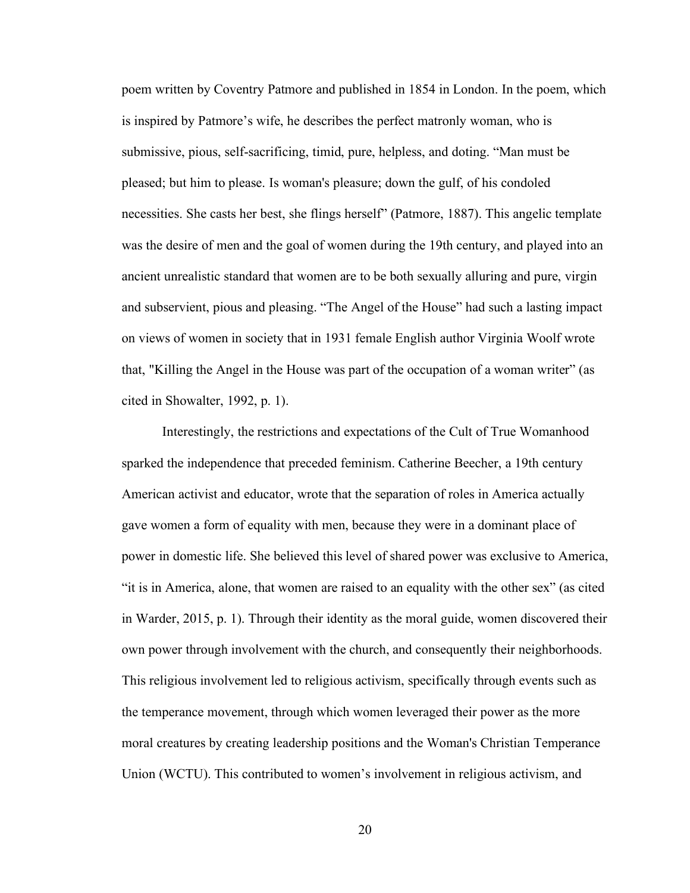poem written by Coventry Patmore and published in 1854 in London. In the poem, which is inspired by Patmore's wife, he describes the perfect matronly woman, who is submissive, pious, self-sacrificing, timid, pure, helpless, and doting. "Man must be pleased; but him to please. Is woman's pleasure; down the gulf, of his condoled necessities. She casts her best, she flings herself" (Patmore, 1887). This angelic template was the desire of men and the goal of women during the 19th century, and played into an ancient unrealistic standard that women are to be both sexually alluring and pure, virgin and subservient, pious and pleasing. "The Angel of the House" had such a lasting impact on views of women in society that in 1931 female English author Virginia Woolf wrote that, "Killing the Angel in the House was part of the occupation of a woman writer" (as cited in Showalter, 1992, p. 1).

Interestingly, the restrictions and expectations of the Cult of True Womanhood sparked the independence that preceded feminism. Catherine Beecher, a 19th century American activist and educator, wrote that the separation of roles in America actually gave women a form of equality with men, because they were in a dominant place of power in domestic life. She believed this level of shared power was exclusive to America, "it is in America, alone, that women are raised to an equality with the other sex" (as cited in Warder, 2015, p. 1). Through their identity as the moral guide, women discovered their own power through involvement with the church, and consequently their neighborhoods. This religious involvement led to religious activism, specifically through events such as the temperance movement, through which women leveraged their power as the more moral creatures by creating leadership positions and the Woman's Christian Temperance Union (WCTU). This contributed to women's involvement in religious activism, and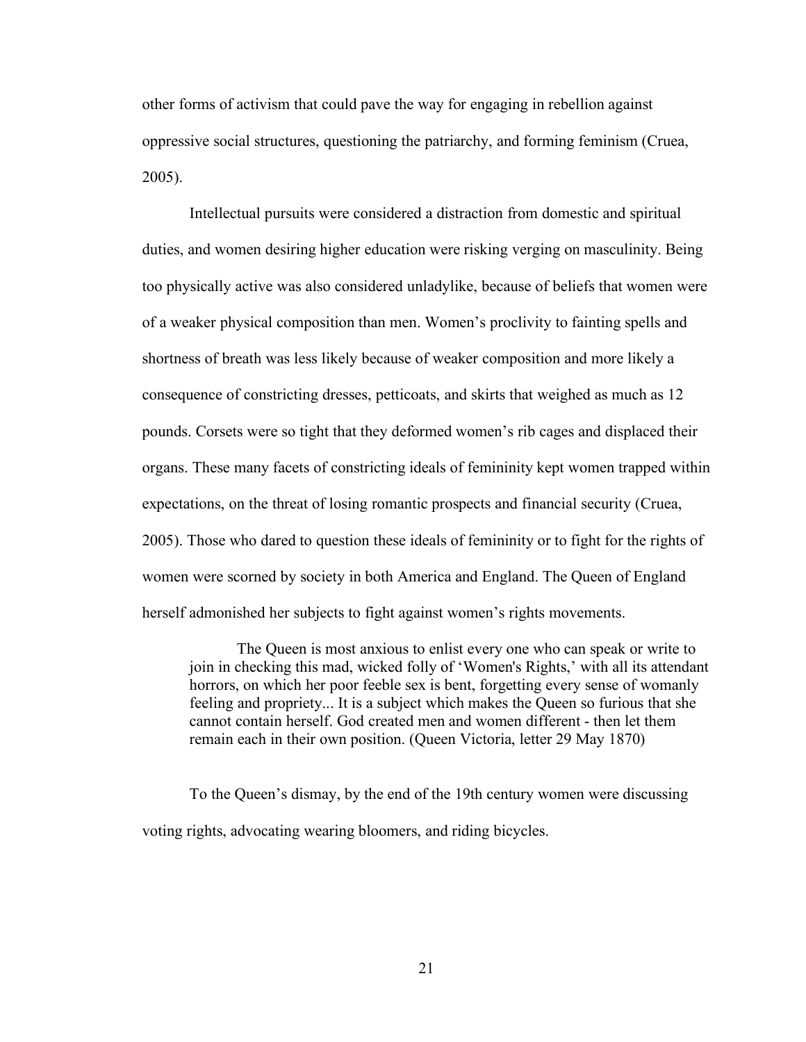other forms of activism that could pave the way for engaging in rebellion against oppressive social structures, questioning the patriarchy, and forming feminism (Cruea, 2005).

Intellectual pursuits were considered a distraction from domestic and spiritual duties, and women desiring higher education were risking verging on masculinity. Being too physically active was also considered unladylike, because of beliefs that women were of a weaker physical composition than men. Women's proclivity to fainting spells and shortness of breath was less likely because of weaker composition and more likely a consequence of constricting dresses, petticoats, and skirts that weighed as much as 12 pounds. Corsets were so tight that they deformed women's rib cages and displaced their organs. These many facets of constricting ideals of femininity kept women trapped within expectations, on the threat of losing romantic prospects and financial security (Cruea, 2005). Those who dared to question these ideals of femininity or to fight for the rights of women were scorned by society in both America and England. The Queen of England herself admonished her subjects to fight against women's rights movements.

> The Queen is most anxious to enlist every one who can speak or write to join in checking this mad, wicked folly of 'Women's Rights,' with all its attendant horrors, on which her poor feeble sex is bent, forgetting every sense of womanly feeling and propriety... It is a subject which makes the Queen so furious that she cannot contain herself. God created men and women different - then let them remain each in their own position. (Queen Victoria, letter 29 May 1870)

To the Queen's dismay, by the end of the 19th century women were discussing voting rights, advocating wearing bloomers, and riding bicycles.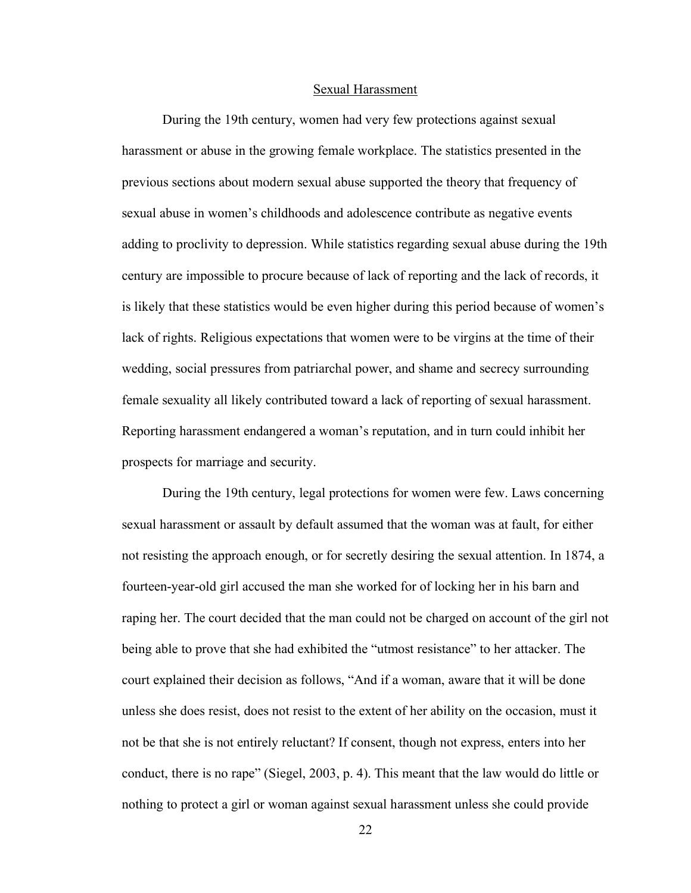## Sexual Harassment

During the 19th century, women had very few protections against sexual harassment or abuse in the growing female workplace. The statistics presented in the previous sections about modern sexual abuse supported the theory that frequency of sexual abuse in women's childhoods and adolescence contribute as negative events adding to proclivity to depression. While statistics regarding sexual abuse during the 19th century are impossible to procure because of lack of reporting and the lack of records, it is likely that these statistics would be even higher during this period because of women's lack of rights. Religious expectations that women were to be virgins at the time of their wedding, social pressures from patriarchal power, and shame and secrecy surrounding female sexuality all likely contributed toward a lack of reporting of sexual harassment. Reporting harassment endangered a woman's reputation, and in turn could inhibit her prospects for marriage and security.

During the 19th century, legal protections for women were few. Laws concerning sexual harassment or assault by default assumed that the woman was at fault, for either not resisting the approach enough, or for secretly desiring the sexual attention. In 1874, a fourteen-year-old girl accused the man she worked for of locking her in his barn and raping her. The court decided that the man could not be charged on account of the girl not being able to prove that she had exhibited the "utmost resistance" to her attacker. The court explained their decision as follows, "And if a woman, aware that it will be done unless she does resist, does not resist to the extent of her ability on the occasion, must it not be that she is not entirely reluctant? If consent, though not express, enters into her conduct, there is no rape" (Siegel, 2003, p. 4). This meant that the law would do little or nothing to protect a girl or woman against sexual harassment unless she could provide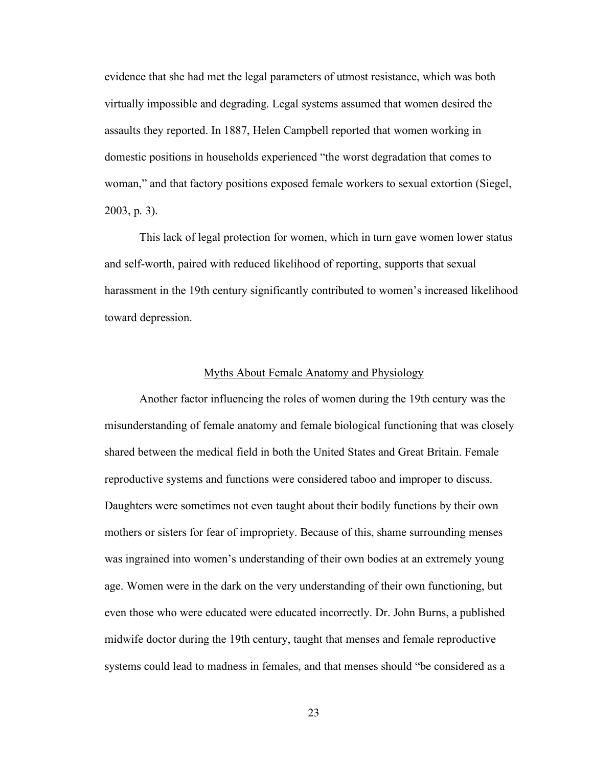evidence that she had met the legal parameters of utmost resistance, which was both virtually impossible and degrading. Legal systems assumed that women desired the assaults they reported. In 1887, Helen Campbell reported that women working in domestic positions in households experienced "the worst degradation that comes to woman," and that factory positions exposed female workers to sexual extortion (Siegel, 2003, p. 3).

This lack of legal protection for women, which in turn gave women lower status and self-worth, paired with reduced likelihood of reporting, supports that sexual harassment in the 19th century significantly contributed to women's increased likelihood toward depression.

## Myths About Female Anatomy and Physiology

Another factor influencing the roles of women during the 19th century was the misunderstanding of female anatomy and female biological functioning that was closely shared between the medical field in both the United States and Great Britain. Female reproductive systems and functions were considered taboo and improper to discuss. Daughters were sometimes not even taught about their bodily functions by their own mothers or sisters for fear of impropriety. Because of this, shame surrounding menses was ingrained into women's understanding of their own bodies at an extremely young age. Women were in the dark on the very understanding of their own functioning, but even those who were educated were educated incorrectly. Dr. John Burns, a published midwife doctor during the 19th century, taught that menses and female reproductive systems could lead to madness in females, and that menses should "be considered as a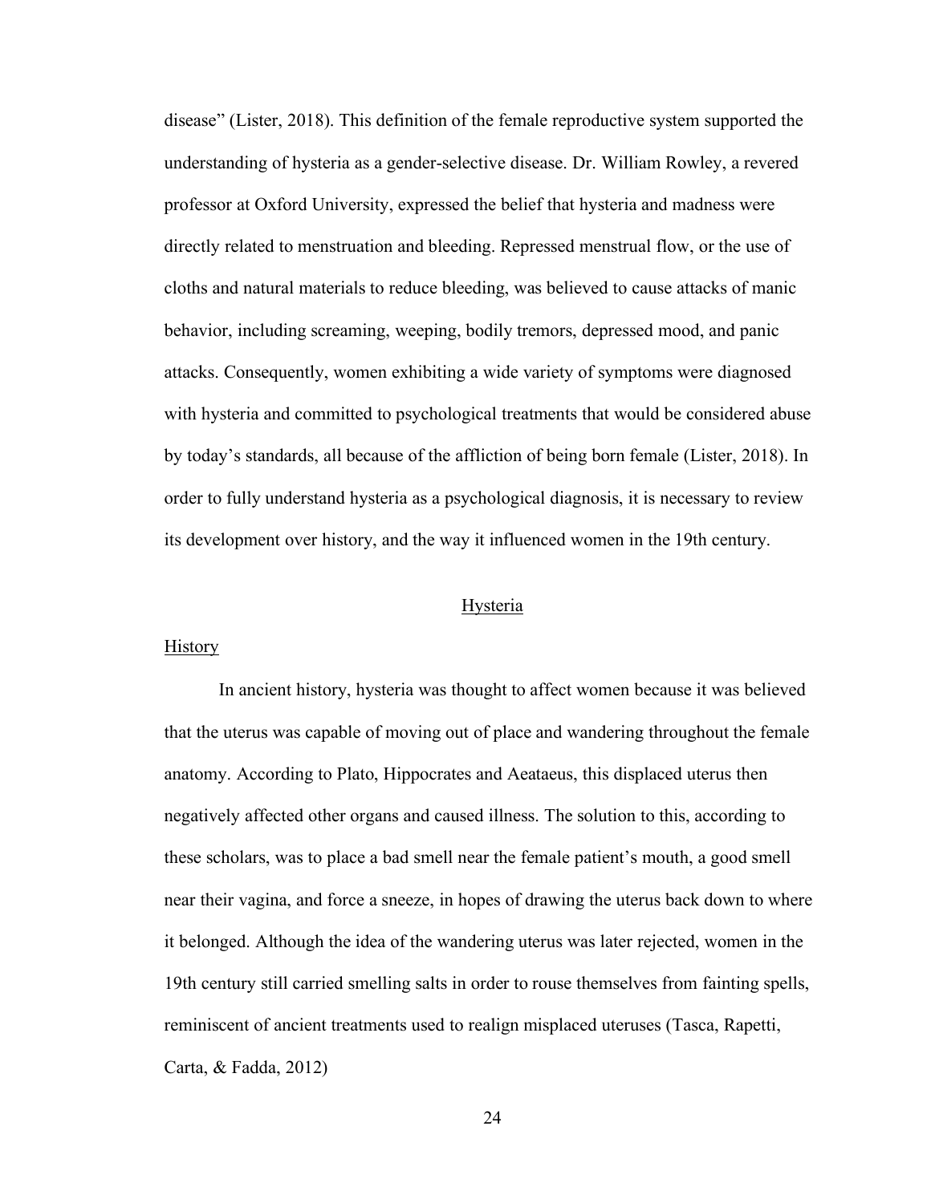disease" (Lister, 2018). This definition of the female reproductive system supported the understanding of hysteria as a gender-selective disease. Dr. William Rowley, a revered professor at Oxford University, expressed the belief that hysteria and madness were directly related to menstruation and bleeding. Repressed menstrual flow, or the use of cloths and natural materials to reduce bleeding, was believed to cause attacks of manic behavior, including screaming, weeping, bodily tremors, depressed mood, and panic attacks. Consequently, women exhibiting a wide variety of symptoms were diagnosed with hysteria and committed to psychological treatments that would be considered abuse by today's standards, all because of the affliction of being born female (Lister, 2018). In order to fully understand hysteria as a psychological diagnosis, it is necessary to review its development over history, and the way it influenced women in the 19th century.

## Hysteria

### History

In ancient history, hysteria was thought to affect women because it was believed that the uterus was capable of moving out of place and wandering throughout the female anatomy. According to Plato, Hippocrates and Aeataeus, this displaced uterus then negatively affected other organs and caused illness. The solution to this, according to these scholars, was to place a bad smell near the female patient's mouth, a good smell near their vagina, and force a sneeze, in hopes of drawing the uterus back down to where it belonged. Although the idea of the wandering uterus was later rejected, women in the 19th century still carried smelling salts in order to rouse themselves from fainting spells, reminiscent of ancient treatments used to realign misplaced uteruses (Tasca, Rapetti, Carta, & Fadda, 2012)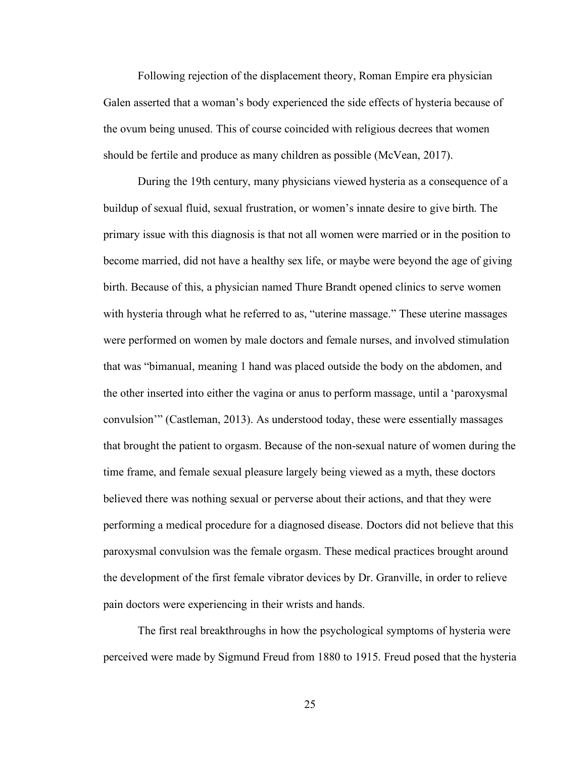Following rejection of the displacement theory, Roman Empire era physician Galen asserted that a woman's body experienced the side effects of hysteria because of the ovum being unused. This of course coincided with religious decrees that women should be fertile and produce as many children as possible (McVean, 2017).

During the 19th century, many physicians viewed hysteria as a consequence of a buildup of sexual fluid, sexual frustration, or women's innate desire to give birth. The primary issue with this diagnosis is that not all women were married or in the position to become married, did not have a healthy sex life, or maybe were beyond the age of giving birth. Because of this, a physician named Thure Brandt opened clinics to serve women with hysteria through what he referred to as, "uterine massage." These uterine massages were performed on women by male doctors and female nurses, and involved stimulation that was "bimanual, meaning 1 hand was placed outside the body on the abdomen, and the other inserted into either the vagina or anus to perform massage, until a 'paroxysmal convulsion'" (Castleman, 2013). As understood today, these were essentially massages that brought the patient to orgasm. Because of the non-sexual nature of women during the time frame, and female sexual pleasure largely being viewed as a myth, these doctors believed there was nothing sexual or perverse about their actions, and that they were performing a medical procedure for a diagnosed disease. Doctors did not believe that this paroxysmal convulsion was the female orgasm. These medical practices brought around the development of the first female vibrator devices by Dr. Granville, in order to relieve pain doctors were experiencing in their wrists and hands.

The first real breakthroughs in how the psychological symptoms of hysteria were perceived were made by Sigmund Freud from 1880 to 1915. Freud posed that the hysteria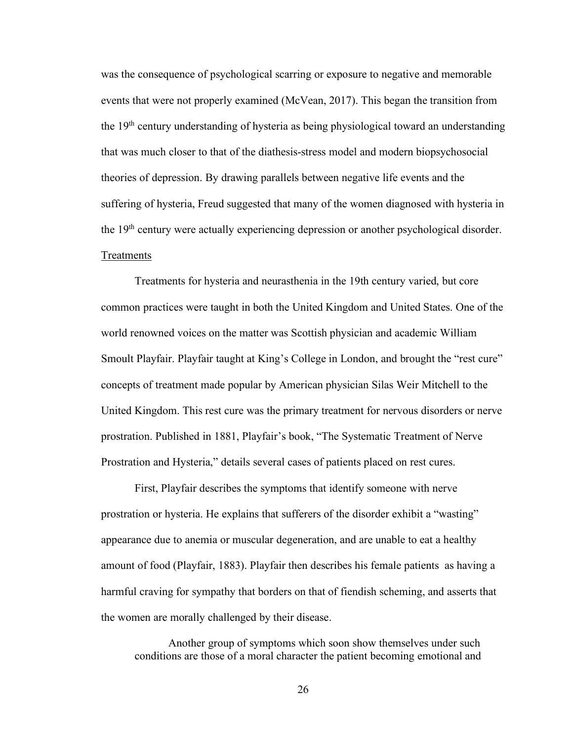was the consequence of psychological scarring or exposure to negative and memorable events that were not properly examined (McVean, 2017). This began the transition from the 19$^{th}$ century understanding of hysteria as being physiological toward an understanding that was much closer to that of the diathesis-stress model and modern biopsychosocial theories of depression. By drawing parallels between negative life events and the suffering of hysteria, Freud suggested that many of the women diagnosed with hysteria in the 19$^{th}$ century were actually experiencing depression or another psychological disorder.

## Treatments

Treatments for hysteria and neurasthenia in the 19th century varied, but core common practices were taught in both the United Kingdom and United States. One of the world renowned voices on the matter was Scottish physician and academic William Smoult Playfair. Playfair taught at King's College in London, and brought the "rest cure" concepts of treatment made popular by American physician Silas Weir Mitchell to the United Kingdom. This rest cure was the primary treatment for nervous disorders or nerve prostration. Published in 1881, Playfair's book, "The Systematic Treatment of Nerve Prostration and Hysteria," details several cases of patients placed on rest cures.

First, Playfair describes the symptoms that identify someone with nerve prostration or hysteria. He explains that sufferers of the disorder exhibit a "wasting" appearance due to anemia or muscular degeneration, and are unable to eat a healthy amount of food (Playfair, 1883). Playfair then describes his female patients as having a harmful craving for sympathy that borders on that of fiendish scheming, and asserts that the women are morally challenged by their disease.

> Another group of symptoms which soon show themselves under such conditions are those of a moral character the patient becoming emotional and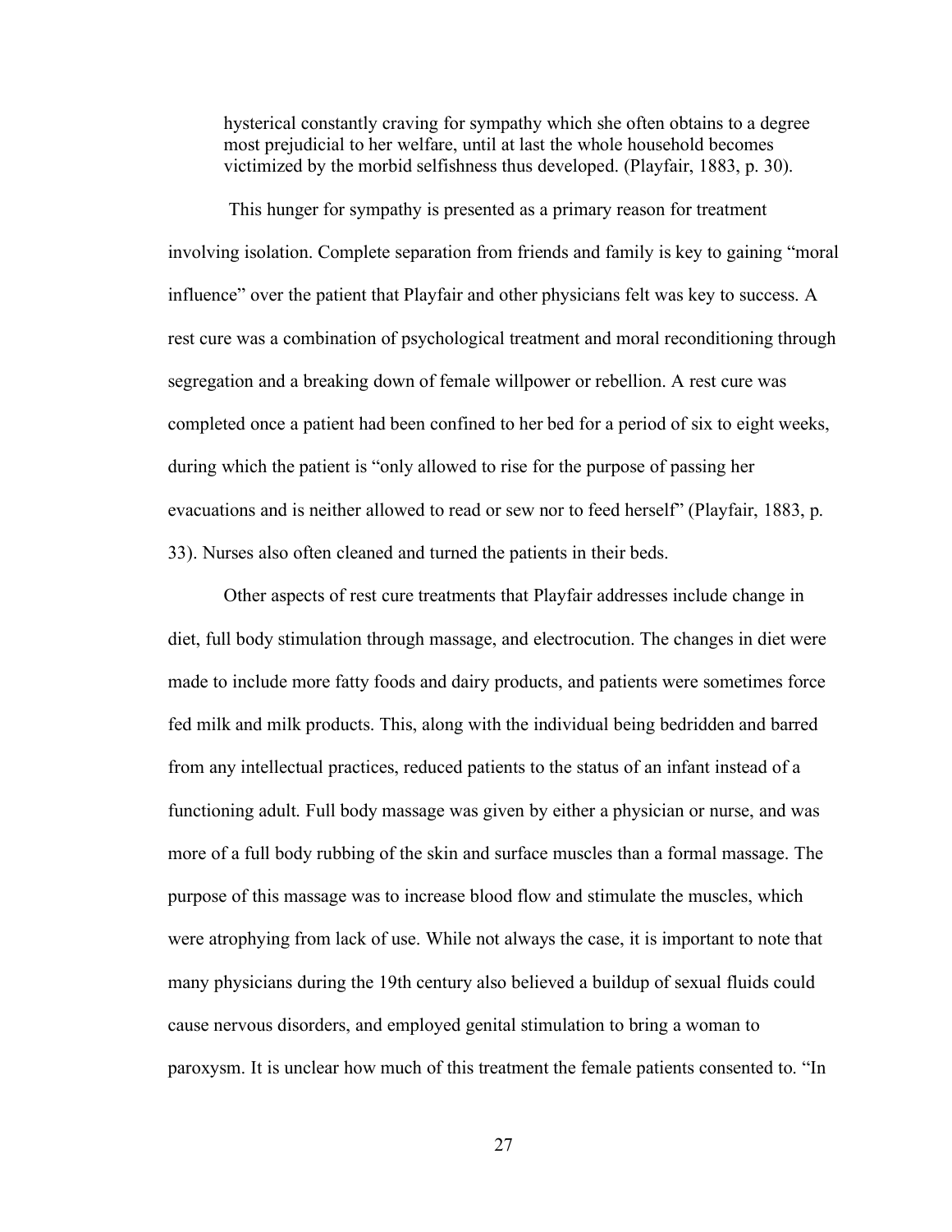> hysterical constantly craving for sympathy which she often obtains to a degree most prejudicial to her welfare, until at last the whole household becomes victimized by the morbid selfishness thus developed. (Playfair, 1883, p. 30).

This hunger for sympathy is presented as a primary reason for treatment involving isolation. Complete separation from friends and family is key to gaining "moral influence" over the patient that Playfair and other physicians felt was key to success. A rest cure was a combination of psychological treatment and moral reconditioning through segregation and a breaking down of female willpower or rebellion. A rest cure was completed once a patient had been confined to her bed for a period of six to eight weeks, during which the patient is "only allowed to rise for the purpose of passing her evacuations and is neither allowed to read or sew nor to feed herself" (Playfair, 1883, p. 33). Nurses also often cleaned and turned the patients in their beds.

Other aspects of rest cure treatments that Playfair addresses include change in diet, full body stimulation through massage, and electrocution. The changes in diet were made to include more fatty foods and dairy products, and patients were sometimes force fed milk and milk products. This, along with the individual being bedridden and barred from any intellectual practices, reduced patients to the status of an infant instead of a functioning adult. Full body massage was given by either a physician or nurse, and was more of a full body rubbing of the skin and surface muscles than a formal massage. The purpose of this massage was to increase blood flow and stimulate the muscles, which were atrophying from lack of use. While not always the case, it is important to note that many physicians during the 19th century also believed a buildup of sexual fluids could cause nervous disorders, and employed genital stimulation to bring a woman to paroxysm. It is unclear how much of this treatment the female patients consented to. "In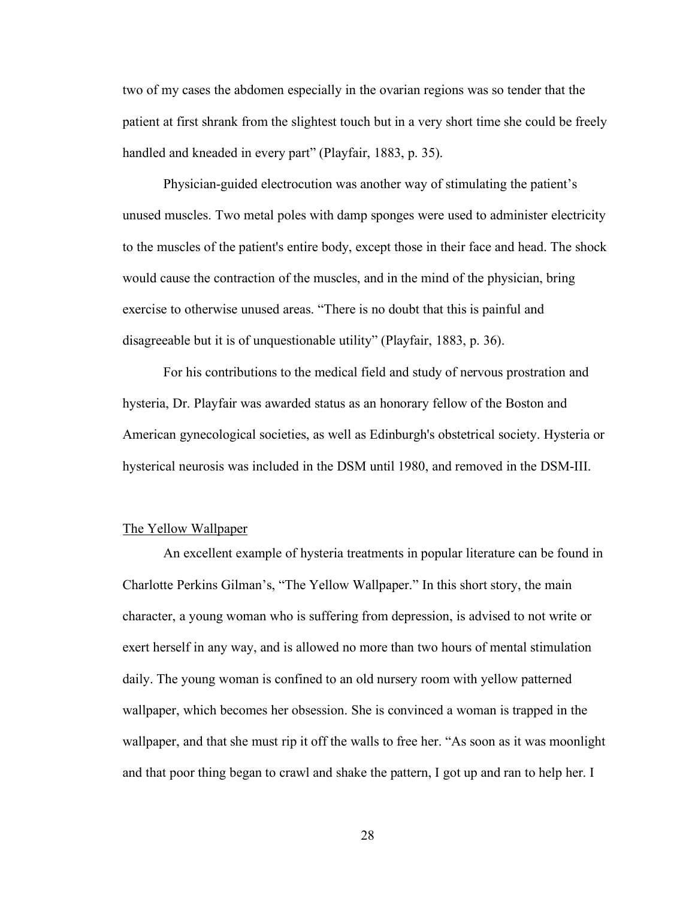two of my cases the abdomen especially in the ovarian regions was so tender that the patient at first shrank from the slightest touch but in a very short time she could be freely handled and kneaded in every part" (Playfair, 1883, p. 35).

Physician-guided electrocution was another way of stimulating the patient's unused muscles. Two metal poles with damp sponges were used to administer electricity to the muscles of the patient's entire body, except those in their face and head. The shock would cause the contraction of the muscles, and in the mind of the physician, bring exercise to otherwise unused areas. "There is no doubt that this is painful and disagreeable but it is of unquestionable utility" (Playfair, 1883, p. 36).

For his contributions to the medical field and study of nervous prostration and hysteria, Dr. Playfair was awarded status as an honorary fellow of the Boston and American gynecological societies, as well as Edinburgh's obstetrical society. Hysteria or hysterical neurosis was included in the DSM until 1980, and removed in the DSM-III.

## The Yellow Wallpaper

An excellent example of hysteria treatments in popular literature can be found in Charlotte Perkins Gilman's, "The Yellow Wallpaper." In this short story, the main character, a young woman who is suffering from depression, is advised to not write or exert herself in any way, and is allowed no more than two hours of mental stimulation daily. The young woman is confined to an old nursery room with yellow patterned wallpaper, which becomes her obsession. She is convinced a woman is trapped in the wallpaper, and that she must rip it off the walls to free her. "As soon as it was moonlight and that poor thing began to crawl and shake the pattern, I got up and ran to help her. I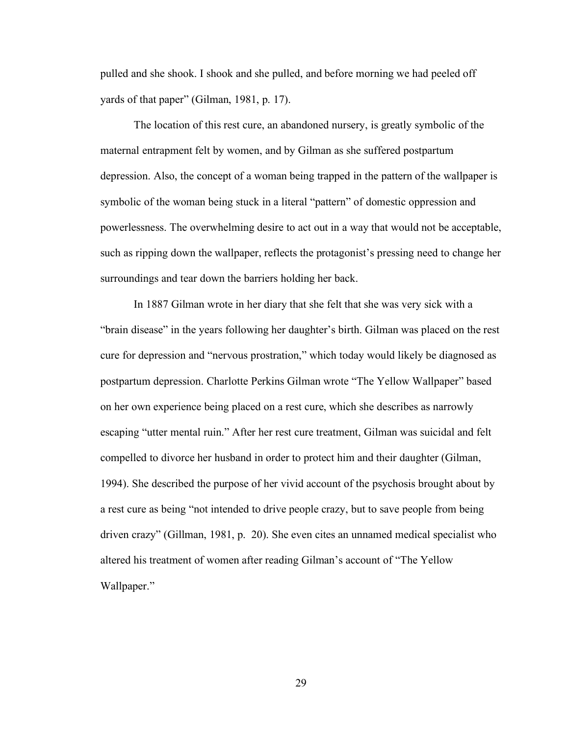pulled and she shook. I shook and she pulled, and before morning we had peeled off yards of that paper" (Gilman, 1981, p. 17).

The location of this rest cure, an abandoned nursery, is greatly symbolic of the maternal entrapment felt by women, and by Gilman as she suffered postpartum depression. Also, the concept of a woman being trapped in the pattern of the wallpaper is symbolic of the woman being stuck in a literal "pattern" of domestic oppression and powerlessness. The overwhelming desire to act out in a way that would not be acceptable, such as ripping down the wallpaper, reflects the protagonist's pressing need to change her surroundings and tear down the barriers holding her back.

In 1887 Gilman wrote in her diary that she felt that she was very sick with a "brain disease" in the years following her daughter's birth. Gilman was placed on the rest cure for depression and "nervous prostration," which today would likely be diagnosed as postpartum depression. Charlotte Perkins Gilman wrote "The Yellow Wallpaper" based on her own experience being placed on a rest cure, which she describes as narrowly escaping "utter mental ruin." After her rest cure treatment, Gilman was suicidal and felt compelled to divorce her husband in order to protect him and their daughter (Gilman, 1994). She described the purpose of her vivid account of the psychosis brought about by a rest cure as being "not intended to drive people crazy, but to save people from being driven crazy" (Gillman, 1981, p. 20). She even cites an unnamed medical specialist who altered his treatment of women after reading Gilman's account of "The Yellow Wallpaper."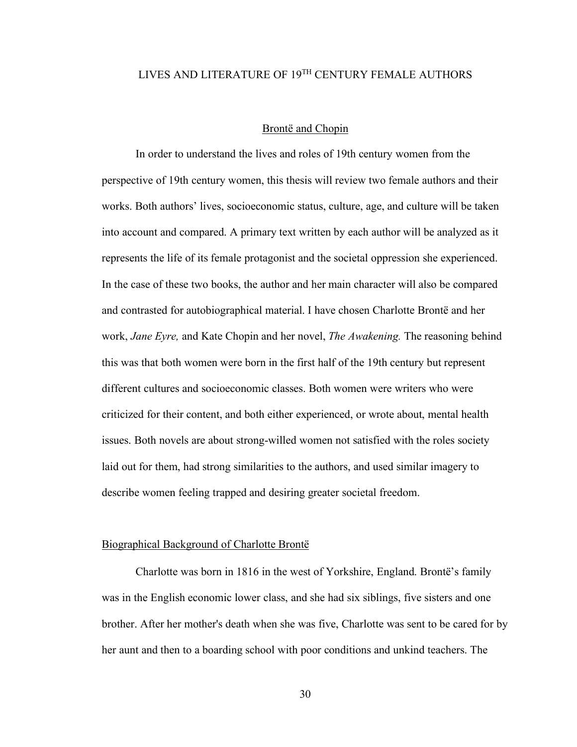# LIVES AND LITERATURE OF 19TH CENTURY FEMALE AUTHORS

## Brontë and Chopin

In order to understand the lives and roles of 19th century women from the perspective of 19th century women, this thesis will review two female authors and their works. Both authors' lives, socioeconomic status, culture, age, and culture will be taken into account and compared. A primary text written by each author will be analyzed as it represents the life of its female protagonist and the societal oppression she experienced. In the case of these two books, the author and her main character will also be compared and contrasted for autobiographical material. I have chosen Charlotte Brontë and her work, *Jane Eyre,* and Kate Chopin and her novel, *The Awakening.* The reasoning behind this was that both women were born in the first half of the 19th century but represent different cultures and socioeconomic classes. Both women were writers who were criticized for their content, and both either experienced, or wrote about, mental health issues. Both novels are about strong-willed women not satisfied with the roles society laid out for them, had strong similarities to the authors, and used similar imagery to describe women feeling trapped and desiring greater societal freedom.

### Biographical Background of Charlotte Brontë

Charlotte was born in 1816 in the west of Yorkshire, England. Brontë's family was in the English economic lower class, and she had six siblings, five sisters and one brother. After her mother's death when she was five, Charlotte was sent to be cared for by her aunt and then to a boarding school with poor conditions and unkind teachers. The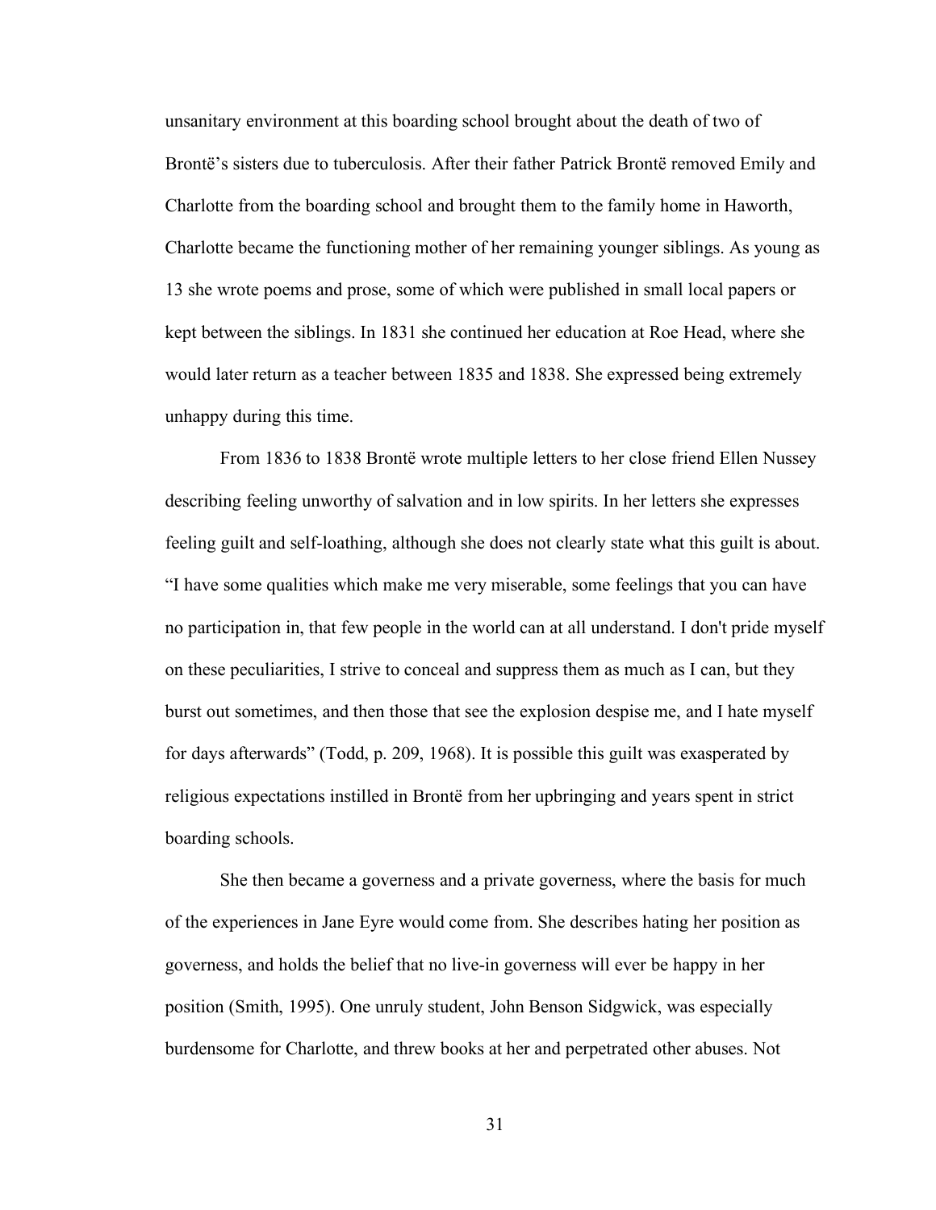unsanitary environment at this boarding school brought about the death of two of Brontë's sisters due to tuberculosis. After their father Patrick Brontë removed Emily and Charlotte from the boarding school and brought them to the family home in Haworth, Charlotte became the functioning mother of her remaining younger siblings. As young as 13 she wrote poems and prose, some of which were published in small local papers or kept between the siblings. In 1831 she continued her education at Roe Head, where she would later return as a teacher between 1835 and 1838. She expressed being extremely unhappy during this time.

From 1836 to 1838 Brontë wrote multiple letters to her close friend Ellen Nussey describing feeling unworthy of salvation and in low spirits. In her letters she expresses feeling guilt and self-loathing, although she does not clearly state what this guilt is about. "I have some qualities which make me very miserable, some feelings that you can have no participation in, that few people in the world can at all understand. I don't pride myself on these peculiarities, I strive to conceal and suppress them as much as I can, but they burst out sometimes, and then those that see the explosion despise me, and I hate myself for days afterwards" (Todd, p. 209, 1968). It is possible this guilt was exasperated by religious expectations instilled in Brontë from her upbringing and years spent in strict boarding schools.

She then became a governess and a private governess, where the basis for much of the experiences in Jane Eyre would come from. She describes hating her position as governess, and holds the belief that no live-in governess will ever be happy in her position (Smith, 1995). One unruly student, John Benson Sidgwick, was especially burdensome for Charlotte, and threw books at her and perpetrated other abuses. Not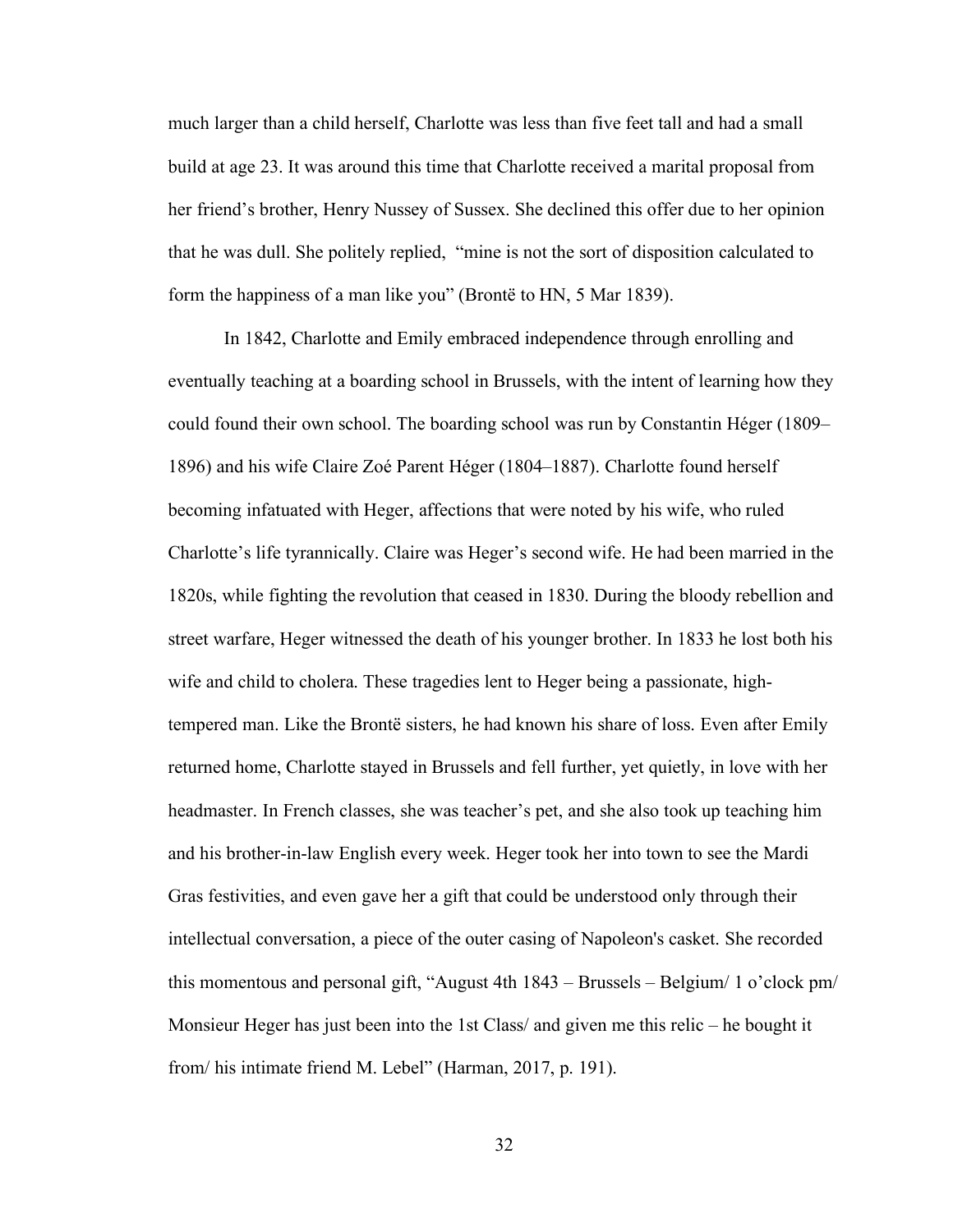much larger than a child herself, Charlotte was less than five feet tall and had a small build at age 23. It was around this time that Charlotte received a marital proposal from her friend's brother, Henry Nussey of Sussex. She declined this offer due to her opinion that he was dull. She politely replied, "mine is not the sort of disposition calculated to form the happiness of a man like you" (Brontë to HN, 5 Mar 1839).

In 1842, Charlotte and Emily embraced independence through enrolling and eventually teaching at a boarding school in Brussels, with the intent of learning how they could found their own school. The boarding school was run by Constantin Héger (1809–1896) and his wife Claire Zoé Parent Héger (1804–1887). Charlotte found herself becoming infatuated with Heger, affections that were noted by his wife, who ruled Charlotte's life tyrannically. Claire was Heger's second wife. He had been married in the 1820s, while fighting the revolution that ceased in 1830. During the bloody rebellion and street warfare, Heger witnessed the death of his younger brother. In 1833 he lost both his wife and child to cholera. These tragedies lent to Heger being a passionate, high-tempered man. Like the Brontë sisters, he had known his share of loss. Even after Emily returned home, Charlotte stayed in Brussels and fell further, yet quietly, in love with her headmaster. In French classes, she was teacher's pet, and she also took up teaching him and his brother-in-law English every week. Heger took her into town to see the Mardi Gras festivities, and even gave her a gift that could be understood only through their intellectual conversation, a piece of the outer casing of Napoleon's casket. She recorded this momentous and personal gift, "August 4th 1843 – Brussels – Belgium/ 1 o'clock pm/ Monsieur Heger has just been into the 1st Class/ and given me this relic – he bought it from/ his intimate friend M. Lebel" (Harman, 2017, p. 191).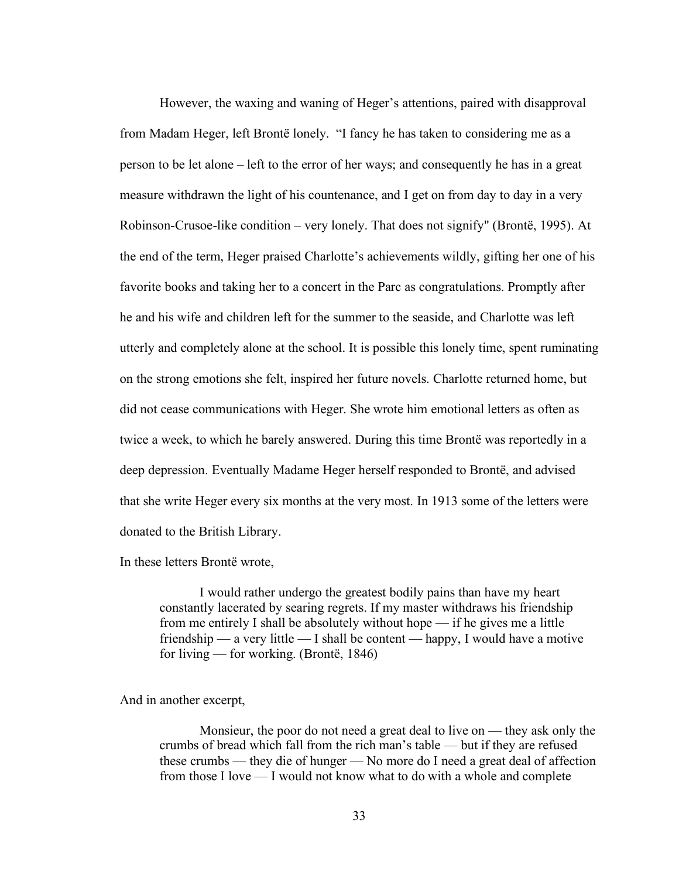However, the waxing and waning of Heger's attentions, paired with disapproval from Madam Heger, left Brontë lonely. "I fancy he has taken to considering me as a person to be let alone – left to the error of her ways; and consequently he has in a great measure withdrawn the light of his countenance, and I get on from day to day in a very Robinson-Crusoe-like condition – very lonely. That does not signify" (Brontë, 1995). At the end of the term, Heger praised Charlotte's achievements wildly, gifting her one of his favorite books and taking her to a concert in the Parc as congratulations. Promptly after he and his wife and children left for the summer to the seaside, and Charlotte was left utterly and completely alone at the school. It is possible this lonely time, spent ruminating on the strong emotions she felt, inspired her future novels. Charlotte returned home, but did not cease communications with Heger. She wrote him emotional letters as often as twice a week, to which he barely answered. During this time Brontë was reportedly in a deep depression. Eventually Madame Heger herself responded to Brontë, and advised that she write Heger every six months at the very most. In 1913 some of the letters were donated to the British Library.

In these letters Brontë wrote,

> I would rather undergo the greatest bodily pains than have my heart constantly lacerated by searing regrets. If my master withdraws his friendship from me entirely I shall be absolutely without hope — if he gives me a little friendship — a very little — I shall be content — happy, I would have a motive for living — for working. (Brontë, 1846)

And in another excerpt,

> Monsieur, the poor do not need a great deal to live on — they ask only the crumbs of bread which fall from the rich man's table — but if they are refused these crumbs — they die of hunger — No more do I need a great deal of affection from those I love — I would not know what to do with a whole and complete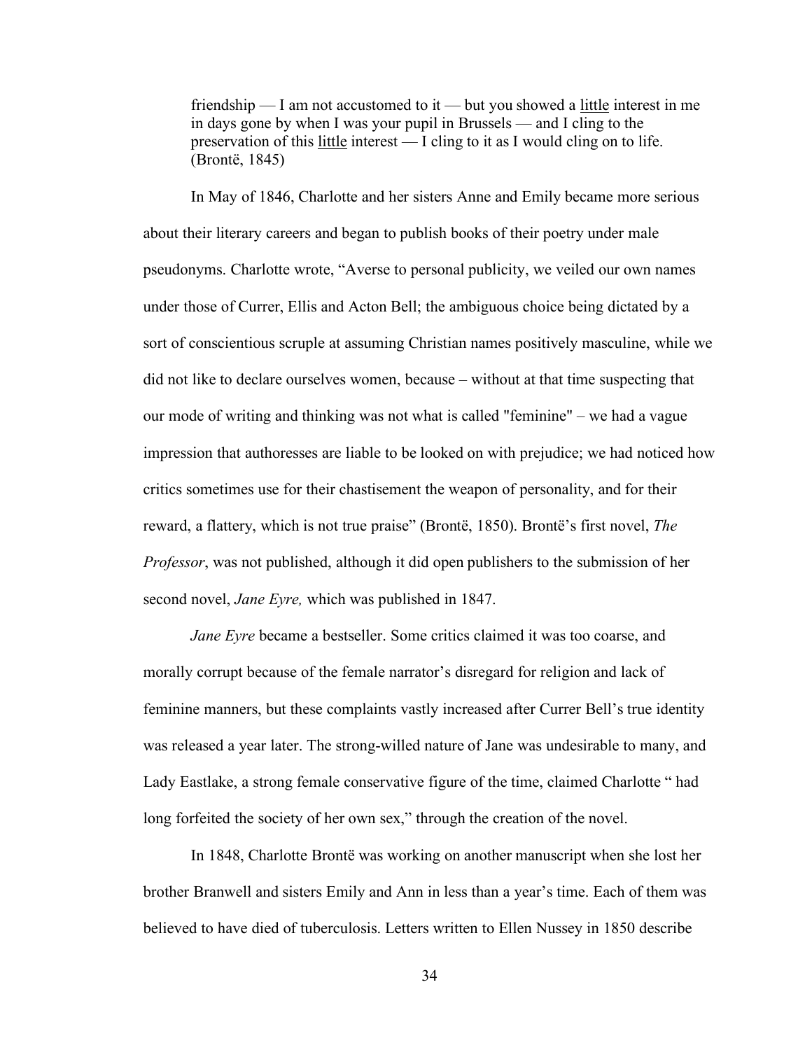> friendship — I am not accustomed to it — but you showed a <u>little</u> interest in me in days gone by when I was your pupil in Brussels — and I cling to the preservation of this <u>little</u> interest — I cling to it as I would cling on to life. (Brontë, 1845)

In May of 1846, Charlotte and her sisters Anne and Emily became more serious about their literary careers and began to publish books of their poetry under male pseudonyms. Charlotte wrote, "Averse to personal publicity, we veiled our own names under those of Currer, Ellis and Acton Bell; the ambiguous choice being dictated by a sort of conscientious scruple at assuming Christian names positively masculine, while we did not like to declare ourselves women, because – without at that time suspecting that our mode of writing and thinking was not what is called "feminine" – we had a vague impression that authoresses are liable to be looked on with prejudice; we had noticed how critics sometimes use for their chastisement the weapon of personality, and for their reward, a flattery, which is not true praise" (Brontë, 1850). Brontë's first novel, *The Professor*, was not published, although it did open publishers to the submission of her second novel, *Jane Eyre,* which was published in 1847.

*Jane Eyre* became a bestseller. Some critics claimed it was too coarse, and morally corrupt because of the female narrator's disregard for religion and lack of feminine manners, but these complaints vastly increased after Currer Bell's true identity was released a year later. The strong-willed nature of Jane was undesirable to many, and Lady Eastlake, a strong female conservative figure of the time, claimed Charlotte " had long forfeited the society of her own sex," through the creation of the novel.

In 1848, Charlotte Brontë was working on another manuscript when she lost her brother Branwell and sisters Emily and Ann in less than a year's time. Each of them was believed to have died of tuberculosis. Letters written to Ellen Nussey in 1850 describe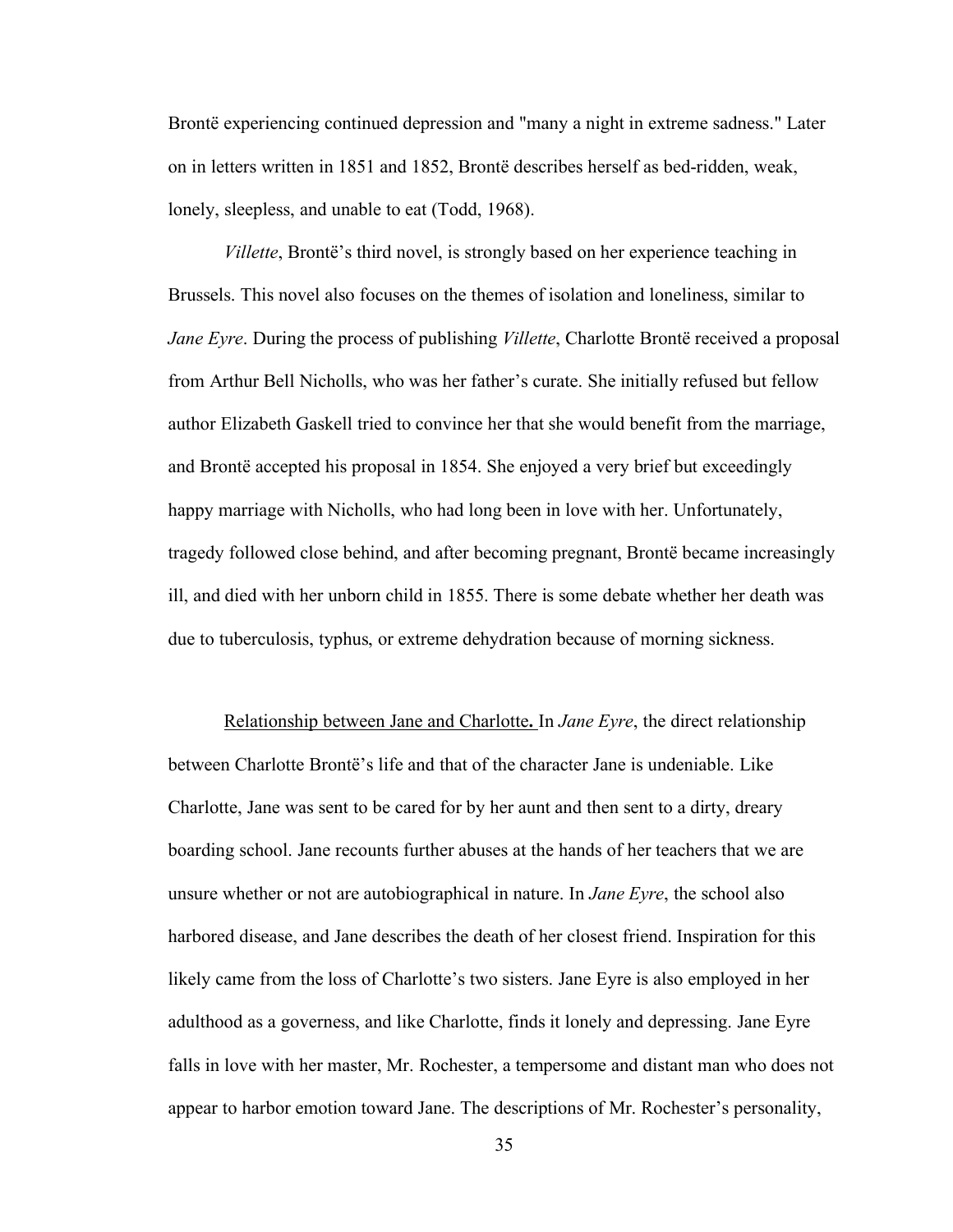Brontë experiencing continued depression and "many a night in extreme sadness." Later on in letters written in 1851 and 1852, Brontë describes herself as bed-ridden, weak, lonely, sleepless, and unable to eat (Todd, 1968).

*Villette*, Brontë's third novel, is strongly based on her experience teaching in Brussels. This novel also focuses on the themes of isolation and loneliness, similar to *Jane Eyre*. During the process of publishing *Villette*, Charlotte Brontë received a proposal from Arthur Bell Nicholls, who was her father's curate. She initially refused but fellow author Elizabeth Gaskell tried to convince her that she would benefit from the marriage, and Brontë accepted his proposal in 1854. She enjoyed a very brief but exceedingly happy marriage with Nicholls, who had long been in love with her. Unfortunately, tragedy followed close behind, and after becoming pregnant, Brontë became increasingly ill, and died with her unborn child in 1855. There is some debate whether her death was due to tuberculosis, typhus, or extreme dehydration because of morning sickness.

Relationship between Jane and Charlotte**.** In *Jane Eyre*, the direct relationship between Charlotte Brontë's life and that of the character Jane is undeniable. Like Charlotte, Jane was sent to be cared for by her aunt and then sent to a dirty, dreary boarding school. Jane recounts further abuses at the hands of her teachers that we are unsure whether or not are autobiographical in nature. In *Jane Eyre*, the school also harbored disease, and Jane describes the death of her closest friend. Inspiration for this likely came from the loss of Charlotte's two sisters. Jane Eyre is also employed in her adulthood as a governess, and like Charlotte, finds it lonely and depressing. Jane Eyre falls in love with her master, Mr. Rochester, a tempersome and distant man who does not appear to harbor emotion toward Jane. The descriptions of Mr. Rochester's personality,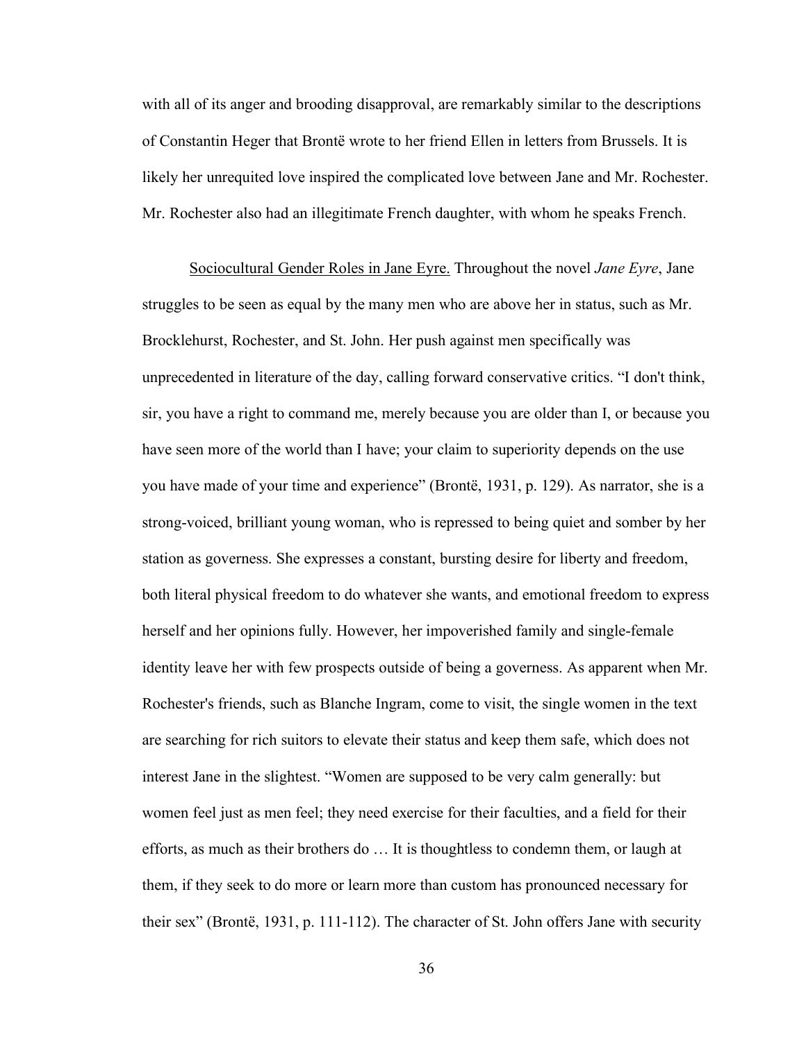with all of its anger and brooding disapproval, are remarkably similar to the descriptions of Constantin Heger that Brontë wrote to her friend Ellen in letters from Brussels. It is likely her unrequited love inspired the complicated love between Jane and Mr. Rochester. Mr. Rochester also had an illegitimate French daughter, with whom he speaks French.

<u>Sociocultural Gender Roles in Jane Eyre.</u> Throughout the novel *Jane Eyre*, Jane struggles to be seen as equal by the many men who are above her in status, such as Mr. Brocklehurst, Rochester, and St. John. Her push against men specifically was unprecedented in literature of the day, calling forward conservative critics. “I don't think, sir, you have a right to command me, merely because you are older than I, or because you have seen more of the world than I have; your claim to superiority depends on the use you have made of your time and experience” (Brontë, 1931, p. 129). As narrator, she is a strong-voiced, brilliant young woman, who is repressed to being quiet and somber by her station as governess. She expresses a constant, bursting desire for liberty and freedom, both literal physical freedom to do whatever she wants, and emotional freedom to express herself and her opinions fully. However, her impoverished family and single-female identity leave her with few prospects outside of being a governess. As apparent when Mr. Rochester's friends, such as Blanche Ingram, come to visit, the single women in the text are searching for rich suitors to elevate their status and keep them safe, which does not interest Jane in the slightest. “Women are supposed to be very calm generally: but women feel just as men feel; they need exercise for their faculties, and a field for their efforts, as much as their brothers do … It is thoughtless to condemn them, or laugh at them, if they seek to do more or learn more than custom has pronounced necessary for their sex” (Brontë, 1931, p. 111-112). The character of St. John offers Jane with security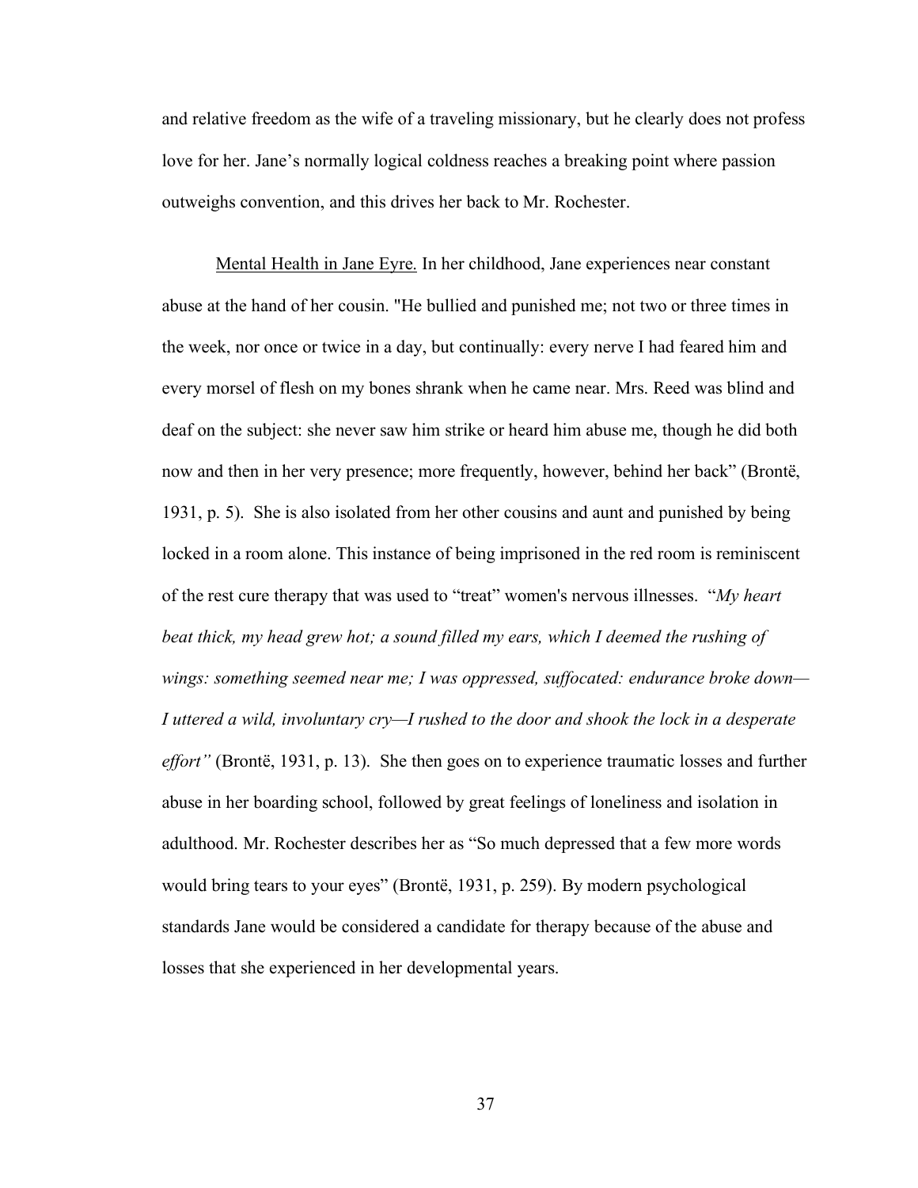and relative freedom as the wife of a traveling missionary, but he clearly does not profess love for her. Jane's normally logical coldness reaches a breaking point where passion outweighs convention, and this drives her back to Mr. Rochester.

<u>Mental Health in Jane Eyre.</u> In her childhood, Jane experiences near constant abuse at the hand of her cousin. "He bullied and punished me; not two or three times in the week, nor once or twice in a day, but continually: every nerve I had feared him and every morsel of flesh on my bones shrank when he came near. Mrs. Reed was blind and deaf on the subject: she never saw him strike or heard him abuse me, though he did both now and then in her very presence; more frequently, however, behind her back" (Brontë, 1931, p. 5). She is also isolated from her other cousins and aunt and punished by being locked in a room alone. This instance of being imprisoned in the red room is reminiscent of the rest cure therapy that was used to "treat" women's nervous illnesses. "*My heart beat thick, my head grew hot; a sound filled my ears, which I deemed the rushing of wings: something seemed near me; I was oppressed, suffocated: endurance broke down—I uttered a wild, involuntary cry—I rushed to the door and shook the lock in a desperate effort"* (Brontë, 1931, p. 13). She then goes on to experience traumatic losses and further abuse in her boarding school, followed by great feelings of loneliness and isolation in adulthood. Mr. Rochester describes her as "So much depressed that a few more words would bring tears to your eyes" (Brontë, 1931, p. 259). By modern psychological standards Jane would be considered a candidate for therapy because of the abuse and losses that she experienced in her developmental years.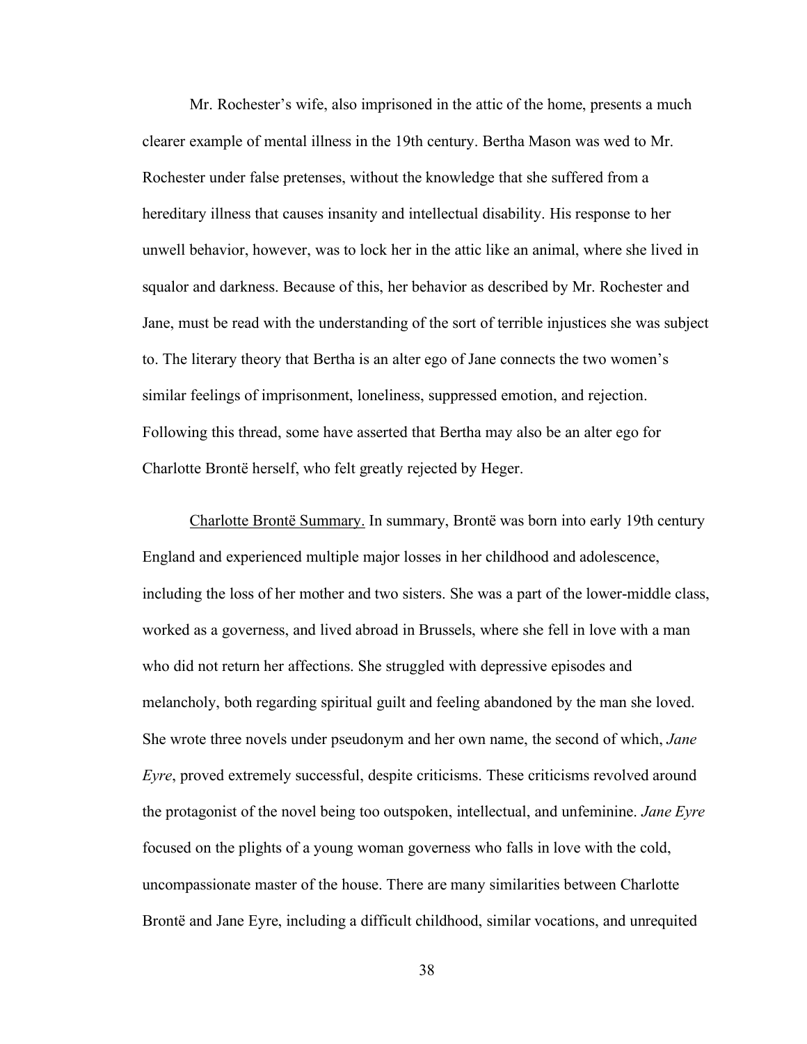Mr. Rochester's wife, also imprisoned in the attic of the home, presents a much clearer example of mental illness in the 19th century. Bertha Mason was wed to Mr. Rochester under false pretenses, without the knowledge that she suffered from a hereditary illness that causes insanity and intellectual disability. His response to her unwell behavior, however, was to lock her in the attic like an animal, where she lived in squalor and darkness. Because of this, her behavior as described by Mr. Rochester and Jane, must be read with the understanding of the sort of terrible injustices she was subject to. The literary theory that Bertha is an alter ego of Jane connects the two women's similar feelings of imprisonment, loneliness, suppressed emotion, and rejection. Following this thread, some have asserted that Bertha may also be an alter ego for Charlotte Brontë herself, who felt greatly rejected by Heger.

<u>Charlotte Brontë Summary.</u> In summary, Brontë was born into early 19th century England and experienced multiple major losses in her childhood and adolescence, including the loss of her mother and two sisters. She was a part of the lower-middle class, worked as a governess, and lived abroad in Brussels, where she fell in love with a man who did not return her affections. She struggled with depressive episodes and melancholy, both regarding spiritual guilt and feeling abandoned by the man she loved. She wrote three novels under pseudonym and her own name, the second of which, *Jane Eyre*, proved extremely successful, despite criticisms. These criticisms revolved around the protagonist of the novel being too outspoken, intellectual, and unfeminine. *Jane Eyre* focused on the plights of a young woman governess who falls in love with the cold, uncompassionate master of the house. There are many similarities between Charlotte Brontë and Jane Eyre, including a difficult childhood, similar vocations, and unrequited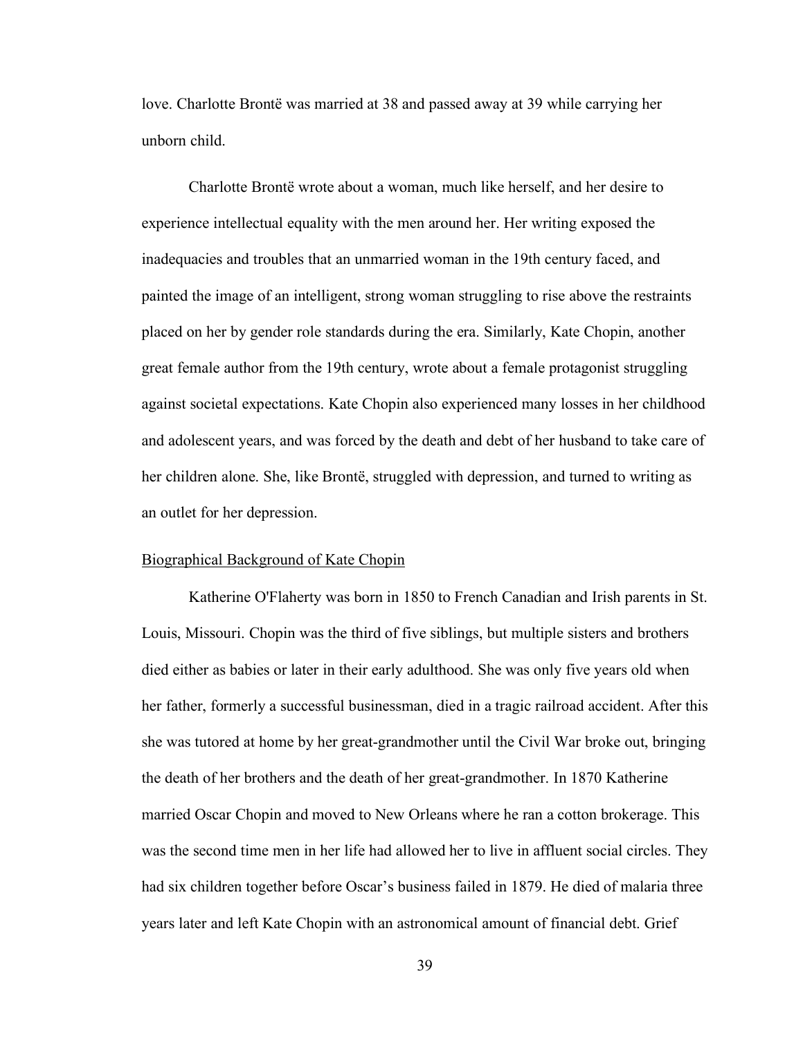love. Charlotte Brontë was married at 38 and passed away at 39 while carrying her unborn child.

Charlotte Brontë wrote about a woman, much like herself, and her desire to experience intellectual equality with the men around her. Her writing exposed the inadequacies and troubles that an unmarried woman in the 19th century faced, and painted the image of an intelligent, strong woman struggling to rise above the restraints placed on her by gender role standards during the era. Similarly, Kate Chopin, another great female author from the 19th century, wrote about a female protagonist struggling against societal expectations. Kate Chopin also experienced many losses in her childhood and adolescent years, and was forced by the death and debt of her husband to take care of her children alone. She, like Brontë, struggled with depression, and turned to writing as an outlet for her depression.

<u>Biographical Background of Kate Chopin</u>

Katherine O'Flaherty was born in 1850 to French Canadian and Irish parents in St. Louis, Missouri. Chopin was the third of five siblings, but multiple sisters and brothers died either as babies or later in their early adulthood. She was only five years old when her father, formerly a successful businessman, died in a tragic railroad accident. After this she was tutored at home by her great-grandmother until the Civil War broke out, bringing the death of her brothers and the death of her great-grandmother. In 1870 Katherine married Oscar Chopin and moved to New Orleans where he ran a cotton brokerage. This was the second time men in her life had allowed her to live in affluent social circles. They had six children together before Oscar's business failed in 1879. He died of malaria three years later and left Kate Chopin with an astronomical amount of financial debt. Grief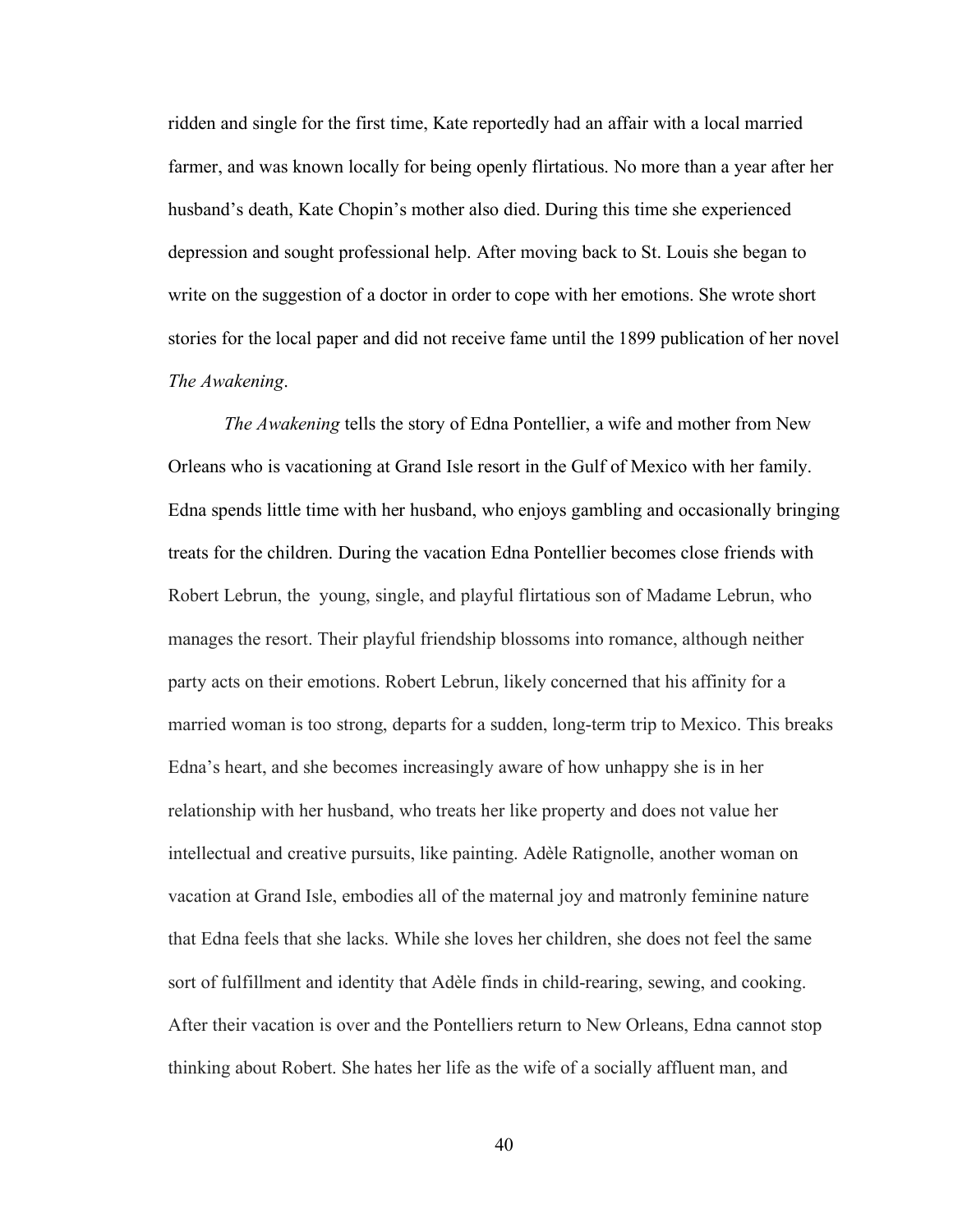ridden and single for the first time, Kate reportedly had an affair with a local married farmer, and was known locally for being openly flirtatious. No more than a year after her husband's death, Kate Chopin's mother also died. During this time she experienced depression and sought professional help. After moving back to St. Louis she began to write on the suggestion of a doctor in order to cope with her emotions. She wrote short stories for the local paper and did not receive fame until the 1899 publication of her novel *The Awakening*.

*The Awakening* tells the story of Edna Pontellier, a wife and mother from New Orleans who is vacationing at Grand Isle resort in the Gulf of Mexico with her family. Edna spends little time with her husband, who enjoys gambling and occasionally bringing treats for the children. During the vacation Edna Pontellier becomes close friends with Robert Lebrun, the young, single, and playful flirtatious son of Madame Lebrun, who manages the resort. Their playful friendship blossoms into romance, although neither party acts on their emotions. Robert Lebrun, likely concerned that his affinity for a married woman is too strong, departs for a sudden, long-term trip to Mexico. This breaks Edna's heart, and she becomes increasingly aware of how unhappy she is in her relationship with her husband, who treats her like property and does not value her intellectual and creative pursuits, like painting. Adèle Ratignolle, another woman on vacation at Grand Isle, embodies all of the maternal joy and matronly feminine nature that Edna feels that she lacks. While she loves her children, she does not feel the same sort of fulfillment and identity that Adèle finds in child-rearing, sewing, and cooking. After their vacation is over and the Pontelliers return to New Orleans, Edna cannot stop thinking about Robert. She hates her life as the wife of a socially affluent man, and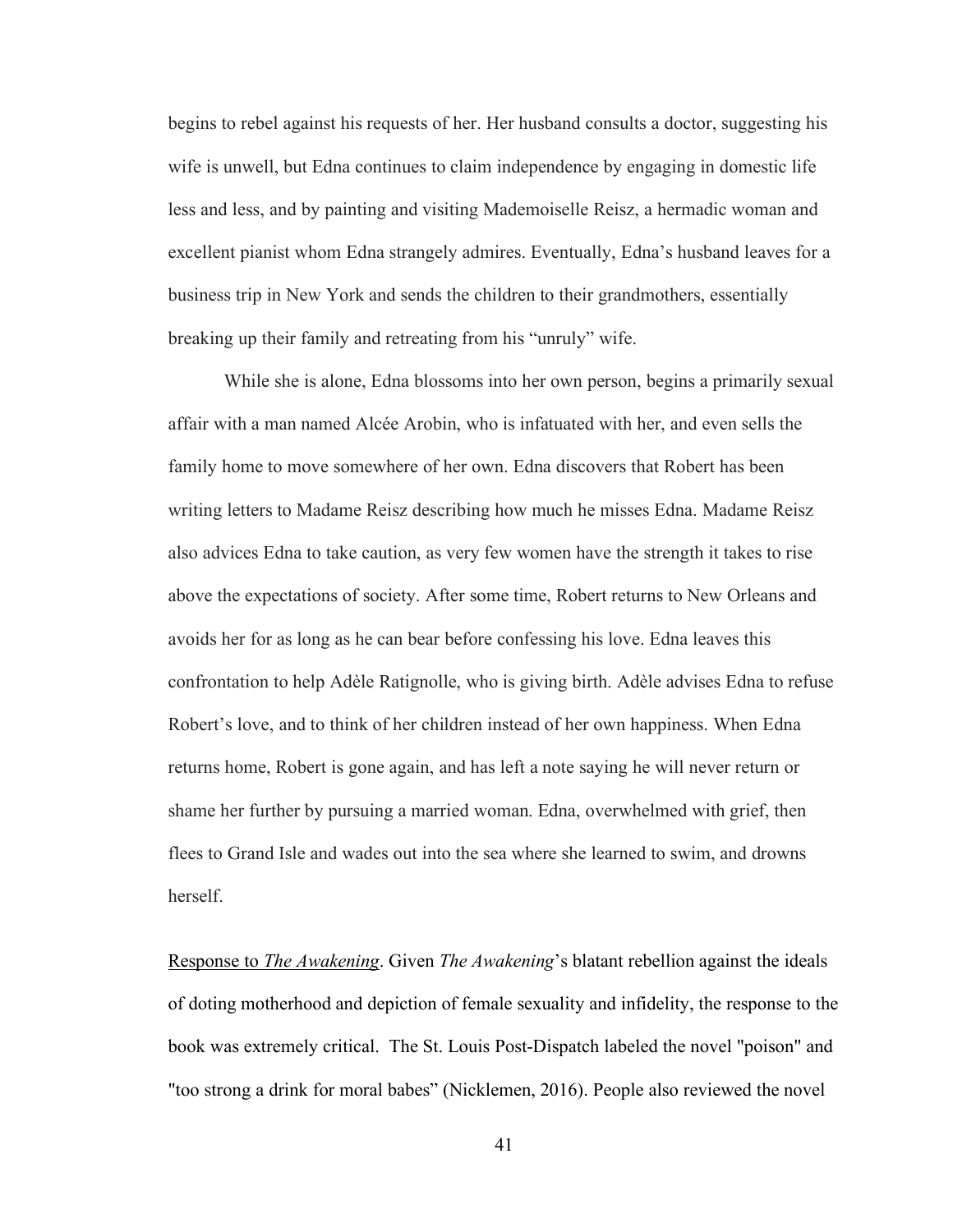begins to rebel against his requests of her. Her husband consults a doctor, suggesting his wife is unwell, but Edna continues to claim independence by engaging in domestic life less and less, and by painting and visiting Mademoiselle Reisz, a hermadic woman and excellent pianist whom Edna strangely admires. Eventually, Edna's husband leaves for a business trip in New York and sends the children to their grandmothers, essentially breaking up their family and retreating from his "unruly" wife.

While she is alone, Edna blossoms into her own person, begins a primarily sexual affair with a man named Alcée Arobin, who is infatuated with her, and even sells the family home to move somewhere of her own. Edna discovers that Robert has been writing letters to Madame Reisz describing how much he misses Edna. Madame Reisz also advices Edna to take caution, as very few women have the strength it takes to rise above the expectations of society. After some time, Robert returns to New Orleans and avoids her for as long as he can bear before confessing his love. Edna leaves this confrontation to help Adèle Ratignolle, who is giving birth. Adèle advises Edna to refuse Robert's love, and to think of her children instead of her own happiness. When Edna returns home, Robert is gone again, and has left a note saying he will never return or shame her further by pursuing a married woman. Edna, overwhelmed with grief, then flees to Grand Isle and wades out into the sea where she learned to swim, and drowns herself.

<u>Response to *The Awakening*</u>. Given *The Awakening*'s blatant rebellion against the ideals of doting motherhood and depiction of female sexuality and infidelity, the response to the book was extremely critical. The St. Louis Post-Dispatch labeled the novel "poison" and "too strong a drink for moral babes" (Nicklemen, 2016). People also reviewed the novel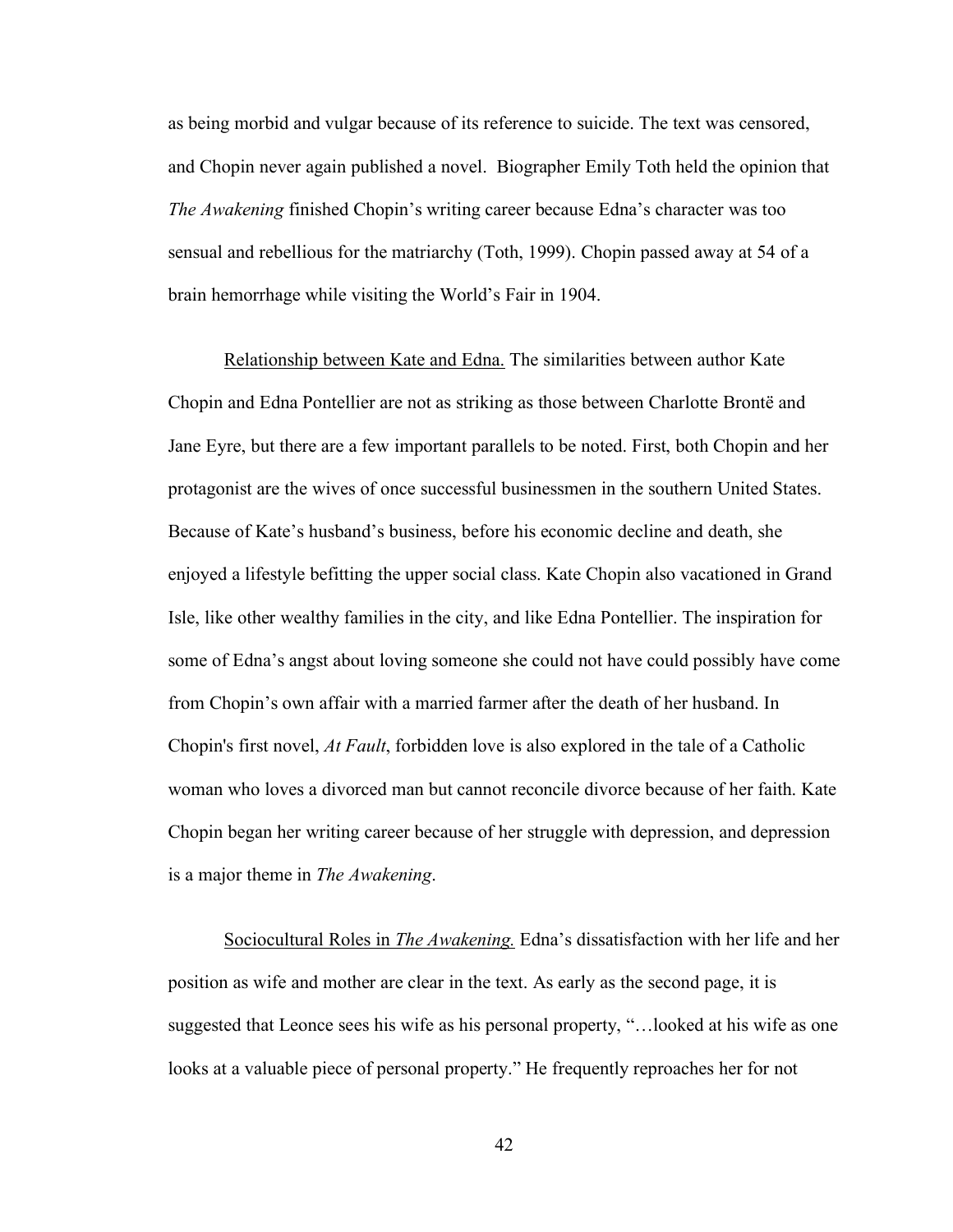as being morbid and vulgar because of its reference to suicide. The text was censored, and Chopin never again published a novel. Biographer Emily Toth held the opinion that *The Awakening* finished Chopin's writing career because Edna's character was too sensual and rebellious for the matriarchy (Toth, 1999). Chopin passed away at 54 of a brain hemorrhage while visiting the World's Fair in 1904.

<u>Relationship between Kate and Edna.</u> The similarities between author Kate Chopin and Edna Pontellier are not as striking as those between Charlotte Brontë and Jane Eyre, but there are a few important parallels to be noted. First, both Chopin and her protagonist are the wives of once successful businessmen in the southern United States. Because of Kate's husband's business, before his economic decline and death, she enjoyed a lifestyle befitting the upper social class. Kate Chopin also vacationed in Grand Isle, like other wealthy families in the city, and like Edna Pontellier. The inspiration for some of Edna's angst about loving someone she could not have could possibly have come from Chopin's own affair with a married farmer after the death of her husband. In Chopin's first novel, *At Fault*, forbidden love is also explored in the tale of a Catholic woman who loves a divorced man but cannot reconcile divorce because of her faith. Kate Chopin began her writing career because of her struggle with depression, and depression is a major theme in *The Awakening*.

<u>Sociocultural Roles in *The Awakening*.</u> Edna's dissatisfaction with her life and her position as wife and mother are clear in the text. As early as the second page, it is suggested that Leonce sees his wife as his personal property, "…looked at his wife as one looks at a valuable piece of personal property." He frequently reproaches her for not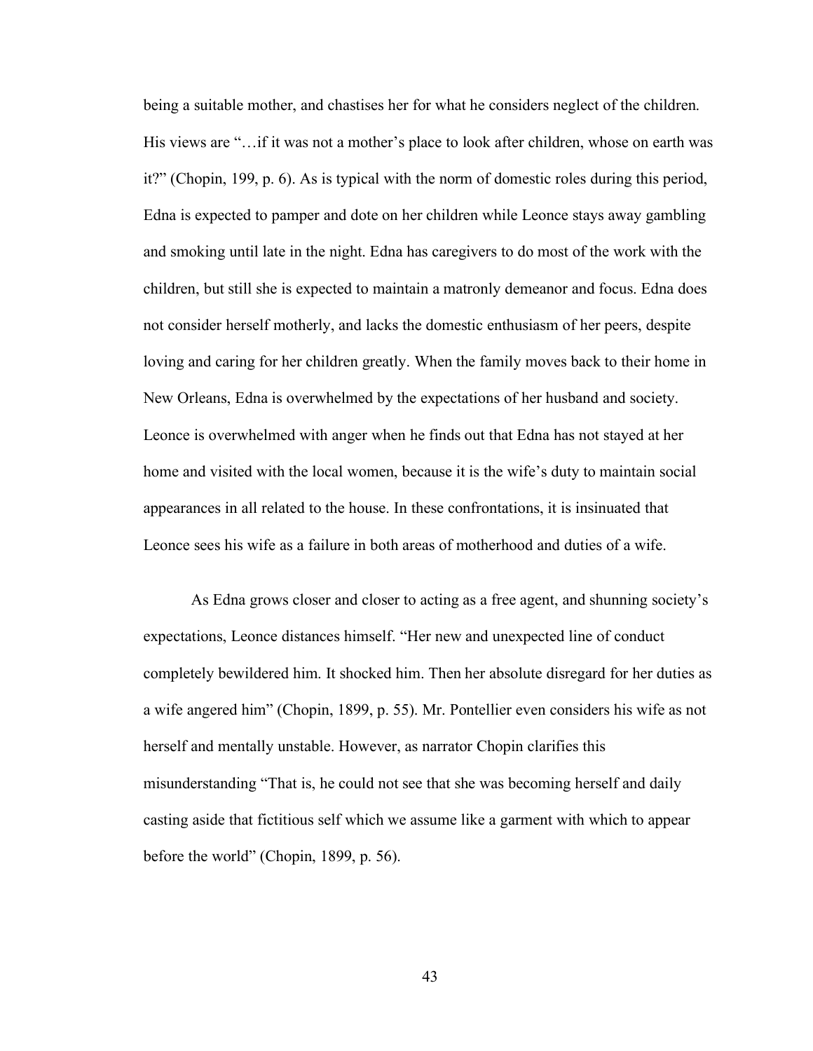being a suitable mother, and chastises her for what he considers neglect of the children. His views are "…if it was not a mother's place to look after children, whose on earth was it?" (Chopin, 199, p. 6). As is typical with the norm of domestic roles during this period, Edna is expected to pamper and dote on her children while Leonce stays away gambling and smoking until late in the night. Edna has caregivers to do most of the work with the children, but still she is expected to maintain a matronly demeanor and focus. Edna does not consider herself motherly, and lacks the domestic enthusiasm of her peers, despite loving and caring for her children greatly. When the family moves back to their home in New Orleans, Edna is overwhelmed by the expectations of her husband and society. Leonce is overwhelmed with anger when he finds out that Edna has not stayed at her home and visited with the local women, because it is the wife's duty to maintain social appearances in all related to the house. In these confrontations, it is insinuated that Leonce sees his wife as a failure in both areas of motherhood and duties of a wife.

As Edna grows closer and closer to acting as a free agent, and shunning society's expectations, Leonce distances himself. "Her new and unexpected line of conduct completely bewildered him. It shocked him. Then her absolute disregard for her duties as a wife angered him" (Chopin, 1899, p. 55). Mr. Pontellier even considers his wife as not herself and mentally unstable. However, as narrator Chopin clarifies this misunderstanding "That is, he could not see that she was becoming herself and daily casting aside that fictitious self which we assume like a garment with which to appear before the world" (Chopin, 1899, p. 56).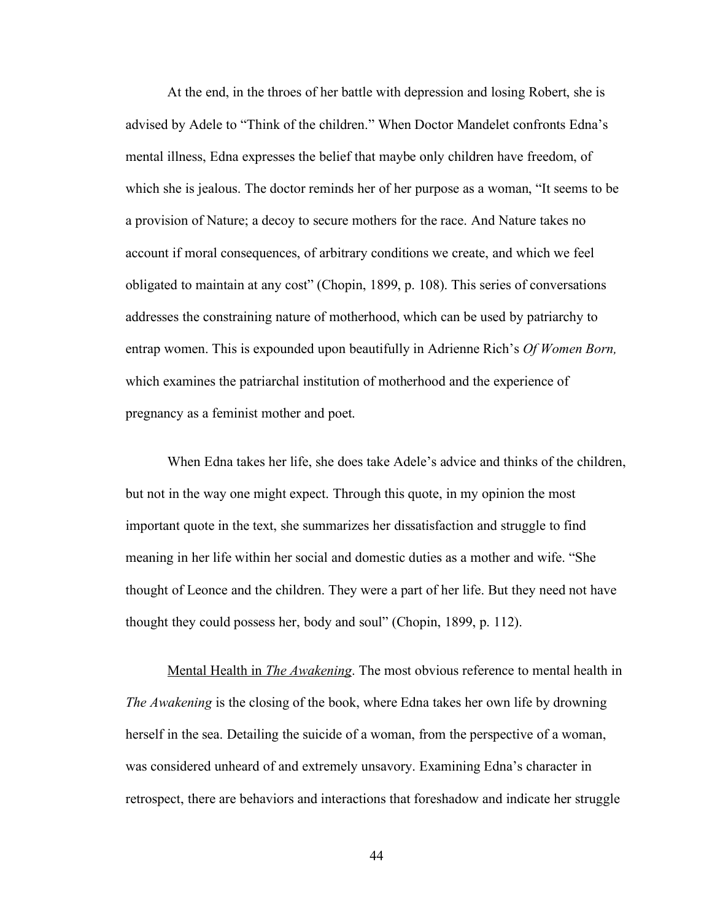At the end, in the throes of her battle with depression and losing Robert, she is advised by Adele to "Think of the children." When Doctor Mandelet confronts Edna's mental illness, Edna expresses the belief that maybe only children have freedom, of which she is jealous. The doctor reminds her of her purpose as a woman, "It seems to be a provision of Nature; a decoy to secure mothers for the race. And Nature takes no account if moral consequences, of arbitrary conditions we create, and which we feel obligated to maintain at any cost" (Chopin, 1899, p. 108). This series of conversations addresses the constraining nature of motherhood, which can be used by patriarchy to entrap women. This is expounded upon beautifully in Adrienne Rich's *Of Women Born,* which examines the patriarchal institution of motherhood and the experience of pregnancy as a feminist mother and poet.

When Edna takes her life, she does take Adele's advice and thinks of the children, but not in the way one might expect. Through this quote, in my opinion the most important quote in the text, she summarizes her dissatisfaction and struggle to find meaning in her life within her social and domestic duties as a mother and wife. "She thought of Leonce and the children. They were a part of her life. But they need not have thought they could possess her, body and soul" (Chopin, 1899, p. 112).

<u>Mental Health in *The Awakening*</u>. The most obvious reference to mental health in *The Awakening* is the closing of the book, where Edna takes her own life by drowning herself in the sea. Detailing the suicide of a woman, from the perspective of a woman, was considered unheard of and extremely unsavory. Examining Edna's character in retrospect, there are behaviors and interactions that foreshadow and indicate her struggle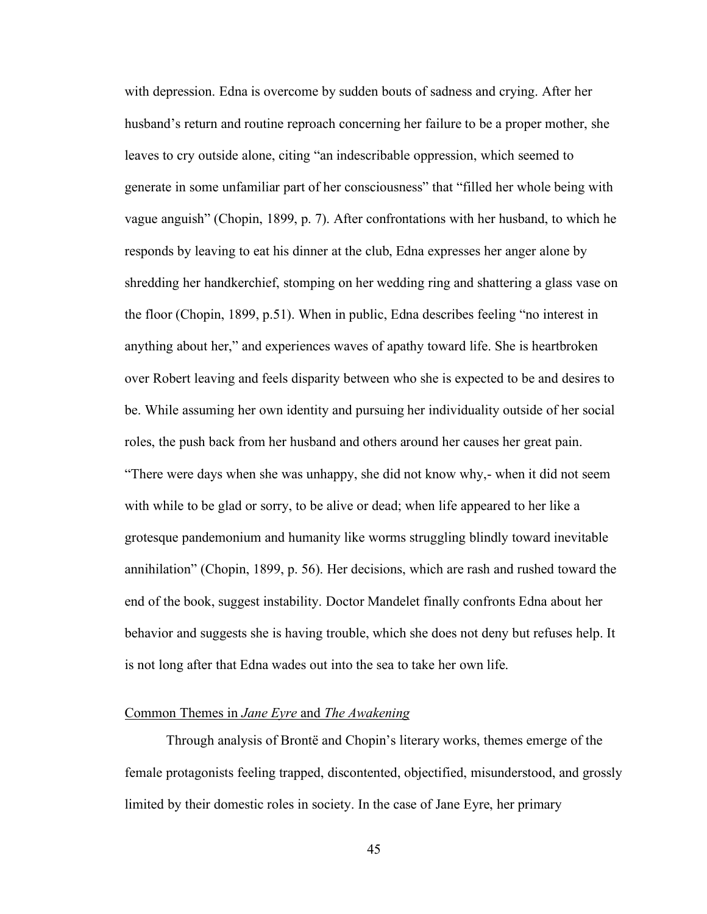with depression. Edna is overcome by sudden bouts of sadness and crying. After her husband's return and routine reproach concerning her failure to be a proper mother, she leaves to cry outside alone, citing "an indescribable oppression, which seemed to generate in some unfamiliar part of her consciousness" that "filled her whole being with vague anguish" (Chopin, 1899, p. 7). After confrontations with her husband, to which he responds by leaving to eat his dinner at the club, Edna expresses her anger alone by shredding her handkerchief, stomping on her wedding ring and shattering a glass vase on the floor (Chopin, 1899, p.51). When in public, Edna describes feeling "no interest in anything about her," and experiences waves of apathy toward life. She is heartbroken over Robert leaving and feels disparity between who she is expected to be and desires to be. While assuming her own identity and pursuing her individuality outside of her social roles, the push back from her husband and others around her causes her great pain. "There were days when she was unhappy, she did not know why,- when it did not seem with while to be glad or sorry, to be alive or dead; when life appeared to her like a grotesque pandemonium and humanity like worms struggling blindly toward inevitable annihilation" (Chopin, 1899, p. 56). Her decisions, which are rash and rushed toward the end of the book, suggest instability. Doctor Mandelet finally confronts Edna about her behavior and suggests she is having trouble, which she does not deny but refuses help. It is not long after that Edna wades out into the sea to take her own life.

## Common Themes in *Jane Eyre* and *The Awakening*

Through analysis of Brontë and Chopin's literary works, themes emerge of the female protagonists feeling trapped, discontented, objectified, misunderstood, and grossly limited by their domestic roles in society. In the case of Jane Eyre, her primary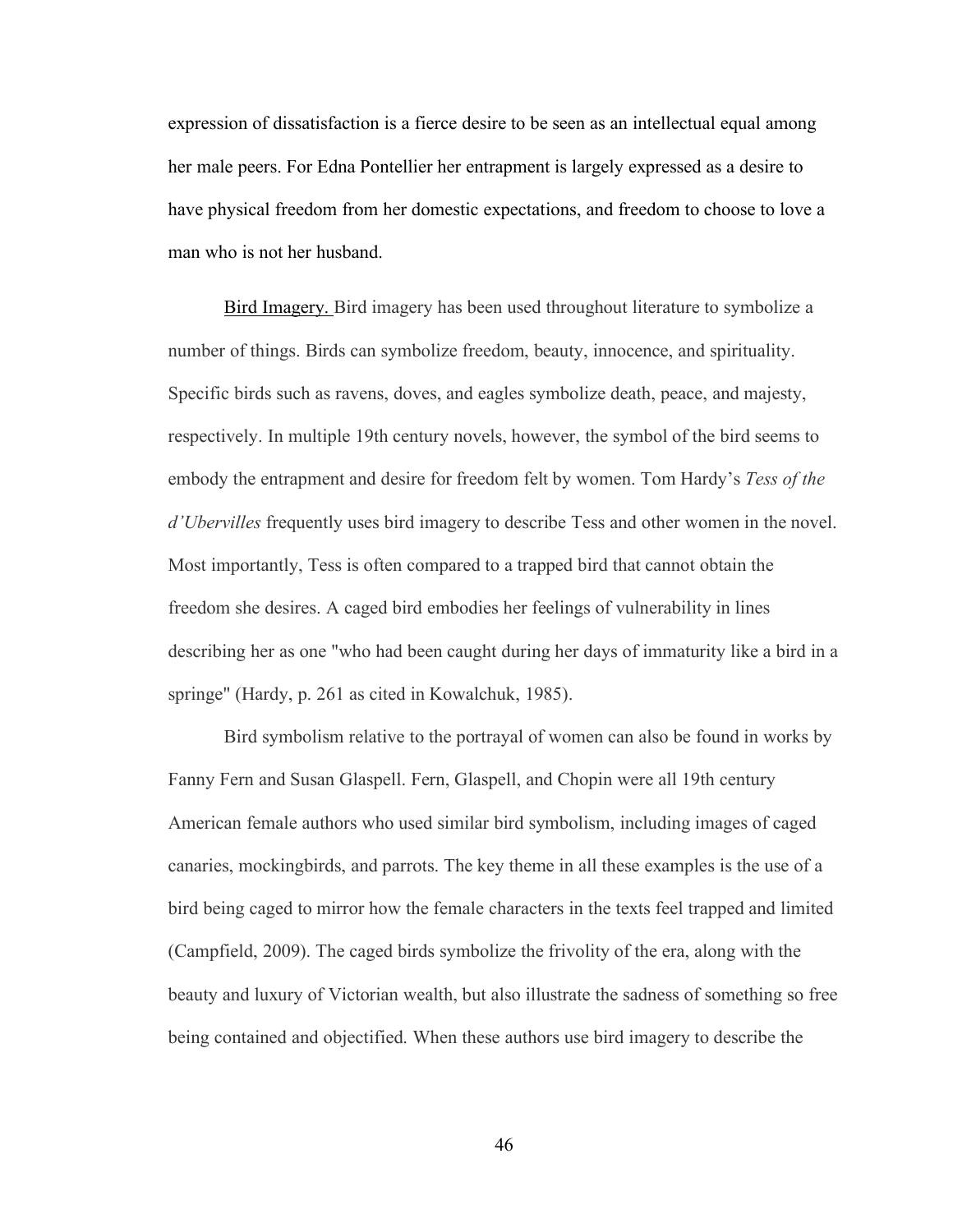expression of dissatisfaction is a fierce desire to be seen as an intellectual equal among her male peers. For Edna Pontellier her entrapment is largely expressed as a desire to have physical freedom from her domestic expectations, and freedom to choose to love a man who is not her husband.

<u>Bird Imagery.</u> Bird imagery has been used throughout literature to symbolize a number of things. Birds can symbolize freedom, beauty, innocence, and spirituality. Specific birds such as ravens, doves, and eagles symbolize death, peace, and majesty, respectively. In multiple 19th century novels, however, the symbol of the bird seems to embody the entrapment and desire for freedom felt by women. Tom Hardy's *Tess of the d'Ubervilles* frequently uses bird imagery to describe Tess and other women in the novel. Most importantly, Tess is often compared to a trapped bird that cannot obtain the freedom she desires. A caged bird embodies her feelings of vulnerability in lines describing her as one "who had been caught during her days of immaturity like a bird in a springe" (Hardy, p. 261 as cited in Kowalchuk, 1985).

Bird symbolism relative to the portrayal of women can also be found in works by Fanny Fern and Susan Glaspell. Fern, Glaspell, and Chopin were all 19th century American female authors who used similar bird symbolism, including images of caged canaries, mockingbirds, and parrots. The key theme in all these examples is the use of a bird being caged to mirror how the female characters in the texts feel trapped and limited (Campfield, 2009). The caged birds symbolize the frivolity of the era, along with the beauty and luxury of Victorian wealth, but also illustrate the sadness of something so free being contained and objectified. When these authors use bird imagery to describe the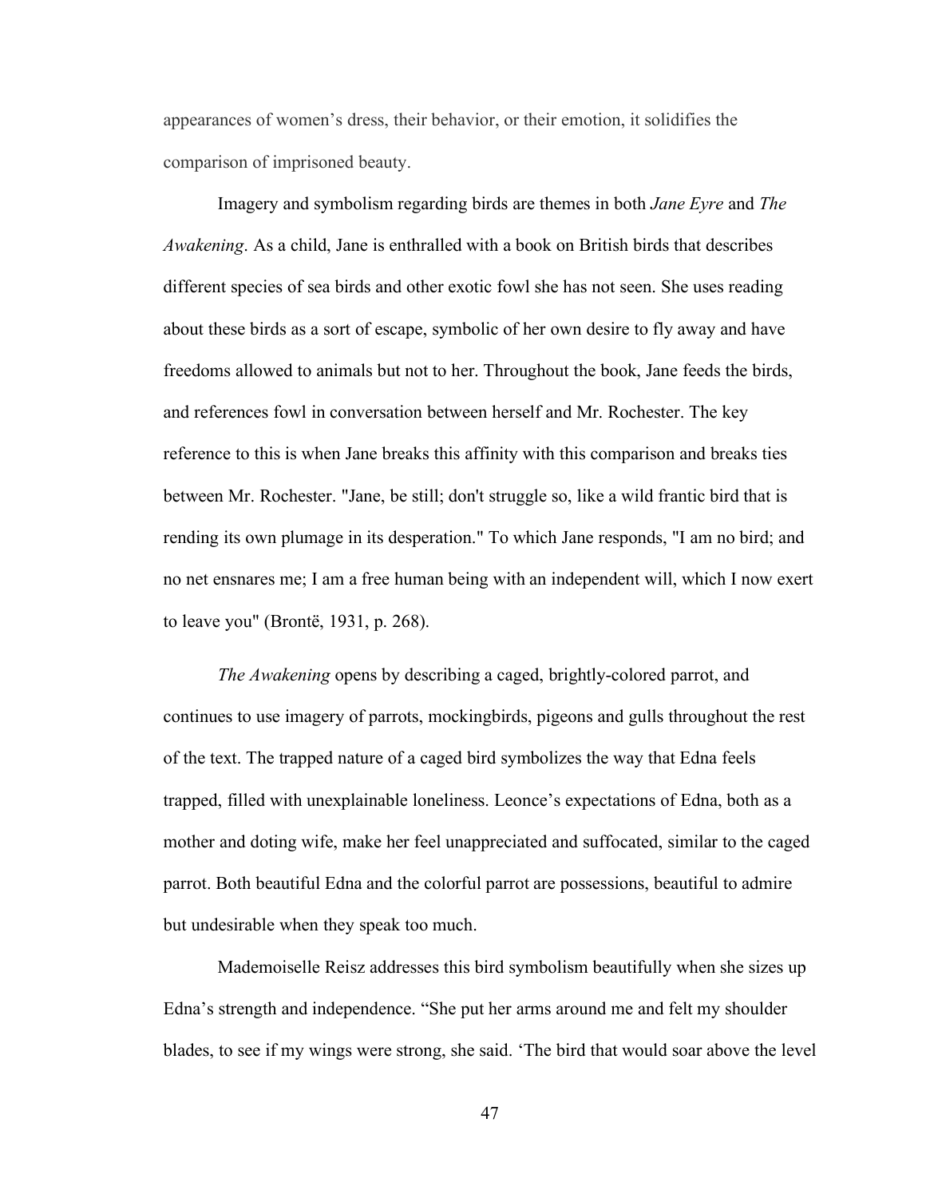appearances of women's dress, their behavior, or their emotion, it solidifies the comparison of imprisoned beauty.

Imagery and symbolism regarding birds are themes in both *Jane Eyre* and *The Awakening*. As a child, Jane is enthralled with a book on British birds that describes different species of sea birds and other exotic fowl she has not seen. She uses reading about these birds as a sort of escape, symbolic of her own desire to fly away and have freedoms allowed to animals but not to her. Throughout the book, Jane feeds the birds, and references fowl in conversation between herself and Mr. Rochester. The key reference to this is when Jane breaks this affinity with this comparison and breaks ties between Mr. Rochester. "Jane, be still; don't struggle so, like a wild frantic bird that is rending its own plumage in its desperation." To which Jane responds, "I am no bird; and no net ensnares me; I am a free human being with an independent will, which I now exert to leave you" (Brontë, 1931, p. 268).

*The Awakening* opens by describing a caged, brightly-colored parrot, and continues to use imagery of parrots, mockingbirds, pigeons and gulls throughout the rest of the text. The trapped nature of a caged bird symbolizes the way that Edna feels trapped, filled with unexplainable loneliness. Leonce's expectations of Edna, both as a mother and doting wife, make her feel unappreciated and suffocated, similar to the caged parrot. Both beautiful Edna and the colorful parrot are possessions, beautiful to admire but undesirable when they speak too much.

Mademoiselle Reisz addresses this bird symbolism beautifully when she sizes up Edna's strength and independence. "She put her arms around me and felt my shoulder blades, to see if my wings were strong, she said. 'The bird that would soar above the level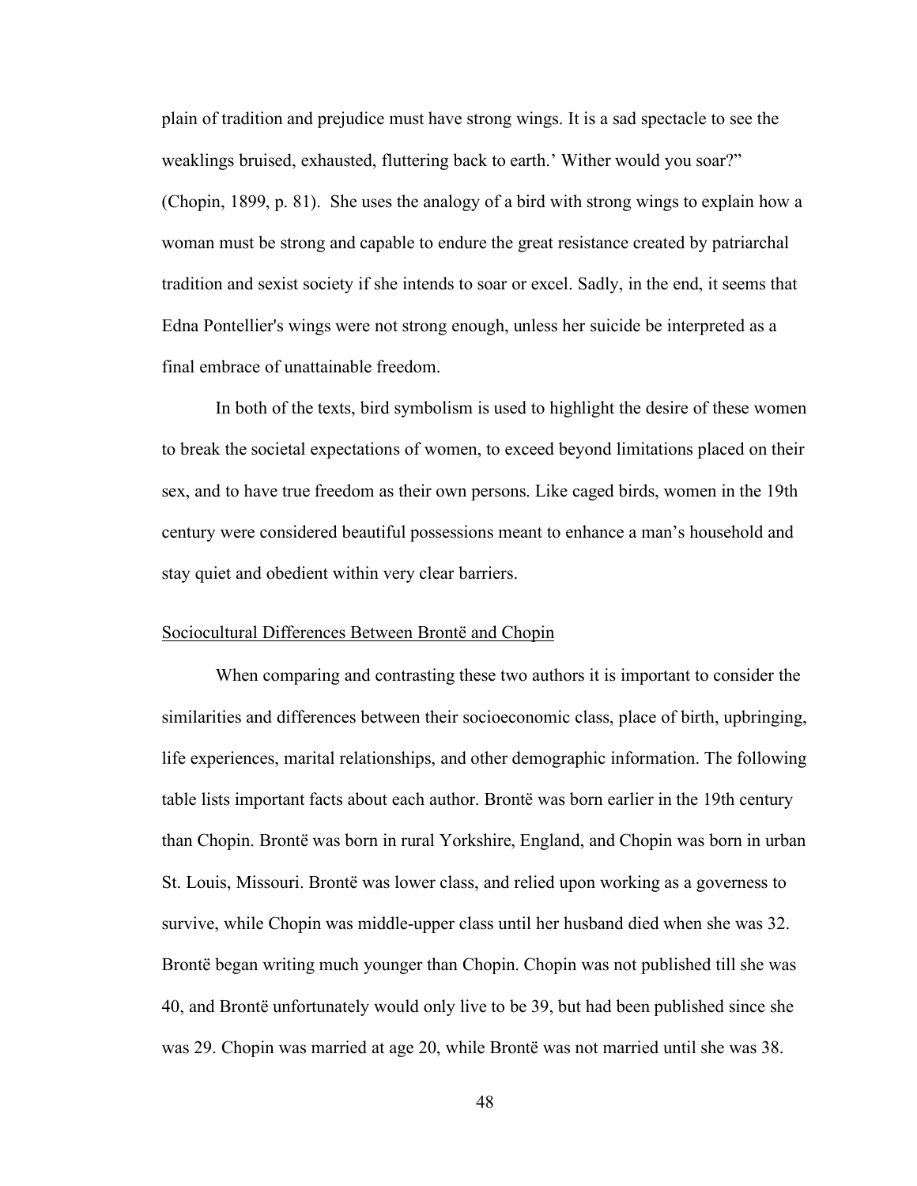plain of tradition and prejudice must have strong wings. It is a sad spectacle to see the weaklings bruised, exhausted, fluttering back to earth.' Wither would you soar?" (Chopin, 1899, p. 81). She uses the analogy of a bird with strong wings to explain how a woman must be strong and capable to endure the great resistance created by patriarchal tradition and sexist society if she intends to soar or excel. Sadly, in the end, it seems that Edna Pontellier's wings were not strong enough, unless her suicide be interpreted as a final embrace of unattainable freedom.

In both of the texts, bird symbolism is used to highlight the desire of these women to break the societal expectations of women, to exceed beyond limitations placed on their sex, and to have true freedom as their own persons. Like caged birds, women in the 19th century were considered beautiful possessions meant to enhance a man's household and stay quiet and obedient within very clear barriers.

## Sociocultural Differences Between Brontë and Chopin

When comparing and contrasting these two authors it is important to consider the similarities and differences between their socioeconomic class, place of birth, upbringing, life experiences, marital relationships, and other demographic information. The following table lists important facts about each author. Brontë was born earlier in the 19th century than Chopin. Brontë was born in rural Yorkshire, England, and Chopin was born in urban St. Louis, Missouri. Brontë was lower class, and relied upon working as a governess to survive, while Chopin was middle-upper class until her husband died when she was 32. Brontë began writing much younger than Chopin. Chopin was not published till she was 40, and Brontë unfortunately would only live to be 39, but had been published since she was 29. Chopin was married at age 20, while Brontë was not married until she was 38.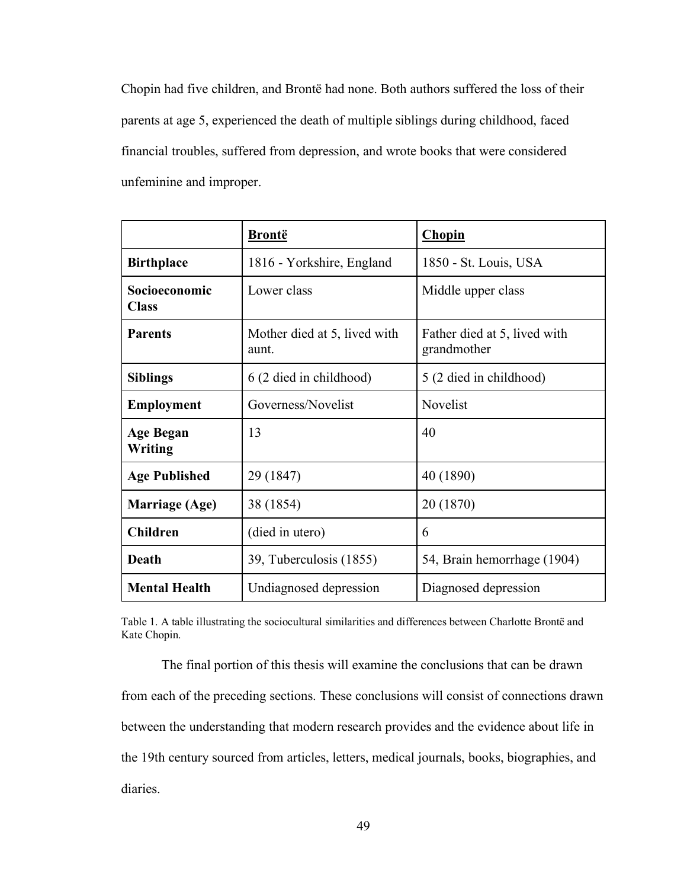Chopin had five children, and Brontë had none. Both authors suffered the loss of their parents at age 5, experienced the death of multiple siblings during childhood, faced financial troubles, suffered from depression, and wrote books that were considered unfeminine and improper.

| | **Brontë** | **Chopin** |
|---|---|---|
| **Birthplace** | 1816 - Yorkshire, England | 1850 - St. Louis, USA |
| **Socioeconomic Class** | Lower class | Middle upper class |
| **Parents** | Mother died at 5, lived with aunt. | Father died at 5, lived with grandmother |
| **Siblings** | 6 (2 died in childhood) | 5 (2 died in childhood) |
| **Employment** | Governess/Novelist | Novelist |
| **Age Began Writing** | 13 | 40 |
| **Age Published** | 29 (1847) | 40 (1890) |
| **Marriage (Age)** | 38 (1854) | 20 (1870) |
| **Children** | (died in utero) | 6 |
| **Death** | 39, Tuberculosis (1855) | 54, Brain hemorrhage (1904) |
| **Mental Health** | Undiagnosed depression | Diagnosed depression |

Table 1. A table illustrating the sociocultural similarities and differences between Charlotte Brontë and Kate Chopin.

The final portion of this thesis will examine the conclusions that can be drawn from each of the preceding sections. These conclusions will consist of connections drawn between the understanding that modern research provides and the evidence about life in the 19th century sourced from articles, letters, medical journals, books, biographies, and diaries.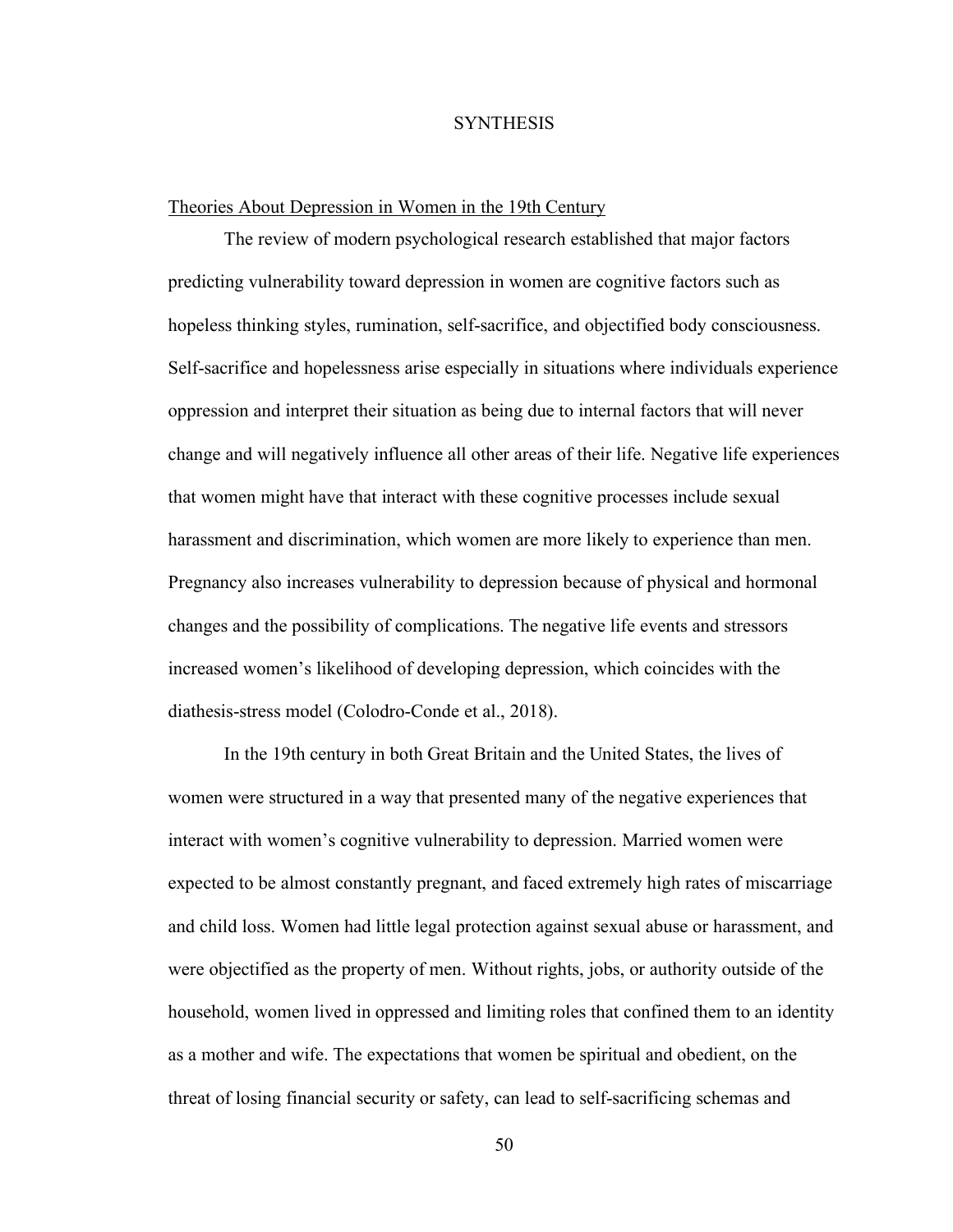# SYNTHESIS

## Theories About Depression in Women in the 19th Century

The review of modern psychological research established that major factors predicting vulnerability toward depression in women are cognitive factors such as hopeless thinking styles, rumination, self-sacrifice, and objectified body consciousness. Self-sacrifice and hopelessness arise especially in situations where individuals experience oppression and interpret their situation as being due to internal factors that will never change and will negatively influence all other areas of their life. Negative life experiences that women might have that interact with these cognitive processes include sexual harassment and discrimination, which women are more likely to experience than men. Pregnancy also increases vulnerability to depression because of physical and hormonal changes and the possibility of complications. The negative life events and stressors increased women's likelihood of developing depression, which coincides with the diathesis-stress model (Colodro-Conde et al., 2018).

In the 19th century in both Great Britain and the United States, the lives of women were structured in a way that presented many of the negative experiences that interact with women's cognitive vulnerability to depression. Married women were expected to be almost constantly pregnant, and faced extremely high rates of miscarriage and child loss. Women had little legal protection against sexual abuse or harassment, and were objectified as the property of men. Without rights, jobs, or authority outside of the household, women lived in oppressed and limiting roles that confined them to an identity as a mother and wife. The expectations that women be spiritual and obedient, on the threat of losing financial security or safety, can lead to self-sacrificing schemas and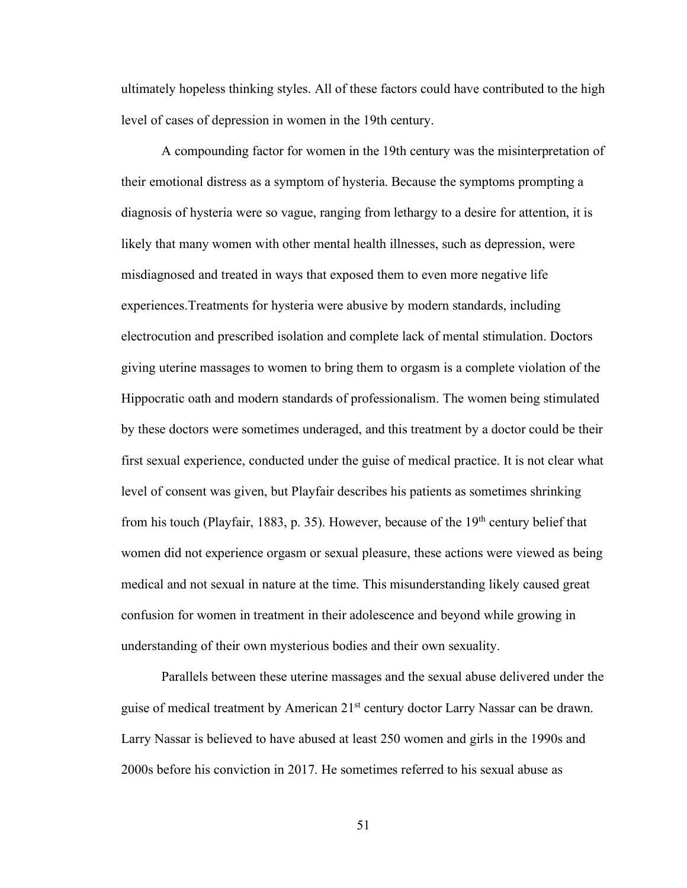ultimately hopeless thinking styles. All of these factors could have contributed to the high level of cases of depression in women in the 19th century.

A compounding factor for women in the 19th century was the misinterpretation of their emotional distress as a symptom of hysteria. Because the symptoms prompting a diagnosis of hysteria were so vague, ranging from lethargy to a desire for attention, it is likely that many women with other mental health illnesses, such as depression, were misdiagnosed and treated in ways that exposed them to even more negative life experiences.Treatments for hysteria were abusive by modern standards, including electrocution and prescribed isolation and complete lack of mental stimulation. Doctors giving uterine massages to women to bring them to orgasm is a complete violation of the Hippocratic oath and modern standards of professionalism. The women being stimulated by these doctors were sometimes underaged, and this treatment by a doctor could be their first sexual experience, conducted under the guise of medical practice. It is not clear what level of consent was given, but Playfair describes his patients as sometimes shrinking from his touch (Playfair, 1883, p. 35). However, because of the 19th century belief that women did not experience orgasm or sexual pleasure, these actions were viewed as being medical and not sexual in nature at the time. This misunderstanding likely caused great confusion for women in treatment in their adolescence and beyond while growing in understanding of their own mysterious bodies and their own sexuality.

Parallels between these uterine massages and the sexual abuse delivered under the guise of medical treatment by American 21st century doctor Larry Nassar can be drawn. Larry Nassar is believed to have abused at least 250 women and girls in the 1990s and 2000s before his conviction in 2017. He sometimes referred to his sexual abuse as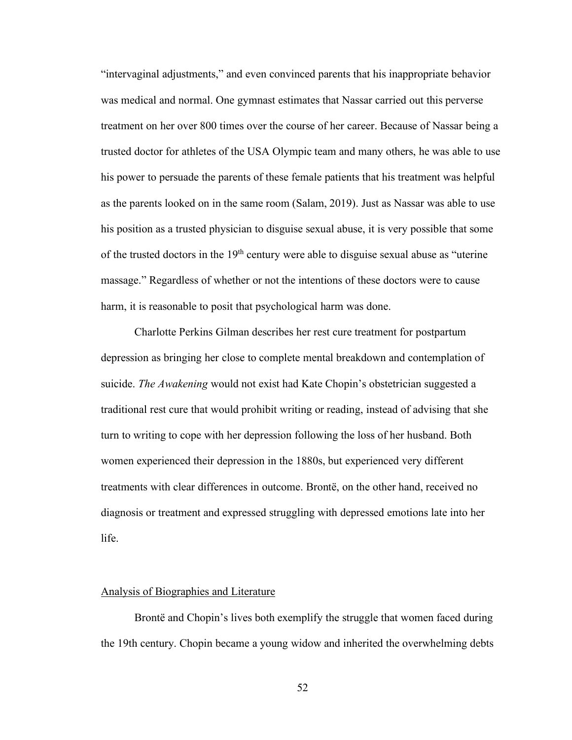"intervaginal adjustments," and even convinced parents that his inappropriate behavior was medical and normal. One gymnast estimates that Nassar carried out this perverse treatment on her over 800 times over the course of her career. Because of Nassar being a trusted doctor for athletes of the USA Olympic team and many others, he was able to use his power to persuade the parents of these female patients that his treatment was helpful as the parents looked on in the same room (Salam, 2019). Just as Nassar was able to use his position as a trusted physician to disguise sexual abuse, it is very possible that some of the trusted doctors in the 19th century were able to disguise sexual abuse as "uterine massage." Regardless of whether or not the intentions of these doctors were to cause harm, it is reasonable to posit that psychological harm was done.

Charlotte Perkins Gilman describes her rest cure treatment for postpartum depression as bringing her close to complete mental breakdown and contemplation of suicide. *The Awakening* would not exist had Kate Chopin's obstetrician suggested a traditional rest cure that would prohibit writing or reading, instead of advising that she turn to writing to cope with her depression following the loss of her husband. Both women experienced their depression in the 1880s, but experienced very different treatments with clear differences in outcome. Brontë, on the other hand, received no diagnosis or treatment and expressed struggling with depressed emotions late into her life.

## Analysis of Biographies and Literature

Brontë and Chopin's lives both exemplify the struggle that women faced during the 19th century. Chopin became a young widow and inherited the overwhelming debts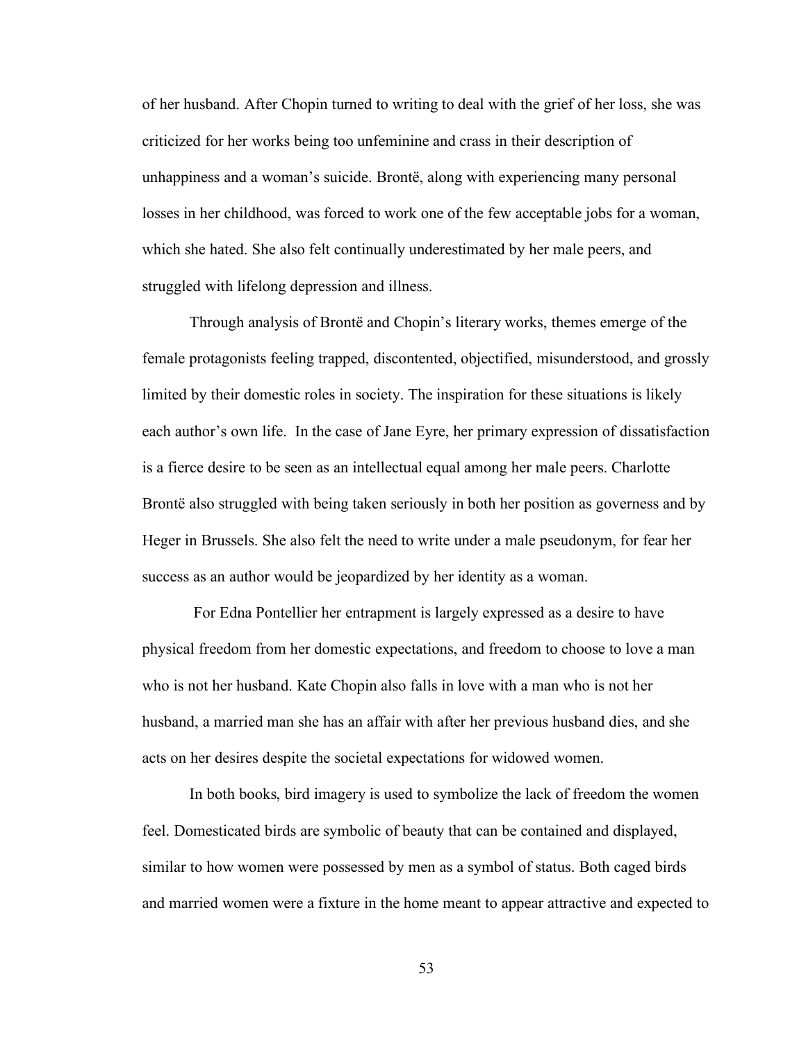of her husband. After Chopin turned to writing to deal with the grief of her loss, she was criticized for her works being too unfeminine and crass in their description of unhappiness and a woman's suicide. Brontë, along with experiencing many personal losses in her childhood, was forced to work one of the few acceptable jobs for a woman, which she hated. She also felt continually underestimated by her male peers, and struggled with lifelong depression and illness.

Through analysis of Brontë and Chopin's literary works, themes emerge of the female protagonists feeling trapped, discontented, objectified, misunderstood, and grossly limited by their domestic roles in society. The inspiration for these situations is likely each author's own life. In the case of Jane Eyre, her primary expression of dissatisfaction is a fierce desire to be seen as an intellectual equal among her male peers. Charlotte Brontë also struggled with being taken seriously in both her position as governess and by Heger in Brussels. She also felt the need to write under a male pseudonym, for fear her success as an author would be jeopardized by her identity as a woman.

For Edna Pontellier her entrapment is largely expressed as a desire to have physical freedom from her domestic expectations, and freedom to choose to love a man who is not her husband. Kate Chopin also falls in love with a man who is not her husband, a married man she has an affair with after her previous husband dies, and she acts on her desires despite the societal expectations for widowed women.

In both books, bird imagery is used to symbolize the lack of freedom the women feel. Domesticated birds are symbolic of beauty that can be contained and displayed, similar to how women were possessed by men as a symbol of status. Both caged birds and married women were a fixture in the home meant to appear attractive and expected to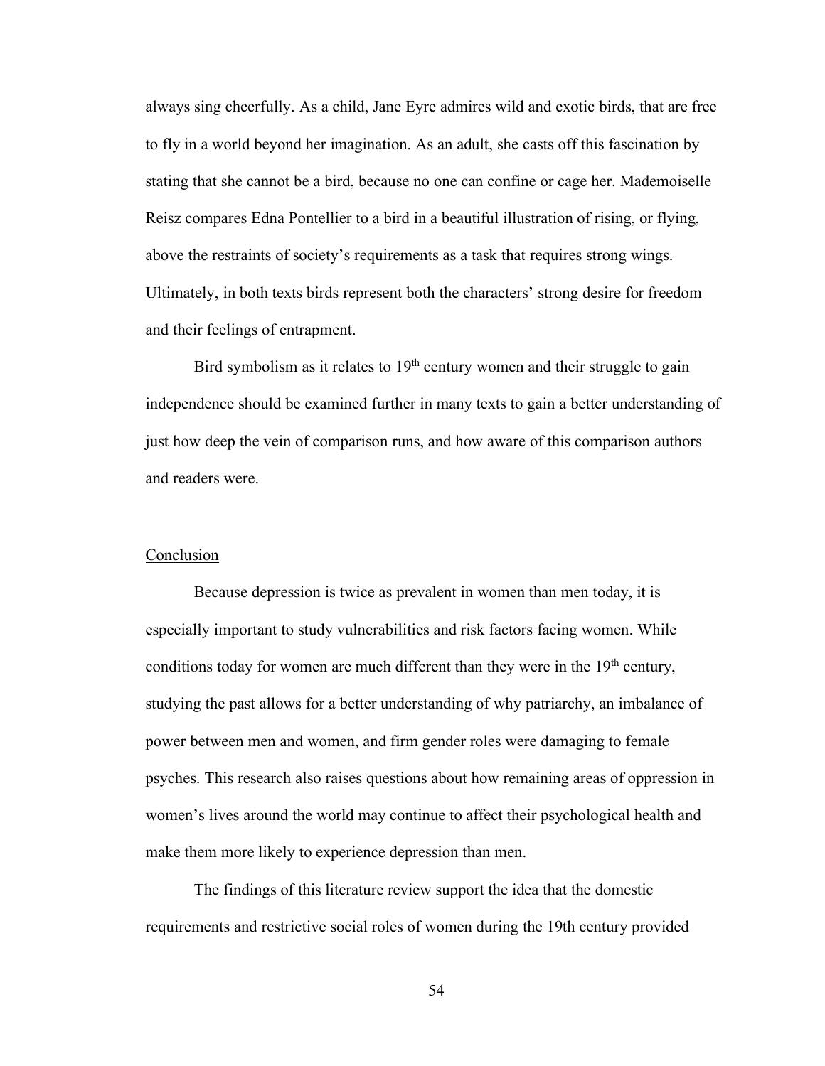always sing cheerfully. As a child, Jane Eyre admires wild and exotic birds, that are free to fly in a world beyond her imagination. As an adult, she casts off this fascination by stating that she cannot be a bird, because no one can confine or cage her. Mademoiselle Reisz compares Edna Pontellier to a bird in a beautiful illustration of rising, or flying, above the restraints of society's requirements as a task that requires strong wings. Ultimately, in both texts birds represent both the characters' strong desire for freedom and their feelings of entrapment.

Bird symbolism as it relates to 19th century women and their struggle to gain independence should be examined further in many texts to gain a better understanding of just how deep the vein of comparison runs, and how aware of this comparison authors and readers were.

## Conclusion

Because depression is twice as prevalent in women than men today, it is especially important to study vulnerabilities and risk factors facing women. While conditions today for women are much different than they were in the 19th century, studying the past allows for a better understanding of why patriarchy, an imbalance of power between men and women, and firm gender roles were damaging to female psyches. This research also raises questions about how remaining areas of oppression in women's lives around the world may continue to affect their psychological health and make them more likely to experience depression than men.

The findings of this literature review support the idea that the domestic requirements and restrictive social roles of women during the 19th century provided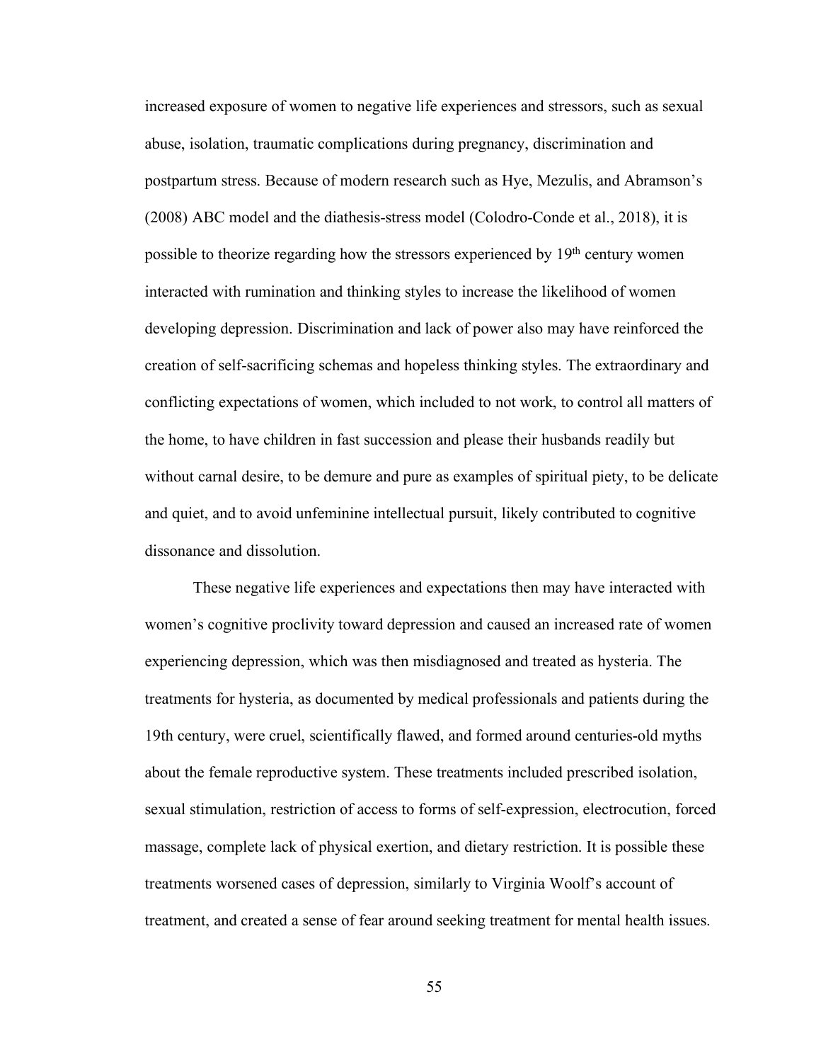increased exposure of women to negative life experiences and stressors, such as sexual abuse, isolation, traumatic complications during pregnancy, discrimination and postpartum stress. Because of modern research such as Hye, Mezulis, and Abramson's (2008) ABC model and the diathesis-stress model (Colodro-Conde et al., 2018), it is possible to theorize regarding how the stressors experienced by 19th century women interacted with rumination and thinking styles to increase the likelihood of women developing depression. Discrimination and lack of power also may have reinforced the creation of self-sacrificing schemas and hopeless thinking styles. The extraordinary and conflicting expectations of women, which included to not work, to control all matters of the home, to have children in fast succession and please their husbands readily but without carnal desire, to be demure and pure as examples of spiritual piety, to be delicate and quiet, and to avoid unfeminine intellectual pursuit, likely contributed to cognitive dissonance and dissolution.

These negative life experiences and expectations then may have interacted with women's cognitive proclivity toward depression and caused an increased rate of women experiencing depression, which was then misdiagnosed and treated as hysteria. The treatments for hysteria, as documented by medical professionals and patients during the 19th century, were cruel, scientifically flawed, and formed around centuries-old myths about the female reproductive system. These treatments included prescribed isolation, sexual stimulation, restriction of access to forms of self-expression, electrocution, forced massage, complete lack of physical exertion, and dietary restriction. It is possible these treatments worsened cases of depression, similarly to Virginia Woolf's account of treatment, and created a sense of fear around seeking treatment for mental health issues.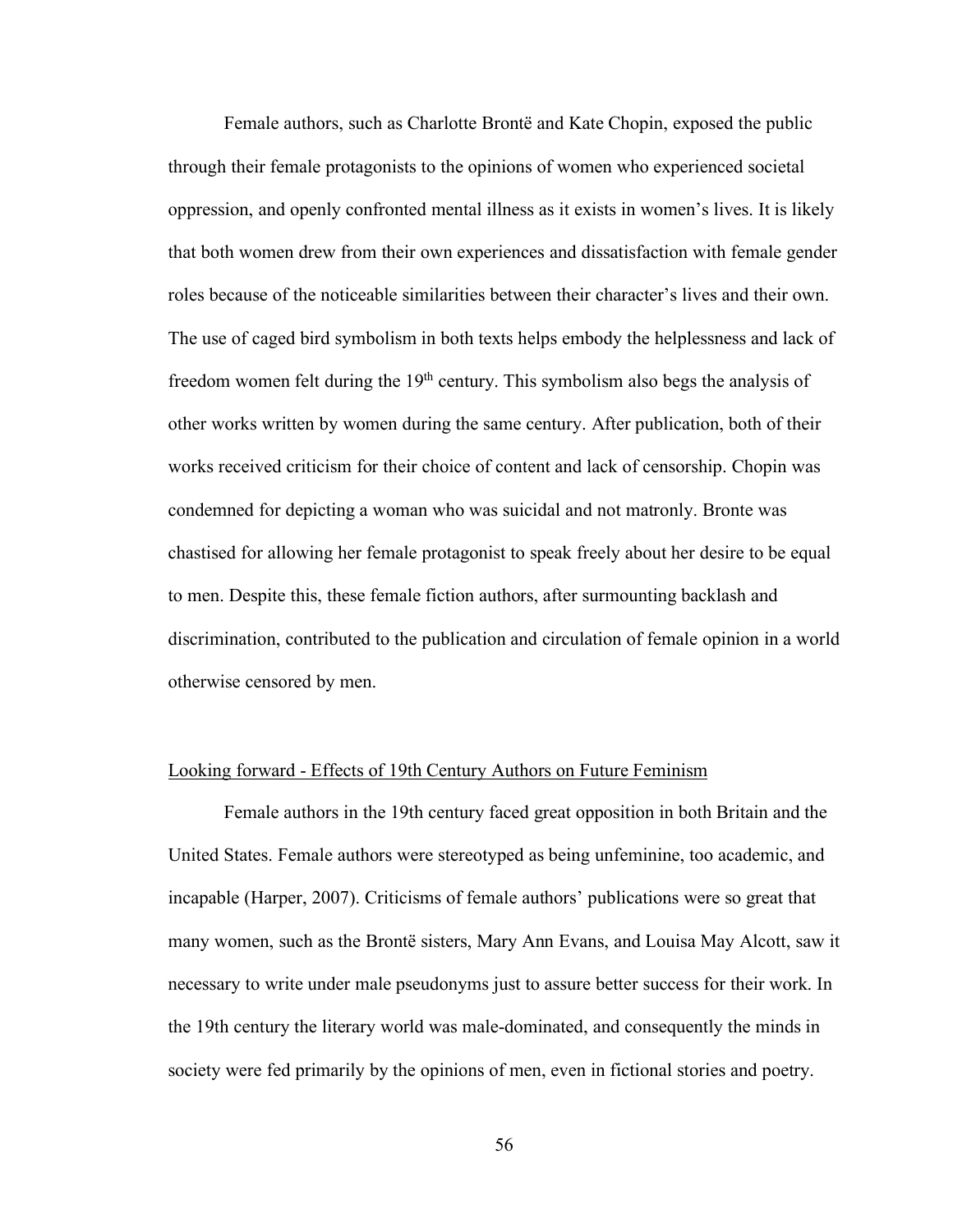Female authors, such as Charlotte Brontë and Kate Chopin, exposed the public through their female protagonists to the opinions of women who experienced societal oppression, and openly confronted mental illness as it exists in women's lives. It is likely that both women drew from their own experiences and dissatisfaction with female gender roles because of the noticeable similarities between their character's lives and their own. The use of caged bird symbolism in both texts helps embody the helplessness and lack of freedom women felt during the 19th century. This symbolism also begs the analysis of other works written by women during the same century. After publication, both of their works received criticism for their choice of content and lack of censorship. Chopin was condemned for depicting a woman who was suicidal and not matronly. Bronte was chastised for allowing her female protagonist to speak freely about her desire to be equal to men. Despite this, these female fiction authors, after surmounting backlash and discrimination, contributed to the publication and circulation of female opinion in a world otherwise censored by men.

## Looking forward - Effects of 19th Century Authors on Future Feminism

Female authors in the 19th century faced great opposition in both Britain and the United States. Female authors were stereotyped as being unfeminine, too academic, and incapable (Harper, 2007). Criticisms of female authors' publications were so great that many women, such as the Brontë sisters, Mary Ann Evans, and Louisa May Alcott, saw it necessary to write under male pseudonyms just to assure better success for their work. In the 19th century the literary world was male-dominated, and consequently the minds in society were fed primarily by the opinions of men, even in fictional stories and poetry.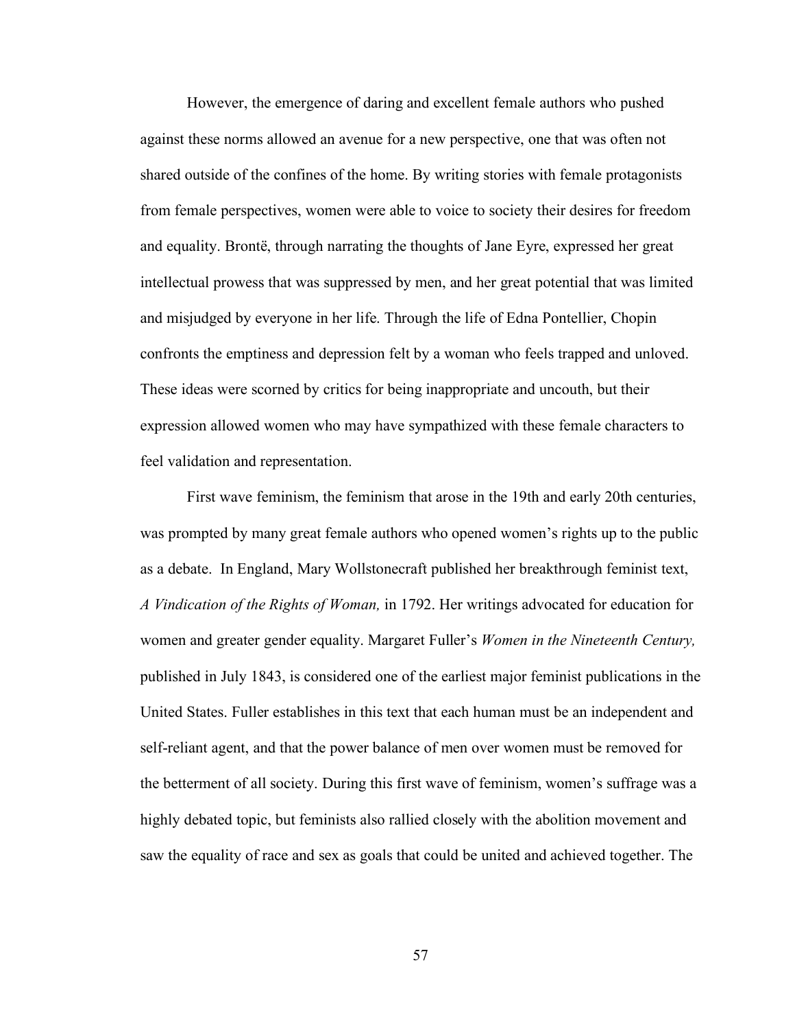However, the emergence of daring and excellent female authors who pushed against these norms allowed an avenue for a new perspective, one that was often not shared outside of the confines of the home. By writing stories with female protagonists from female perspectives, women were able to voice to society their desires for freedom and equality. Brontë, through narrating the thoughts of Jane Eyre, expressed her great intellectual prowess that was suppressed by men, and her great potential that was limited and misjudged by everyone in her life. Through the life of Edna Pontellier, Chopin confronts the emptiness and depression felt by a woman who feels trapped and unloved. These ideas were scorned by critics for being inappropriate and uncouth, but their expression allowed women who may have sympathized with these female characters to feel validation and representation.

First wave feminism, the feminism that arose in the 19th and early 20th centuries, was prompted by many great female authors who opened women's rights up to the public as a debate. In England, Mary Wollstonecraft published her breakthrough feminist text, *A Vindication of the Rights of Woman,* in 1792. Her writings advocated for education for women and greater gender equality. Margaret Fuller's *Women in the Nineteenth Century,* published in July 1843, is considered one of the earliest major feminist publications in the United States. Fuller establishes in this text that each human must be an independent and self-reliant agent, and that the power balance of men over women must be removed for the betterment of all society. During this first wave of feminism, women's suffrage was a highly debated topic, but feminists also rallied closely with the abolition movement and saw the equality of race and sex as goals that could be united and achieved together. The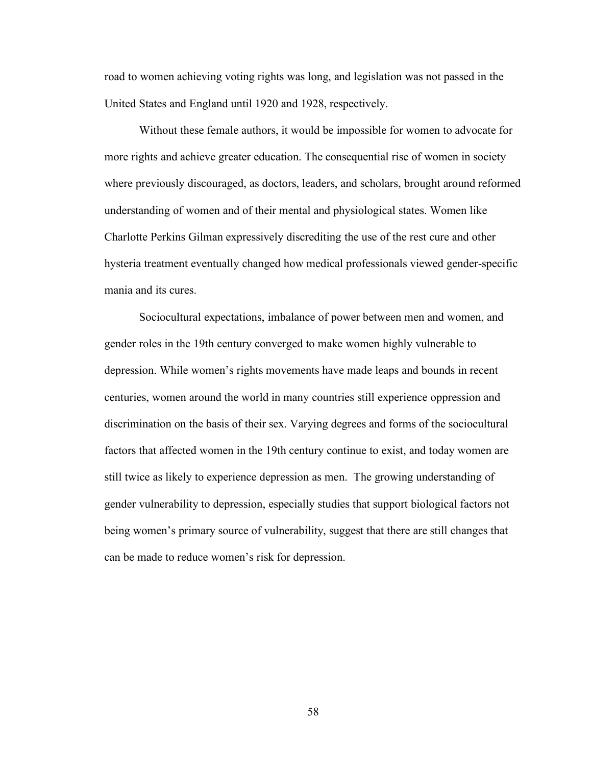road to women achieving voting rights was long, and legislation was not passed in the United States and England until 1920 and 1928, respectively.

Without these female authors, it would be impossible for women to advocate for more rights and achieve greater education. The consequential rise of women in society where previously discouraged, as doctors, leaders, and scholars, brought around reformed understanding of women and of their mental and physiological states. Women like Charlotte Perkins Gilman expressively discrediting the use of the rest cure and other hysteria treatment eventually changed how medical professionals viewed gender-specific mania and its cures.

Sociocultural expectations, imbalance of power between men and women, and gender roles in the 19th century converged to make women highly vulnerable to depression. While women's rights movements have made leaps and bounds in recent centuries, women around the world in many countries still experience oppression and discrimination on the basis of their sex. Varying degrees and forms of the sociocultural factors that affected women in the 19th century continue to exist, and today women are still twice as likely to experience depression as men. The growing understanding of gender vulnerability to depression, especially studies that support biological factors not being women's primary source of vulnerability, suggest that there are still changes that can be made to reduce women's risk for depression.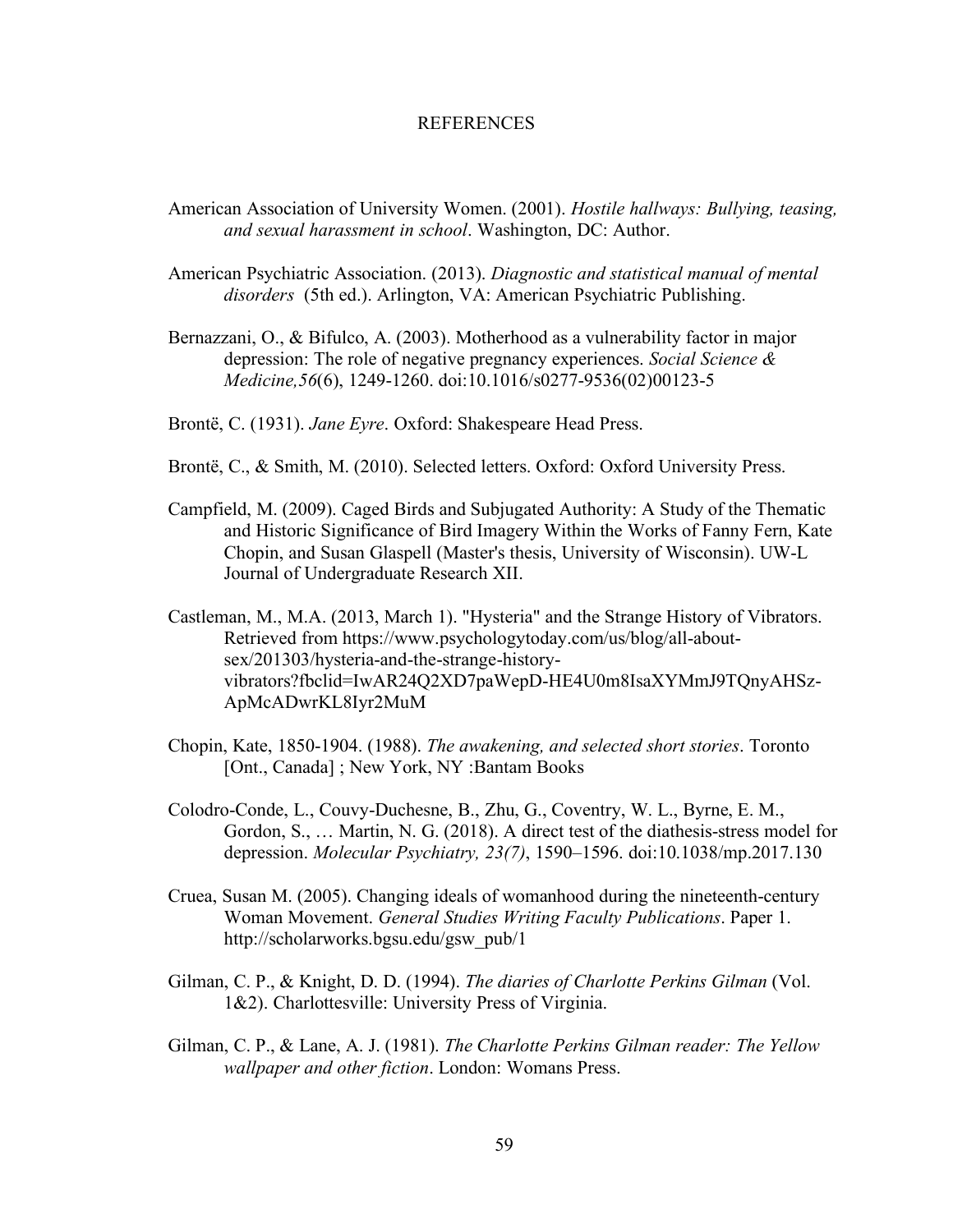# REFERENCES

American Association of University Women. (2001). *Hostile hallways: Bullying, teasing, and sexual harassment in school*. Washington, DC: Author.

American Psychiatric Association. (2013). *Diagnostic and statistical manual of mental disorders* (5th ed.). Arlington, VA: American Psychiatric Publishing.

Bernazzani, O., & Bifulco, A. (2003). Motherhood as a vulnerability factor in major depression: The role of negative pregnancy experiences. *Social Science & Medicine,56*(6), 1249-1260. doi:10.1016/s0277-9536(02)00123-5

Brontë, C. (1931). *Jane Eyre*. Oxford: Shakespeare Head Press.

Brontë, C., & Smith, M. (2010). Selected letters. Oxford: Oxford University Press.

Campfield, M. (2009). Caged Birds and Subjugated Authority: A Study of the Thematic and Historic Significance of Bird Imagery Within the Works of Fanny Fern, Kate Chopin, and Susan Glaspell (Master's thesis, University of Wisconsin). UW-L Journal of Undergraduate Research XII.

Castleman, M., M.A. (2013, March 1). "Hysteria" and the Strange History of Vibrators. Retrieved from https://www.psychologytoday.com/us/blog/all-about-sex/201303/hysteria-and-the-strange-history-vibrators?fbclid=IwAR24Q2XD7paWepD-HE4U0m8IsaXYMmJ9TQnyAHSz-ApMcADwrKL8Iyr2MuM

Chopin, Kate, 1850-1904. (1988). *The awakening, and selected short stories*. Toronto [Ont., Canada] ; New York, NY :Bantam Books

Colodro-Conde, L., Couvy-Duchesne, B., Zhu, G., Coventry, W. L., Byrne, E. M., Gordon, S., … Martin, N. G. (2018). A direct test of the diathesis-stress model for depression. *Molecular Psychiatry, 23(7)*, 1590–1596. doi:10.1038/mp.2017.130

Cruea, Susan M. (2005). Changing ideals of womanhood during the nineteenth-century Woman Movement. *General Studies Writing Faculty Publications*. Paper 1. http://scholarworks.bgsu.edu/gsw_pub/1

Gilman, C. P., & Knight, D. D. (1994). *The diaries of Charlotte Perkins Gilman* (Vol. 1&2). Charlottesville: University Press of Virginia.

Gilman, C. P., & Lane, A. J. (1981). *The Charlotte Perkins Gilman reader: The Yellow wallpaper and other fiction*. London: Womans Press.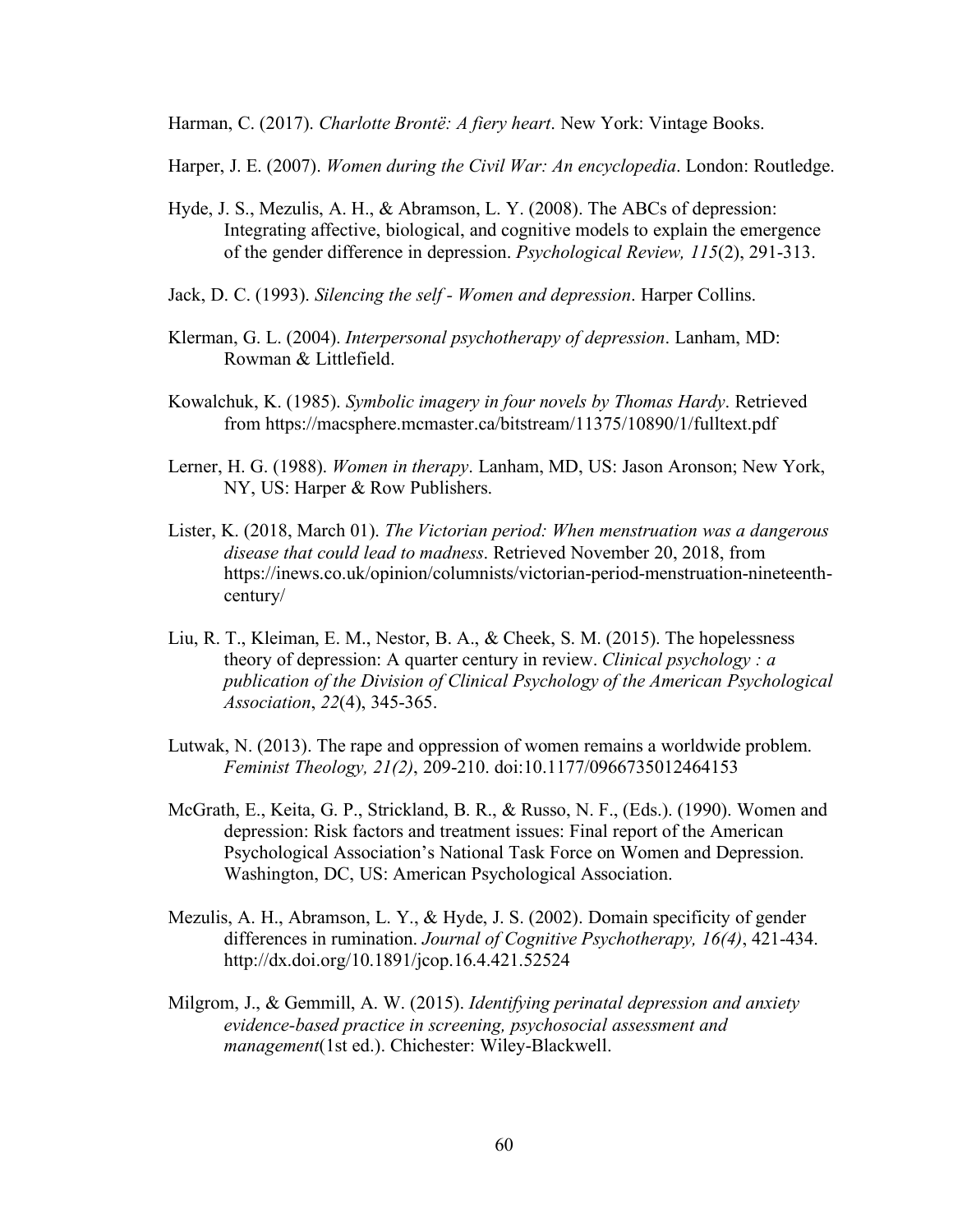Harman, C. (2017). *Charlotte Brontë: A fiery heart*. New York: Vintage Books.

Harper, J. E. (2007). *Women during the Civil War: An encyclopedia*. London: Routledge.

Hyde, J. S., Mezulis, A. H., & Abramson, L. Y. (2008). The ABCs of depression: Integrating affective, biological, and cognitive models to explain the emergence of the gender difference in depression. *Psychological Review, 115*(2), 291-313.

Jack, D. C. (1993). *Silencing the self - Women and depression*. Harper Collins.

Klerman, G. L. (2004). *Interpersonal psychotherapy of depression*. Lanham, MD: Rowman & Littlefield.

Kowalchuk, K. (1985). *Symbolic imagery in four novels by Thomas Hardy*. Retrieved from https://macsphere.mcmaster.ca/bitstream/11375/10890/1/fulltext.pdf

Lerner, H. G. (1988). *Women in therapy*. Lanham, MD, US: Jason Aronson; New York, NY, US: Harper & Row Publishers.

Lister, K. (2018, March 01). *The Victorian period: When menstruation was a dangerous disease that could lead to madness*. Retrieved November 20, 2018, from https://inews.co.uk/opinion/columnists/victorian-period-menstruation-nineteenth-century/

Liu, R. T., Kleiman, E. M., Nestor, B. A., & Cheek, S. M. (2015). The hopelessness theory of depression: A quarter century in review. *Clinical psychology : a publication of the Division of Clinical Psychology of the American Psychological Association*, *22*(4), 345-365.

Lutwak, N. (2013). The rape and oppression of women remains a worldwide problem. *Feminist Theology, 21(2)*, 209-210. doi:10.1177/0966735012464153

McGrath, E., Keita, G. P., Strickland, B. R., & Russo, N. F., (Eds.). (1990). Women and depression: Risk factors and treatment issues: Final report of the American Psychological Association's National Task Force on Women and Depression. Washington, DC, US: American Psychological Association.

Mezulis, A. H., Abramson, L. Y., & Hyde, J. S. (2002). Domain specificity of gender differences in rumination. *Journal of Cognitive Psychotherapy, 16(4)*, 421-434. http://dx.doi.org/10.1891/jcop.16.4.421.52524

Milgrom, J., & Gemmill, A. W. (2015). *Identifying perinatal depression and anxiety evidence-based practice in screening, psychosocial assessment and management*(1st ed.). Chichester: Wiley-Blackwell.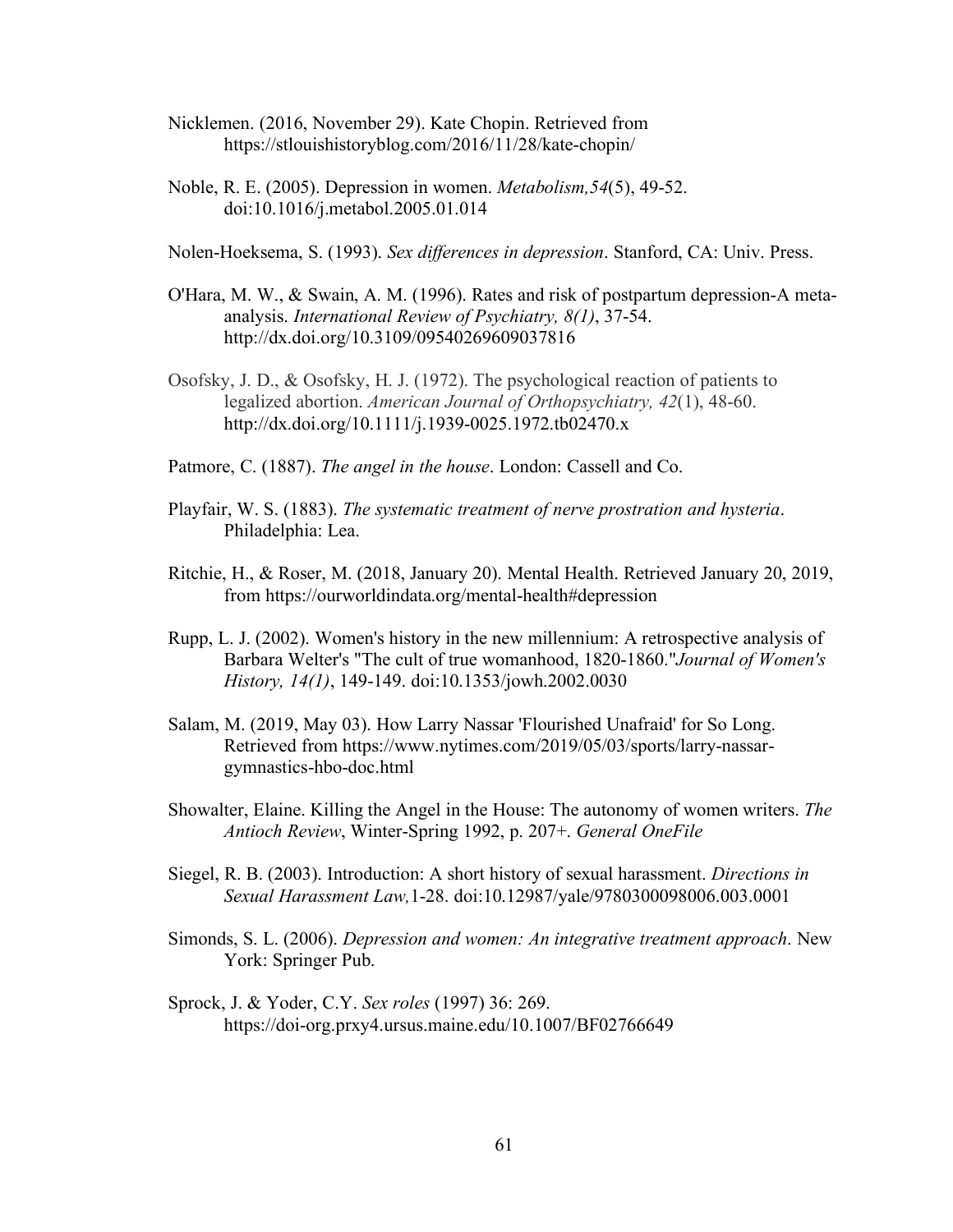Nicklemen. (2016, November 29). Kate Chopin. Retrieved from https://stlouishistoryblog.com/2016/11/28/kate-chopin/

Noble, R. E. (2005). Depression in women. *Metabolism,54*(5), 49-52. doi:10.1016/j.metabol.2005.01.014

Nolen-Hoeksema, S. (1993). *Sex differences in depression*. Stanford, CA: Univ. Press.

O'Hara, M. W., & Swain, A. M. (1996). Rates and risk of postpartum depression-A meta-analysis. *International Review of Psychiatry, 8(1)*, 37-54. http://dx.doi.org/10.3109/09540269609037816

Osofsky, J. D., & Osofsky, H. J. (1972). The psychological reaction of patients to legalized abortion. *American Journal of Orthopsychiatry, 42*(1), 48-60. http://dx.doi.org/10.1111/j.1939-0025.1972.tb02470.x

Patmore, C. (1887). *The angel in the house*. London: Cassell and Co.

Playfair, W. S. (1883). *The systematic treatment of nerve prostration and hysteria*. Philadelphia: Lea.

Ritchie, H., & Roser, M. (2018, January 20). Mental Health. Retrieved January 20, 2019, from https://ourworldindata.org/mental-health#depression

Rupp, L. J. (2002). Women's history in the new millennium: A retrospective analysis of Barbara Welter's "The cult of true womanhood, 1820-1860."*Journal of Women's History, 14(1)*, 149-149. doi:10.1353/jowh.2002.0030

Salam, M. (2019, May 03). How Larry Nassar 'Flourished Unafraid' for So Long. Retrieved from https://www.nytimes.com/2019/05/03/sports/larry-nassar-gymnastics-hbo-doc.html

Showalter, Elaine. Killing the Angel in the House: The autonomy of women writers. *The Antioch Review*, Winter-Spring 1992, p. 207+. *General OneFile*

Siegel, R. B. (2003). Introduction: A short history of sexual harassment. *Directions in Sexual Harassment Law,*1-28. doi:10.12987/yale/9780300098006.003.0001

Simonds, S. L. (2006). *Depression and women: An integrative treatment approach*. New York: Springer Pub.

Sprock, J. & Yoder, C.Y. *Sex roles* (1997) 36: 269. https://doi-org.prxy4.ursus.maine.edu/10.1007/BF02766649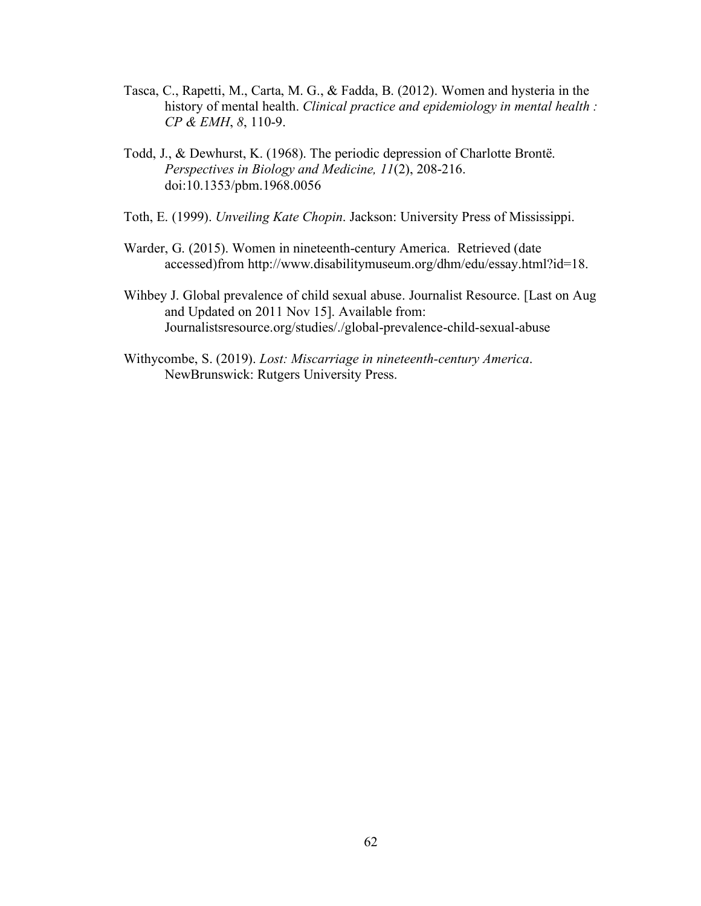Tasca, C., Rapetti, M., Carta, M. G., & Fadda, B. (2012). Women and hysteria in the history of mental health. *Clinical practice and epidemiology in mental health : CP & EMH*, *8*, 110-9.

Todd, J., & Dewhurst, K. (1968). The periodic depression of Charlotte Brontë. *Perspectives in Biology and Medicine, 11*(2), 208-216. doi:10.1353/pbm.1968.0056

Toth, E. (1999). *Unveiling Kate Chopin*. Jackson: University Press of Mississippi.

Warder, G. (2015). Women in nineteenth-century America. Retrieved (date accessed)from http://www.disabilitymuseum.org/dhm/edu/essay.html?id=18.

Wihbey J. Global prevalence of child sexual abuse. Journalist Resource. [Last on Aug and Updated on 2011 Nov 15]. Available from: Journalistsresource.org/studies/./global-prevalence-child-sexual-abuse

Withycombe, S. (2019). *Lost: Miscarriage in nineteenth-century America*. NewBrunswick: Rutgers University Press.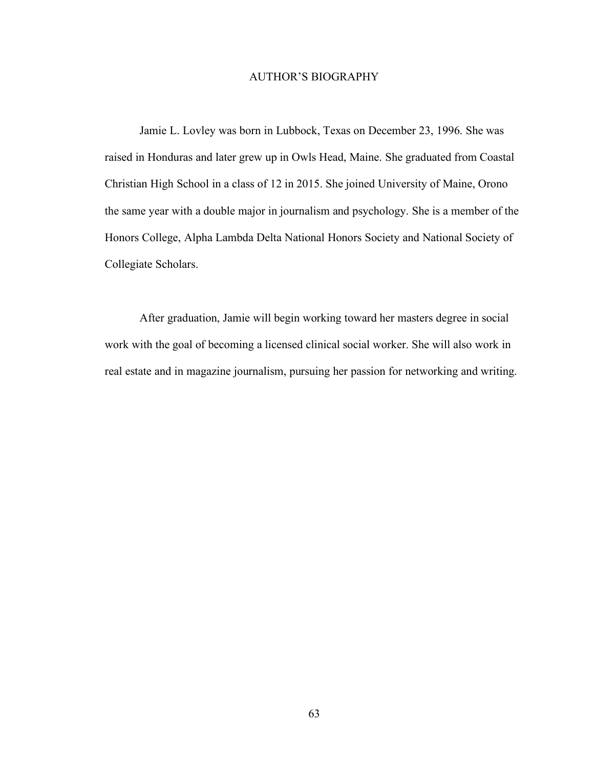# AUTHOR'S BIOGRAPHY

Jamie L. Lovley was born in Lubbock, Texas on December 23, 1996. She was raised in Honduras and later grew up in Owls Head, Maine. She graduated from Coastal Christian High School in a class of 12 in 2015. She joined University of Maine, Orono the same year with a double major in journalism and psychology. She is a member of the Honors College, Alpha Lambda Delta National Honors Society and National Society of Collegiate Scholars.

After graduation, Jamie will begin working toward her masters degree in social work with the goal of becoming a licensed clinical social worker. She will also work in real estate and in magazine journalism, pursuing her passion for networking and writing.